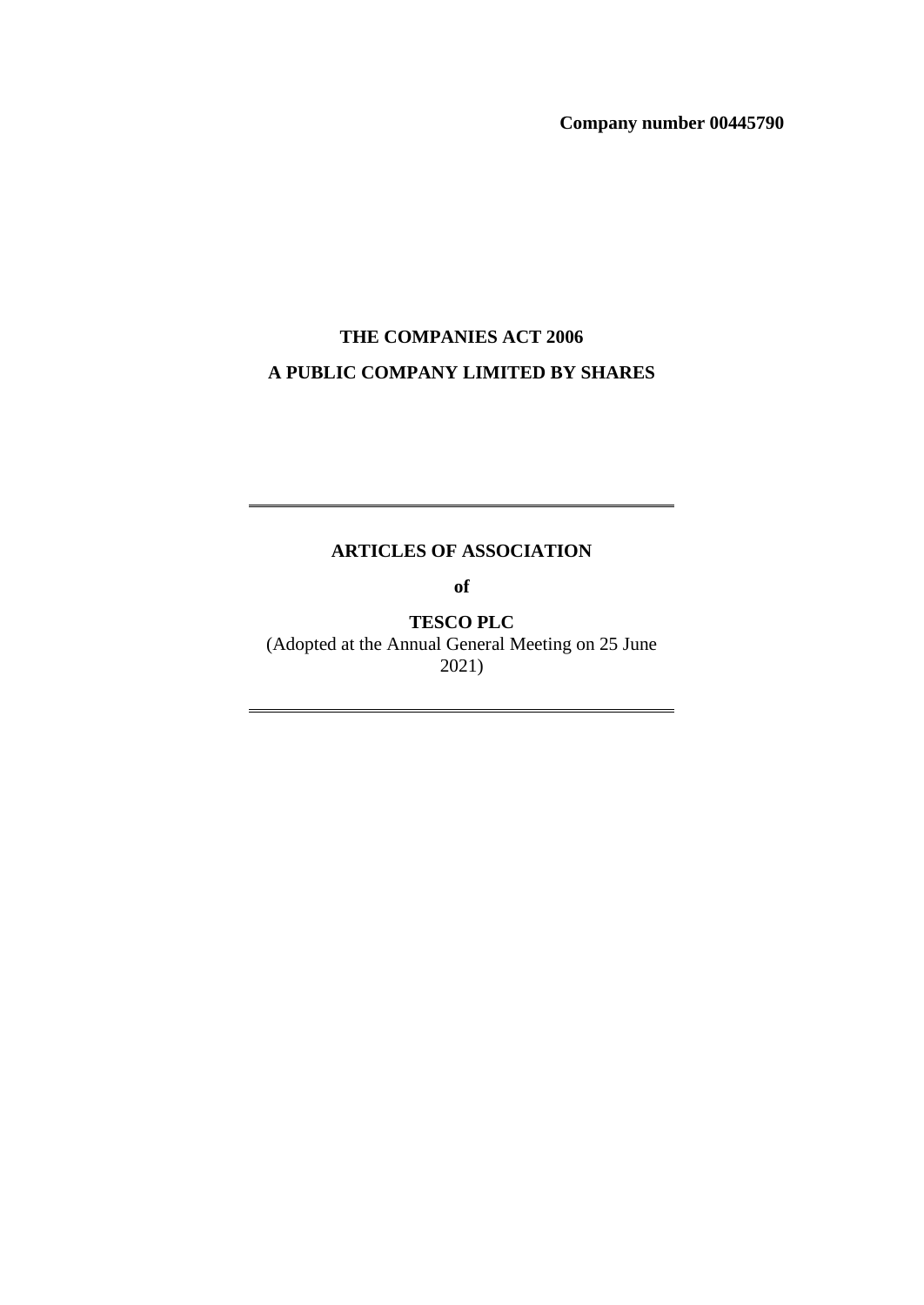**Company number 00445790**

**THE COMPANIES ACT 2006**

**A PUBLIC COMPANY LIMITED BY SHARES**

---

# ARTICLES OF ASSOCIATION

**of**

**TESCO PLC**

(Adopted at the Annual General Meeting on 25 June 2021)

---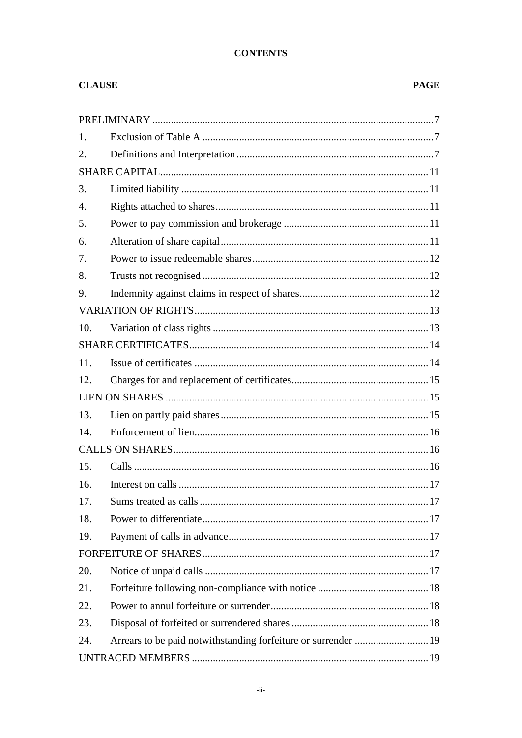**CONTENTS**

| CLAUSE | | PAGE |
|---|---|---|
| PRELIMINARY | | 7 |
| 1. | Exclusion of Table A | 7 |
| 2. | Definitions and Interpretation | 7 |
| SHARE CAPITAL | | 11 |
| 3. | Limited liability | 11 |
| 4. | Rights attached to shares | 11 |
| 5. | Power to pay commission and brokerage | 11 |
| 6. | Alteration of share capital | 11 |
| 7. | Power to issue redeemable shares | 12 |
| 8. | Trusts not recognised | 12 |
| 9. | Indemnity against claims in respect of shares | 12 |
| VARIATION OF RIGHTS | | 13 |
| 10. | Variation of class rights | 13 |
| SHARE CERTIFICATES | | 14 |
| 11. | Issue of certificates | 14 |
| 12. | Charges for and replacement of certificates | 15 |
| LIEN ON SHARES | | 15 |
| 13. | Lien on partly paid shares | 15 |
| 14. | Enforcement of lien | 16 |
| CALLS ON SHARES | | 16 |
| 15. | Calls | 16 |
| 16. | Interest on calls | 17 |
| 17. | Sums treated as calls | 17 |
| 18. | Power to differentiate | 17 |
| 19. | Payment of calls in advance | 17 |
| FORFEITURE OF SHARES | | 17 |
| 20. | Notice of unpaid calls | 17 |
| 21. | Forfeiture following non-compliance with notice | 18 |
| 22. | Power to annul forfeiture or surrender | 18 |
| 23. | Disposal of forfeited or surrendered shares | 18 |
| 24. | Arrears to be paid notwithstanding forfeiture or surrender | 19 |
| UNTRACED MEMBERS | | 19 |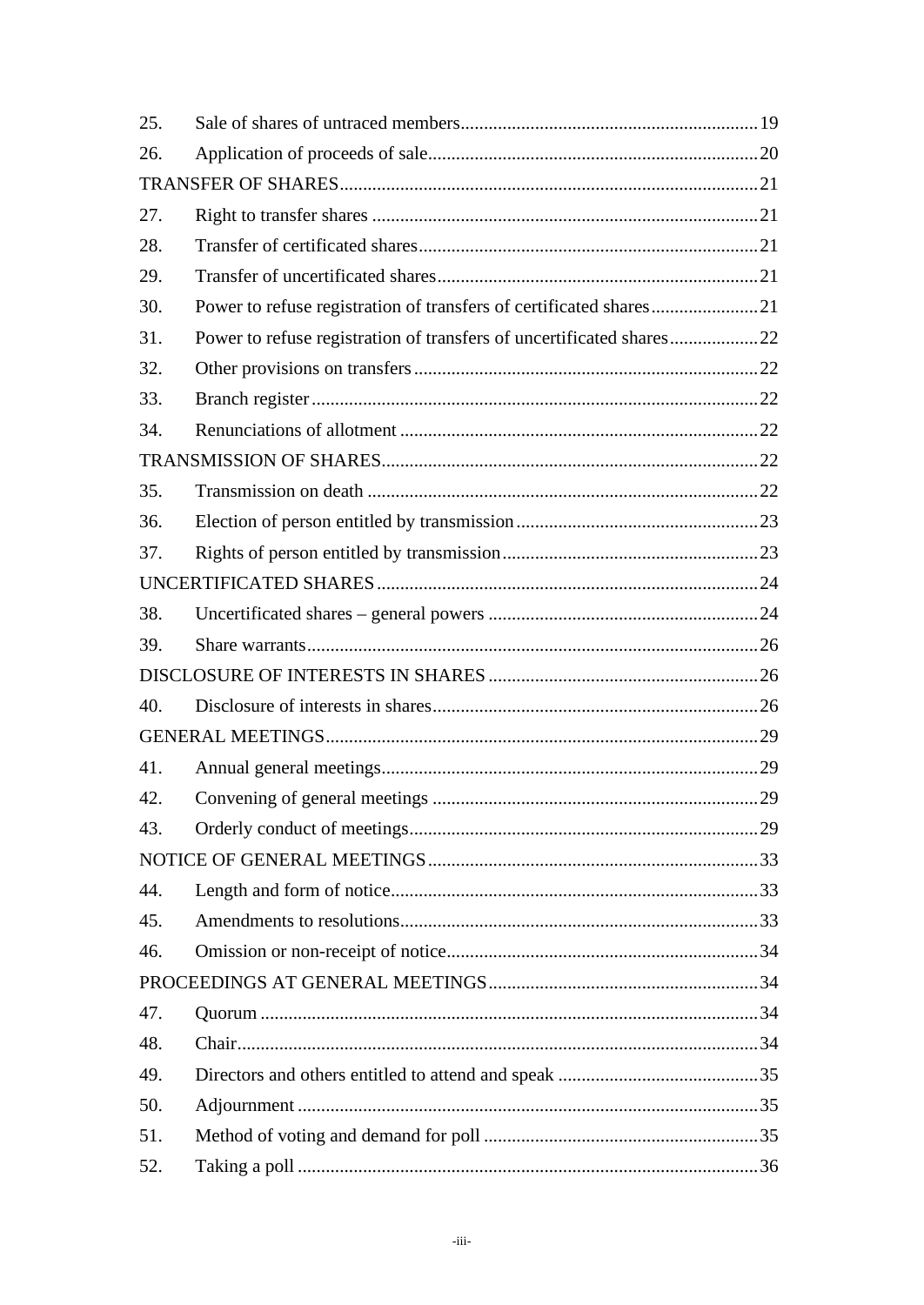| | | |
|---|---|---|
| 25. | Sale of shares of untraced members | 19 |
| 26. | Application of proceeds of sale | 20 |
| TRANSFER OF SHARES | | 21 |
| 27. | Right to transfer shares | 21 |
| 28. | Transfer of certificated shares | 21 |
| 29. | Transfer of uncertificated shares | 21 |
| 30. | Power to refuse registration of transfers of certificated shares | 21 |
| 31. | Power to refuse registration of transfers of uncertificated shares | 22 |
| 32. | Other provisions on transfers | 22 |
| 33. | Branch register | 22 |
| 34. | Renunciations of allotment | 22 |
| TRANSMISSION OF SHARES | | 22 |
| 35. | Transmission on death | 22 |
| 36. | Election of person entitled by transmission | 23 |
| 37. | Rights of person entitled by transmission | 23 |
| UNCERTIFICATED SHARES | | 24 |
| 38. | Uncertificated shares – general powers | 24 |
| 39. | Share warrants | 26 |
| DISCLOSURE OF INTERESTS IN SHARES | | 26 |
| 40. | Disclosure of interests in shares | 26 |
| GENERAL MEETINGS | | 29 |
| 41. | Annual general meetings | 29 |
| 42. | Convening of general meetings | 29 |
| 43. | Orderly conduct of meetings | 29 |
| NOTICE OF GENERAL MEETINGS | | 33 |
| 44. | Length and form of notice | 33 |
| 45. | Amendments to resolutions | 33 |
| 46. | Omission or non-receipt of notice | 34 |
| PROCEEDINGS AT GENERAL MEETINGS | | 34 |
| 47. | Quorum | 34 |
| 48. | Chair | 34 |
| 49. | Directors and others entitled to attend and speak | 35 |
| 50. | Adjournment | 35 |
| 51. | Method of voting and demand for poll | 35 |
| 52. | Taking a poll | 36 |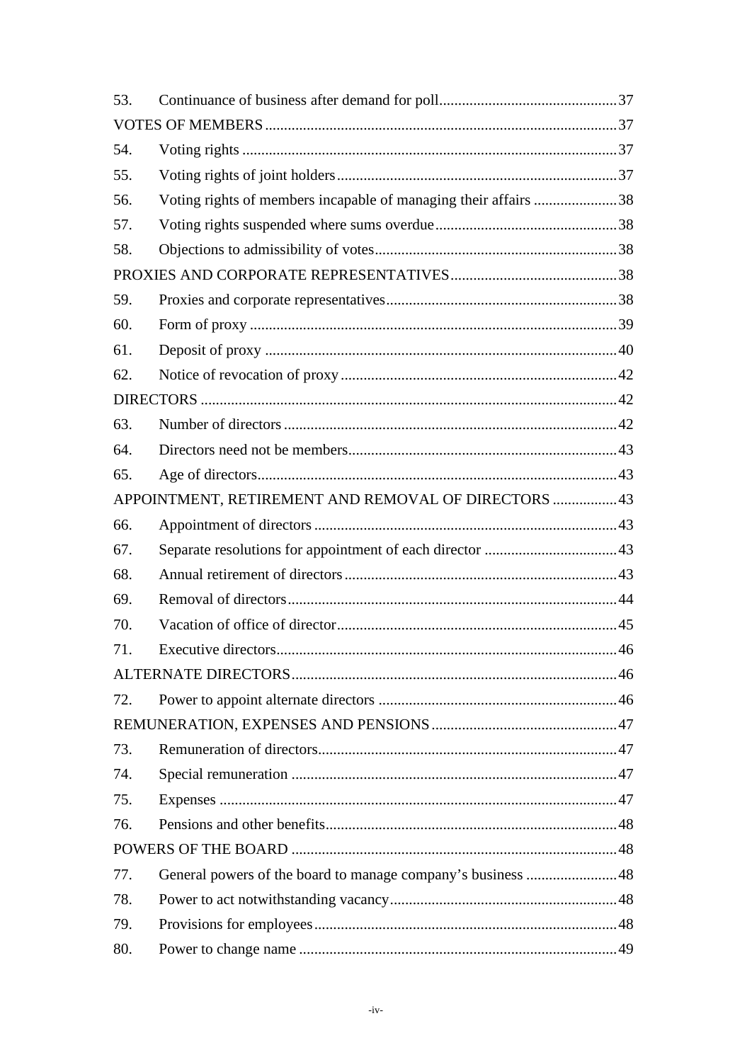| | | |
|---|---|---|
| 53. | Continuance of business after demand for poll | 37 |
| VOTES OF MEMBERS | | 37 |
| 54. | Voting rights | 37 |
| 55. | Voting rights of joint holders | 37 |
| 56. | Voting rights of members incapable of managing their affairs | 38 |
| 57. | Voting rights suspended where sums overdue | 38 |
| 58. | Objections to admissibility of votes | 38 |
| PROXIES AND CORPORATE REPRESENTATIVES | | 38 |
| 59. | Proxies and corporate representatives | 38 |
| 60. | Form of proxy | 39 |
| 61. | Deposit of proxy | 40 |
| 62. | Notice of revocation of proxy | 42 |
| DIRECTORS | | 42 |
| 63. | Number of directors | 42 |
| 64. | Directors need not be members | 43 |
| 65. | Age of directors | 43 |
| APPOINTMENT, RETIREMENT AND REMOVAL OF DIRECTORS | | 43 |
| 66. | Appointment of directors | 43 |
| 67. | Separate resolutions for appointment of each director | 43 |
| 68. | Annual retirement of directors | 43 |
| 69. | Removal of directors | 44 |
| 70. | Vacation of office of director | 45 |
| 71. | Executive directors | 46 |
| ALTERNATE DIRECTORS | | 46 |
| 72. | Power to appoint alternate directors | 46 |
| REMUNERATION, EXPENSES AND PENSIONS | | 47 |
| 73. | Remuneration of directors | 47 |
| 74. | Special remuneration | 47 |
| 75. | Expenses | 47 |
| 76. | Pensions and other benefits | 48 |
| POWERS OF THE BOARD | | 48 |
| 77. | General powers of the board to manage company's business | 48 |
| 78. | Power to act notwithstanding vacancy | 48 |
| 79. | Provisions for employees | 48 |
| 80. | Power to change name | 49 |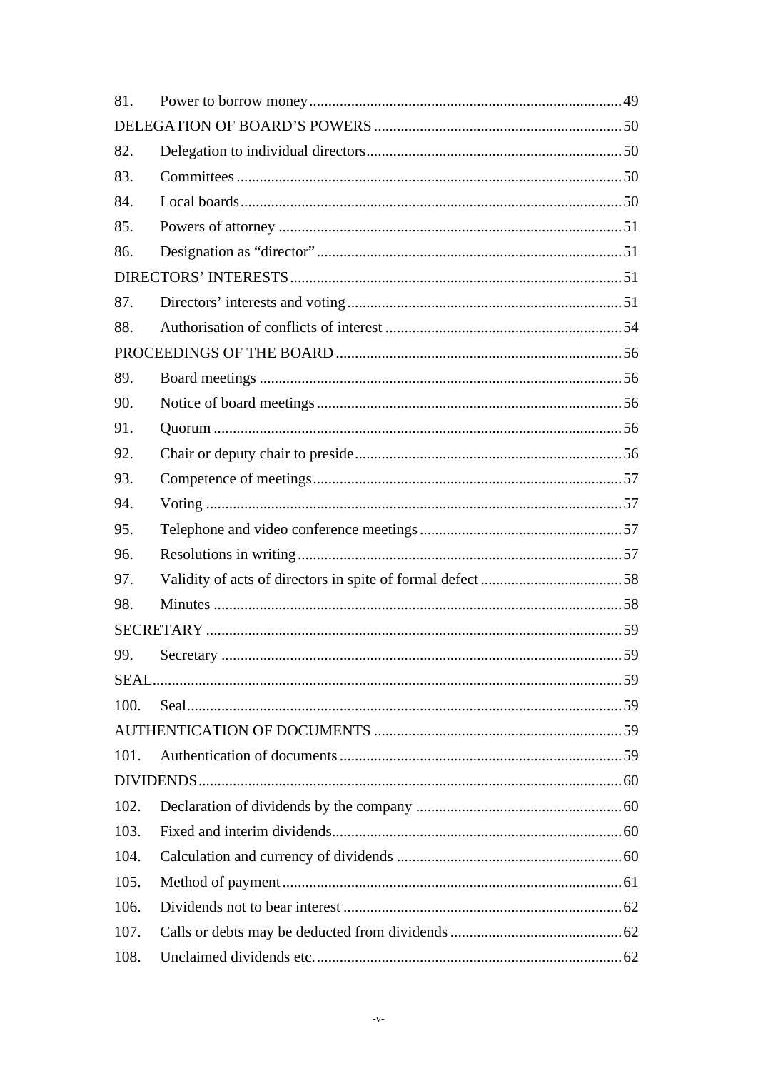81. Power to borrow money ..... 49

DELEGATION OF BOARD'S POWERS ..... 50

82. Delegation to individual directors ..... 50

83. Committees ..... 50

84. Local boards ..... 50

85. Powers of attorney ..... 51

86. Designation as "director" ..... 51

DIRECTORS' INTERESTS ..... 51

87. Directors' interests and voting ..... 51

88. Authorisation of conflicts of interest ..... 54

PROCEEDINGS OF THE BOARD ..... 56

89. Board meetings ..... 56

90. Notice of board meetings ..... 56

91. Quorum ..... 56

92. Chair or deputy chair to preside ..... 56

93. Competence of meetings ..... 57

94. Voting ..... 57

95. Telephone and video conference meetings ..... 57

96. Resolutions in writing ..... 57

97. Validity of acts of directors in spite of formal defect ..... 58

98. Minutes ..... 58

SECRETARY ..... 59

99. Secretary ..... 59

SEAL ..... 59

100. Seal ..... 59

AUTHENTICATION OF DOCUMENTS ..... 59

101. Authentication of documents ..... 59

DIVIDENDS ..... 60

102. Declaration of dividends by the company ..... 60

103. Fixed and interim dividends ..... 60

104. Calculation and currency of dividends ..... 60

105. Method of payment ..... 61

106. Dividends not to bear interest ..... 62

107. Calls or debts may be deducted from dividends ..... 62

108. Unclaimed dividends etc. ..... 62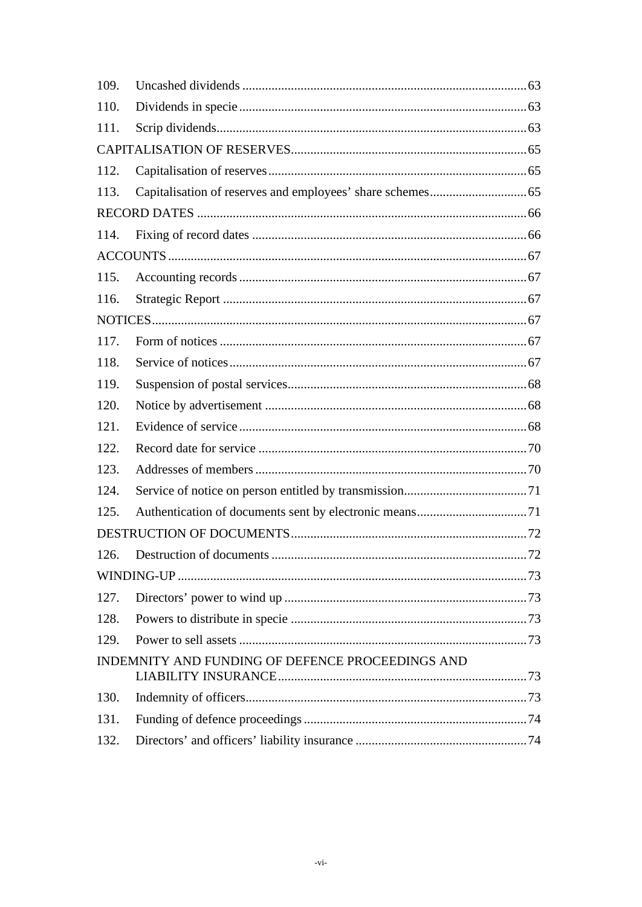| | | |
|---|---|---|
| 109. | Uncashed dividends | 63 |
| 110. | Dividends in specie | 63 |
| 111. | Scrip dividends | 63 |
| CAPITALISATION OF RESERVES | | 65 |
| 112. | Capitalisation of reserves | 65 |
| 113. | Capitalisation of reserves and employees' share schemes | 65 |
| RECORD DATES | | 66 |
| 114. | Fixing of record dates | 66 |
| ACCOUNTS | | 67 |
| 115. | Accounting records | 67 |
| 116. | Strategic Report | 67 |
| NOTICES | | 67 |
| 117. | Form of notices | 67 |
| 118. | Service of notices | 67 |
| 119. | Suspension of postal services | 68 |
| 120. | Notice by advertisement | 68 |
| 121. | Evidence of service | 68 |
| 122. | Record date for service | 70 |
| 123. | Addresses of members | 70 |
| 124. | Service of notice on person entitled by transmission | 71 |
| 125. | Authentication of documents sent by electronic means | 71 |
| DESTRUCTION OF DOCUMENTS | | 72 |
| 126. | Destruction of documents | 72 |
| WINDING-UP | | 73 |
| 127. | Directors' power to wind up | 73 |
| 128. | Powers to distribute in specie | 73 |
| 129. | Power to sell assets | 73 |
| INDEMNITY AND FUNDING OF DEFENCE PROCEEDINGS AND LIABILITY INSURANCE | | 73 |
| 130. | Indemnity of officers | 73 |
| 131. | Funding of defence proceedings | 74 |
| 132. | Directors' and officers' liability insurance | 74 |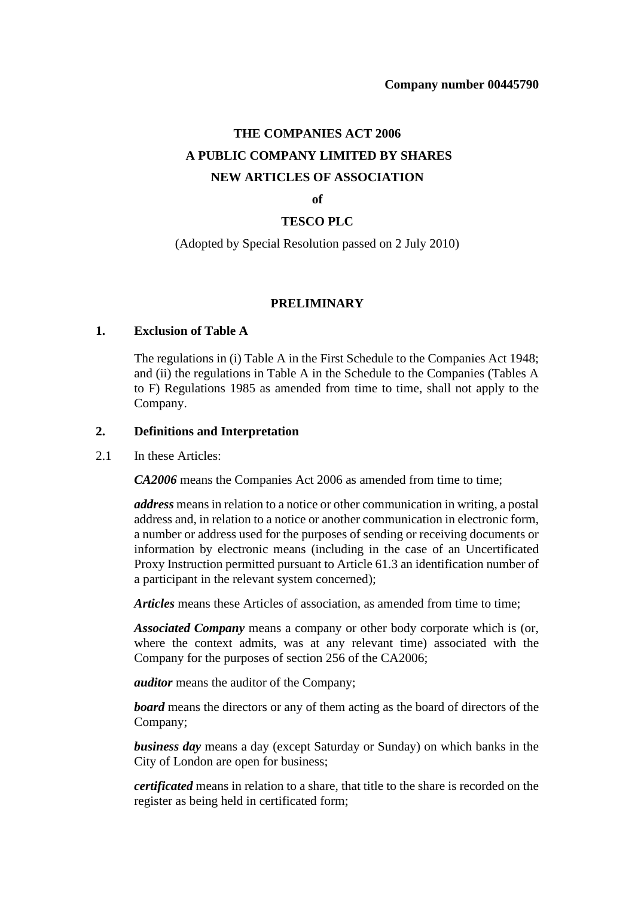**Company number 00445790**

**THE COMPANIES ACT 2006**

**A PUBLIC COMPANY LIMITED BY SHARES**

**NEW ARTICLES OF ASSOCIATION**

**of**

**TESCO PLC**

(Adopted by Special Resolution passed on 2 July 2010)

## PRELIMINARY

### 1. Exclusion of Table A

The regulations in (i) Table A in the First Schedule to the Companies Act 1948; and (ii) the regulations in Table A in the Schedule to the Companies (Tables A to F) Regulations 1985 as amended from time to time, shall not apply to the Company.

### 2. Definitions and Interpretation

2.1 In these Articles:

***CA2006*** means the Companies Act 2006 as amended from time to time;

***address*** means in relation to a notice or other communication in writing, a postal address and, in relation to a notice or another communication in electronic form, a number or address used for the purposes of sending or receiving documents or information by electronic means (including in the case of an Uncertificated Proxy Instruction permitted pursuant to Article 61.3 an identification number of a participant in the relevant system concerned);

***Articles*** means these Articles of association, as amended from time to time;

***Associated Company*** means a company or other body corporate which is (or, where the context admits, was at any relevant time) associated with the Company for the purposes of section 256 of the CA2006;

***auditor*** means the auditor of the Company;

***board*** means the directors or any of them acting as the board of directors of the Company;

***business day*** means a day (except Saturday or Sunday) on which banks in the City of London are open for business;

***certificated*** means in relation to a share, that title to the share is recorded on the register as being held in certificated form;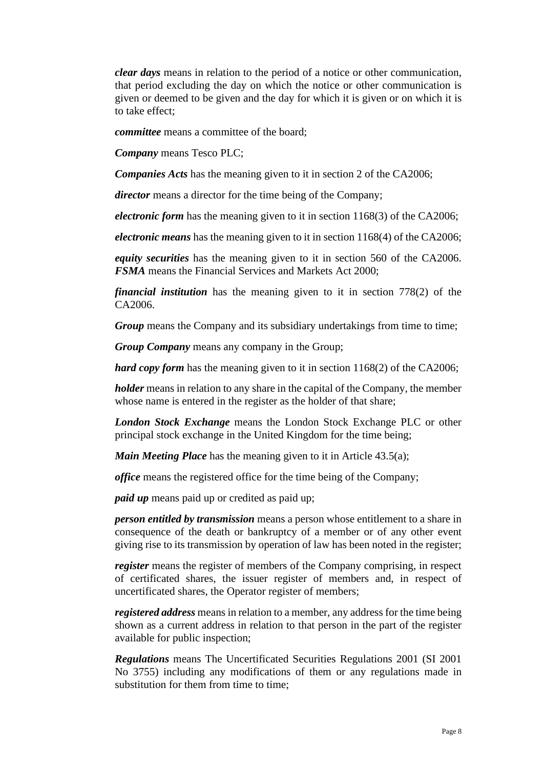***clear days*** means in relation to the period of a notice or other communication, that period excluding the day on which the notice or other communication is given or deemed to be given and the day for which it is given or on which it is to take effect;

***committee*** means a committee of the board;

***Company*** means Tesco PLC;

***Companies Acts*** has the meaning given to it in section 2 of the CA2006;

***director*** means a director for the time being of the Company;

***electronic form*** has the meaning given to it in section 1168(3) of the CA2006;

***electronic means*** has the meaning given to it in section 1168(4) of the CA2006;

***equity securities*** has the meaning given to it in section 560 of the CA2006. ***FSMA*** means the Financial Services and Markets Act 2000;

***financial institution*** has the meaning given to it in section 778(2) of the CA2006.

***Group*** means the Company and its subsidiary undertakings from time to time;

***Group Company*** means any company in the Group;

***hard copy form*** has the meaning given to it in section 1168(2) of the CA2006;

***holder*** means in relation to any share in the capital of the Company, the member whose name is entered in the register as the holder of that share;

***London Stock Exchange*** means the London Stock Exchange PLC or other principal stock exchange in the United Kingdom for the time being;

***Main Meeting Place*** has the meaning given to it in Article 43.5(a);

***office*** means the registered office for the time being of the Company;

***paid up*** means paid up or credited as paid up;

***person entitled by transmission*** means a person whose entitlement to a share in consequence of the death or bankruptcy of a member or of any other event giving rise to its transmission by operation of law has been noted in the register;

***register*** means the register of members of the Company comprising, in respect of certificated shares, the issuer register of members and, in respect of uncertificated shares, the Operator register of members;

***registered address*** means in relation to a member, any address for the time being shown as a current address in relation to that person in the part of the register available for public inspection;

***Regulations*** means The Uncertificated Securities Regulations 2001 (SI 2001 No 3755) including any modifications of them or any regulations made in substitution for them from time to time;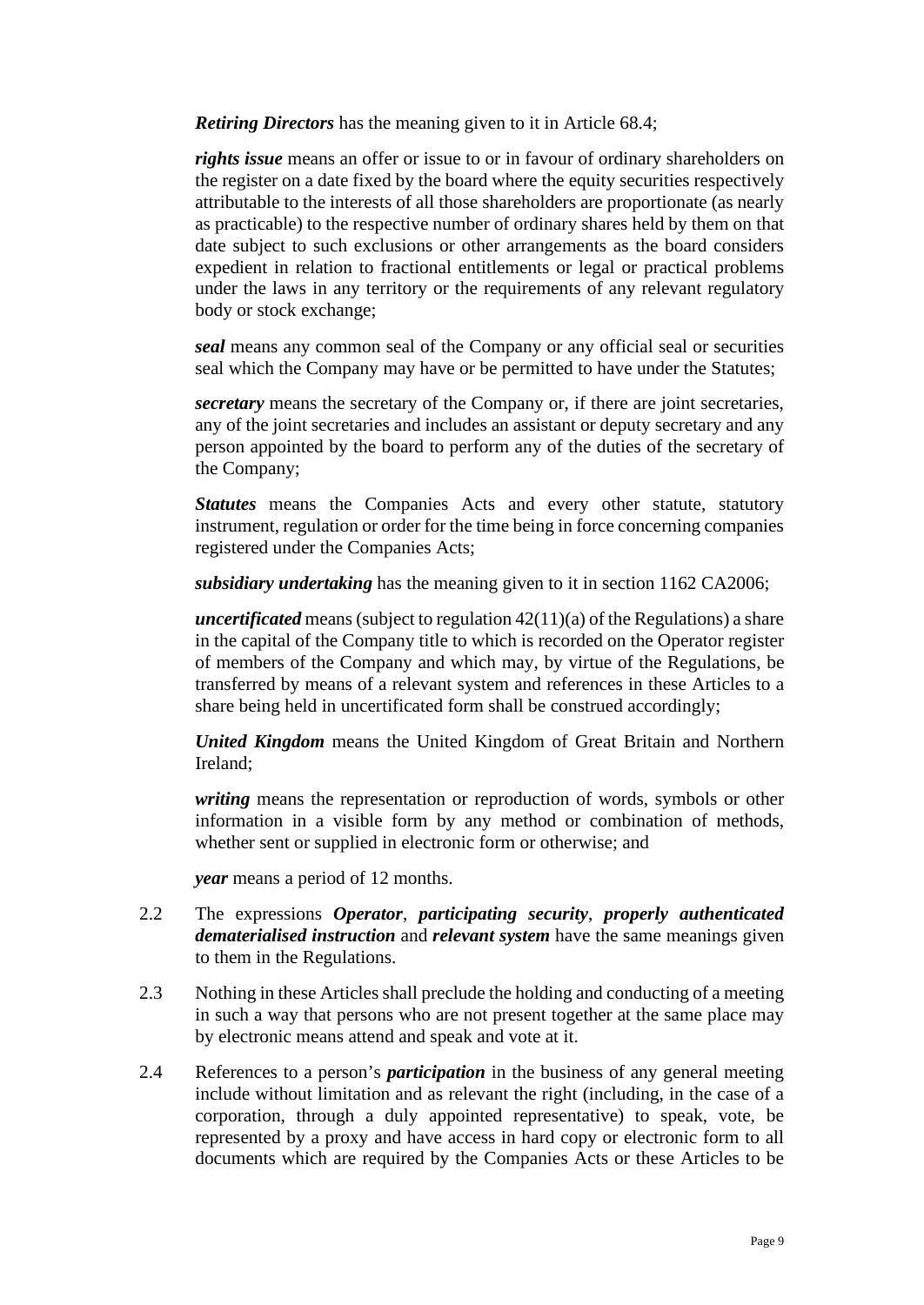***Retiring Directors*** has the meaning given to it in Article 68.4;

***rights issue*** means an offer or issue to or in favour of ordinary shareholders on the register on a date fixed by the board where the equity securities respectively attributable to the interests of all those shareholders are proportionate (as nearly as practicable) to the respective number of ordinary shares held by them on that date subject to such exclusions or other arrangements as the board considers expedient in relation to fractional entitlements or legal or practical problems under the laws in any territory or the requirements of any relevant regulatory body or stock exchange;

***seal*** means any common seal of the Company or any official seal or securities seal which the Company may have or be permitted to have under the Statutes;

***secretary*** means the secretary of the Company or, if there are joint secretaries, any of the joint secretaries and includes an assistant or deputy secretary and any person appointed by the board to perform any of the duties of the secretary of the Company;

***Statutes*** means the Companies Acts and every other statute, statutory instrument, regulation or order for the time being in force concerning companies registered under the Companies Acts;

***subsidiary undertaking*** has the meaning given to it in section 1162 CA2006;

***uncertificated*** means (subject to regulation 42(11)(a) of the Regulations) a share in the capital of the Company title to which is recorded on the Operator register of members of the Company and which may, by virtue of the Regulations, be transferred by means of a relevant system and references in these Articles to a share being held in uncertificated form shall be construed accordingly;

***United Kingdom*** means the United Kingdom of Great Britain and Northern Ireland;

***writing*** means the representation or reproduction of words, symbols or other information in a visible form by any method or combination of methods, whether sent or supplied in electronic form or otherwise; and

***year*** means a period of 12 months.

2.2 The expressions ***Operator***, ***participating security***, ***properly authenticated dematerialised instruction*** and ***relevant system*** have the same meanings given to them in the Regulations.

2.3 Nothing in these Articles shall preclude the holding and conducting of a meeting in such a way that persons who are not present together at the same place may by electronic means attend and speak and vote at it.

2.4 References to a person's ***participation*** in the business of any general meeting include without limitation and as relevant the right (including, in the case of a corporation, through a duly appointed representative) to speak, vote, be represented by a proxy and have access in hard copy or electronic form to all documents which are required by the Companies Acts or these Articles to be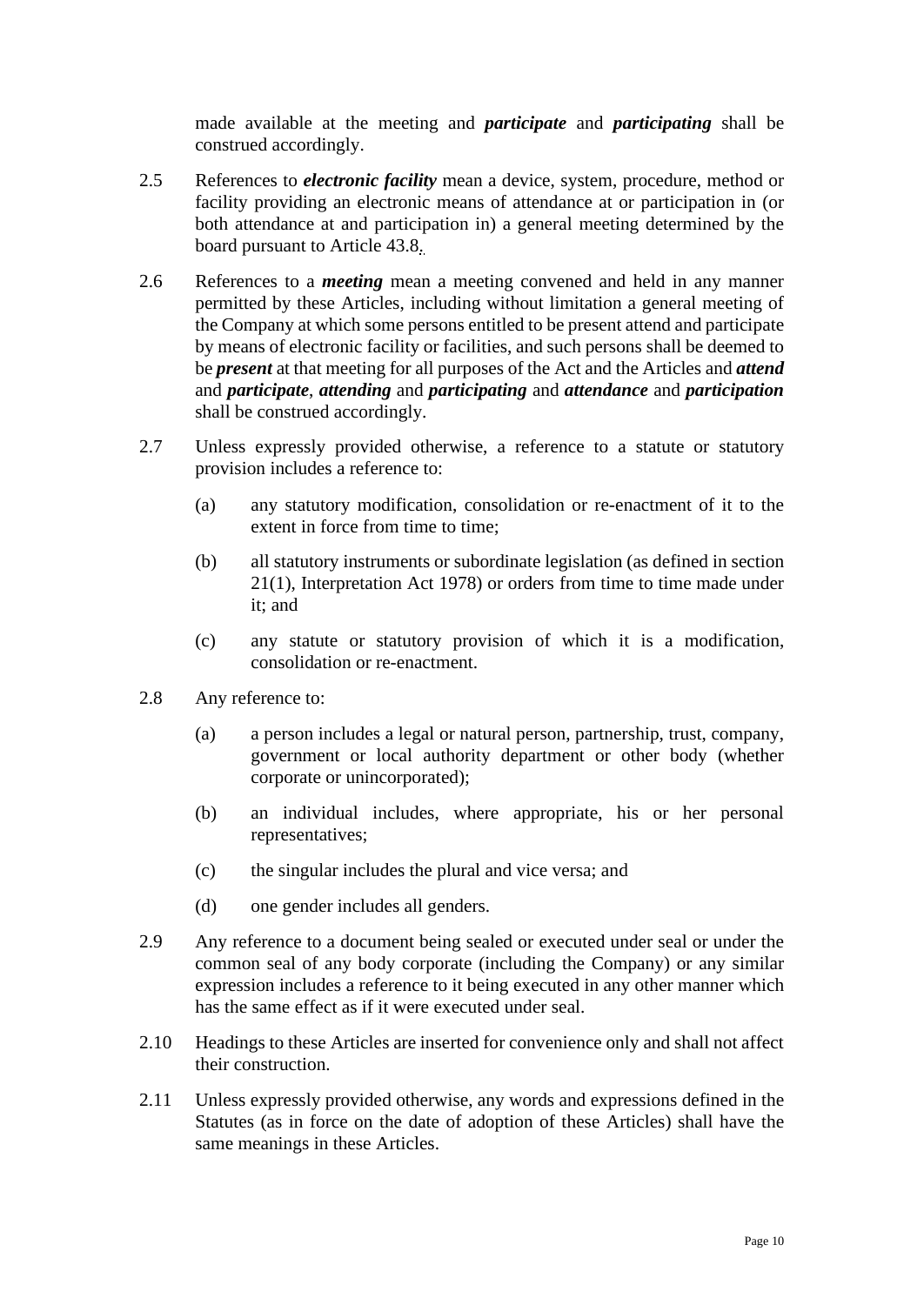made available at the meeting and ***participate*** and ***participating*** shall be construed accordingly.

2.5 References to ***electronic facility*** mean a device, system, procedure, method or facility providing an electronic means of attendance at or participation in (or both attendance at and participation in) a general meeting determined by the board pursuant to Article 43.8.

2.6 References to a ***meeting*** mean a meeting convened and held in any manner permitted by these Articles, including without limitation a general meeting of the Company at which some persons entitled to be present attend and participate by means of electronic facility or facilities, and such persons shall be deemed to be ***present*** at that meeting for all purposes of the Act and the Articles and ***attend*** and ***participate***, ***attending*** and ***participating*** and ***attendance*** and ***participation*** shall be construed accordingly.

2.7 Unless expressly provided otherwise, a reference to a statute or statutory provision includes a reference to:

(a) any statutory modification, consolidation or re-enactment of it to the extent in force from time to time;

(b) all statutory instruments or subordinate legislation (as defined in section 21(1), Interpretation Act 1978) or orders from time to time made under it; and

(c) any statute or statutory provision of which it is a modification, consolidation or re-enactment.

2.8 Any reference to:

(a) a person includes a legal or natural person, partnership, trust, company, government or local authority department or other body (whether corporate or unincorporated);

(b) an individual includes, where appropriate, his or her personal representatives;

(c) the singular includes the plural and vice versa; and

(d) one gender includes all genders.

2.9 Any reference to a document being sealed or executed under seal or under the common seal of any body corporate (including the Company) or any similar expression includes a reference to it being executed in any other manner which has the same effect as if it were executed under seal.

2.10 Headings to these Articles are inserted for convenience only and shall not affect their construction.

2.11 Unless expressly provided otherwise, any words and expressions defined in the Statutes (as in force on the date of adoption of these Articles) shall have the same meanings in these Articles.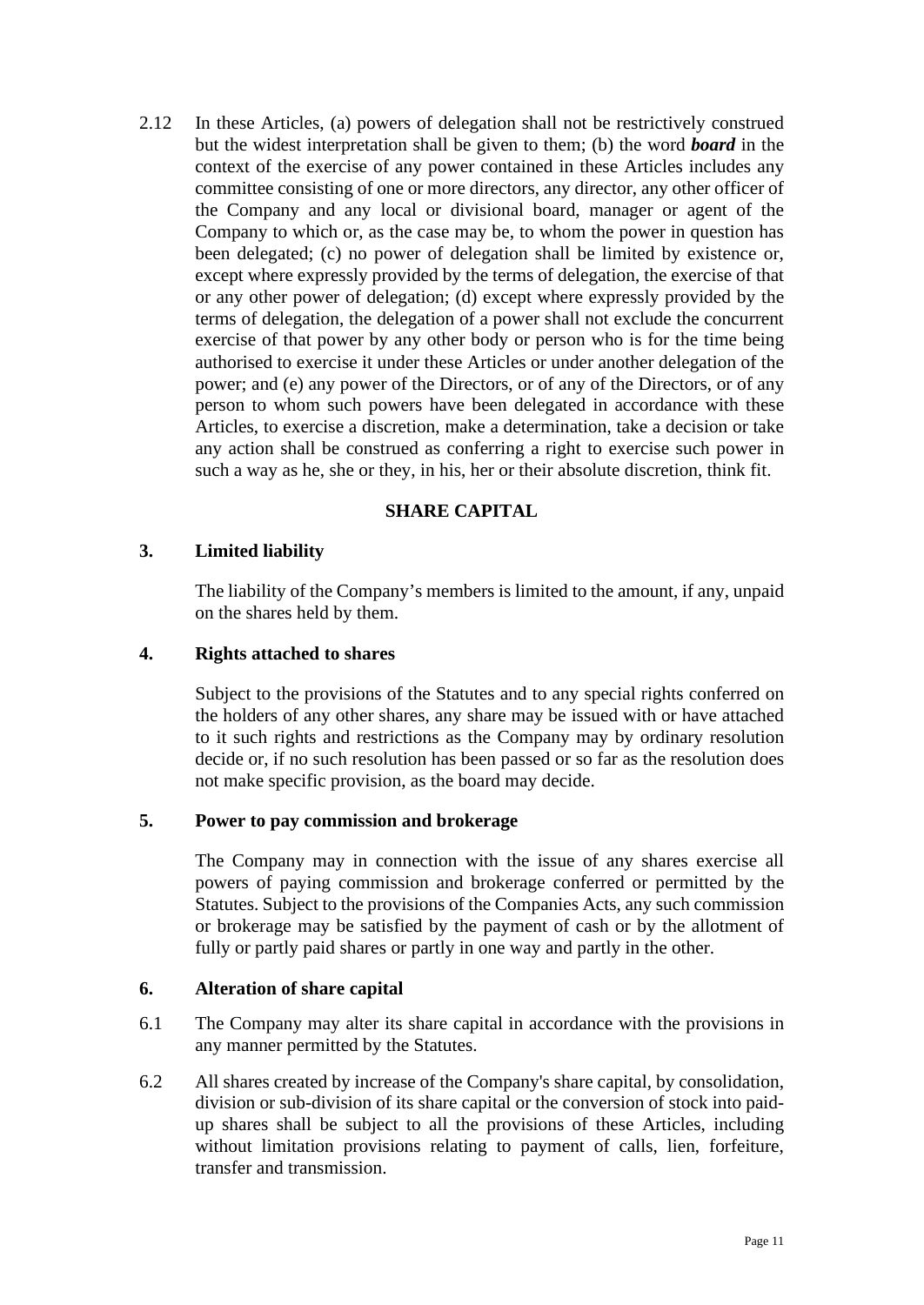2.12 In these Articles, (a) powers of delegation shall not be restrictively construed but the widest interpretation shall be given to them; (b) the word ***board*** in the context of the exercise of any power contained in these Articles includes any committee consisting of one or more directors, any director, any other officer of the Company and any local or divisional board, manager or agent of the Company to which or, as the case may be, to whom the power in question has been delegated; (c) no power of delegation shall be limited by existence or, except where expressly provided by the terms of delegation, the exercise of that or any other power of delegation; (d) except where expressly provided by the terms of delegation, the delegation of a power shall not exclude the concurrent exercise of that power by any other body or person who is for the time being authorised to exercise it under these Articles or under another delegation of the power; and (e) any power of the Directors, or of any of the Directors, or of any person to whom such powers have been delegated in accordance with these Articles, to exercise a discretion, make a determination, take a decision or take any action shall be construed as conferring a right to exercise such power in such a way as he, she or they, in his, her or their absolute discretion, think fit.

## SHARE CAPITAL

### 3. Limited liability

The liability of the Company's members is limited to the amount, if any, unpaid on the shares held by them.

### 4. Rights attached to shares

Subject to the provisions of the Statutes and to any special rights conferred on the holders of any other shares, any share may be issued with or have attached to it such rights and restrictions as the Company may by ordinary resolution decide or, if no such resolution has been passed or so far as the resolution does not make specific provision, as the board may decide.

### 5. Power to pay commission and brokerage

The Company may in connection with the issue of any shares exercise all powers of paying commission and brokerage conferred or permitted by the Statutes. Subject to the provisions of the Companies Acts, any such commission or brokerage may be satisfied by the payment of cash or by the allotment of fully or partly paid shares or partly in one way and partly in the other.

### 6. Alteration of share capital

6.1 The Company may alter its share capital in accordance with the provisions in any manner permitted by the Statutes.

6.2 All shares created by increase of the Company's share capital, by consolidation, division or sub-division of its share capital or the conversion of stock into paid-up shares shall be subject to all the provisions of these Articles, including without limitation provisions relating to payment of calls, lien, forfeiture, transfer and transmission.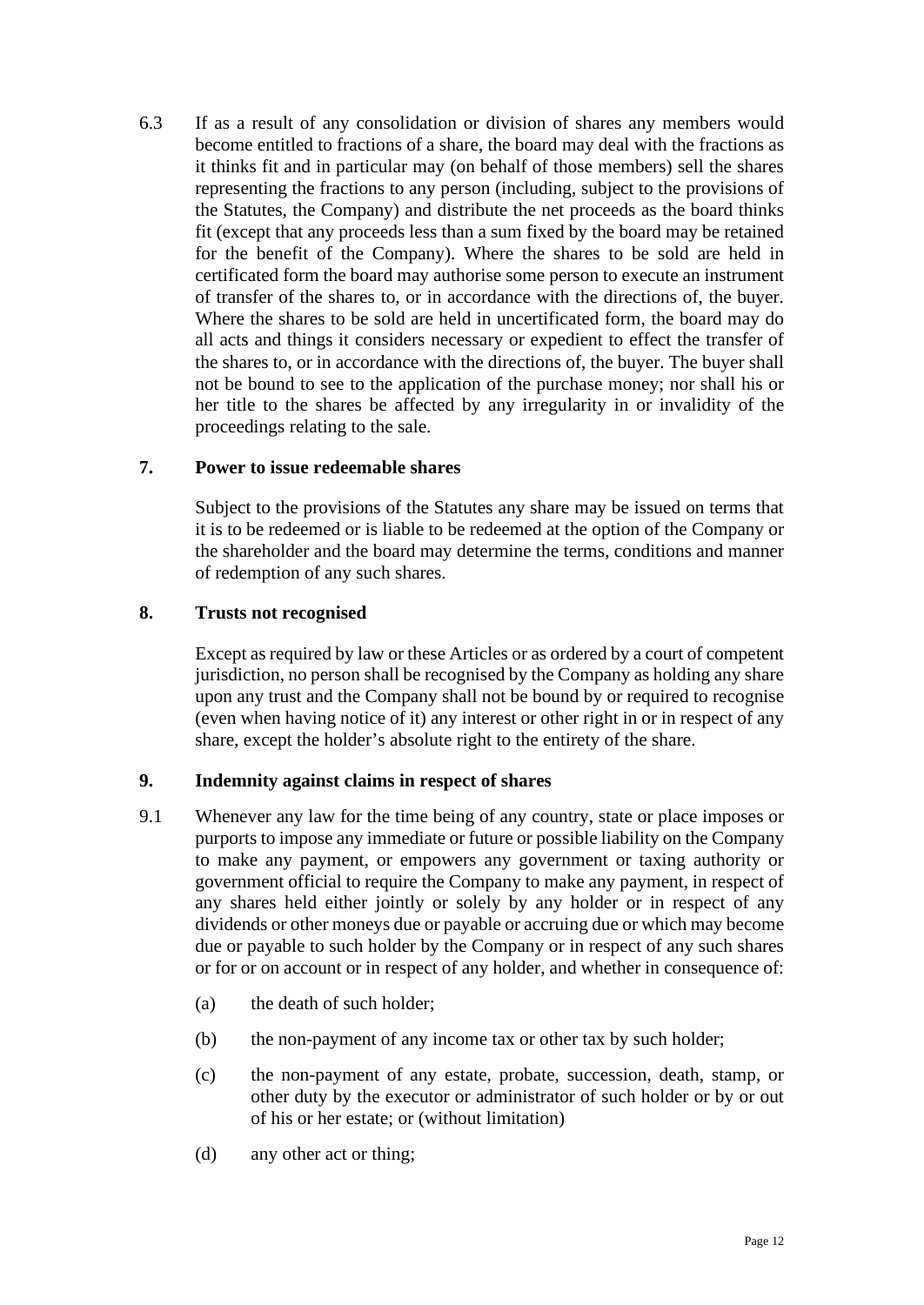6.3 If as a result of any consolidation or division of shares any members would become entitled to fractions of a share, the board may deal with the fractions as it thinks fit and in particular may (on behalf of those members) sell the shares representing the fractions to any person (including, subject to the provisions of the Statutes, the Company) and distribute the net proceeds as the board thinks fit (except that any proceeds less than a sum fixed by the board may be retained for the benefit of the Company). Where the shares to be sold are held in certificated form the board may authorise some person to execute an instrument of transfer of the shares to, or in accordance with the directions of, the buyer. Where the shares to be sold are held in uncertificated form, the board may do all acts and things it considers necessary or expedient to effect the transfer of the shares to, or in accordance with the directions of, the buyer. The buyer shall not be bound to see to the application of the purchase money; nor shall his or her title to the shares be affected by any irregularity in or invalidity of the proceedings relating to the sale.

## 7. Power to issue redeemable shares

Subject to the provisions of the Statutes any share may be issued on terms that it is to be redeemed or is liable to be redeemed at the option of the Company or the shareholder and the board may determine the terms, conditions and manner of redemption of any such shares.

## 8. Trusts not recognised

Except as required by law or these Articles or as ordered by a court of competent jurisdiction, no person shall be recognised by the Company as holding any share upon any trust and the Company shall not be bound by or required to recognise (even when having notice of it) any interest or other right in or in respect of any share, except the holder's absolute right to the entirety of the share.

## 9. Indemnity against claims in respect of shares

9.1 Whenever any law for the time being of any country, state or place imposes or purports to impose any immediate or future or possible liability on the Company to make any payment, or empowers any government or taxing authority or government official to require the Company to make any payment, in respect of any shares held either jointly or solely by any holder or in respect of any dividends or other moneys due or payable or accruing due or which may become due or payable to such holder by the Company or in respect of any such shares or for or on account or in respect of any holder, and whether in consequence of:

(a) the death of such holder;

(b) the non-payment of any income tax or other tax by such holder;

(c) the non-payment of any estate, probate, succession, death, stamp, or other duty by the executor or administrator of such holder or by or out of his or her estate; or (without limitation)

(d) any other act or thing;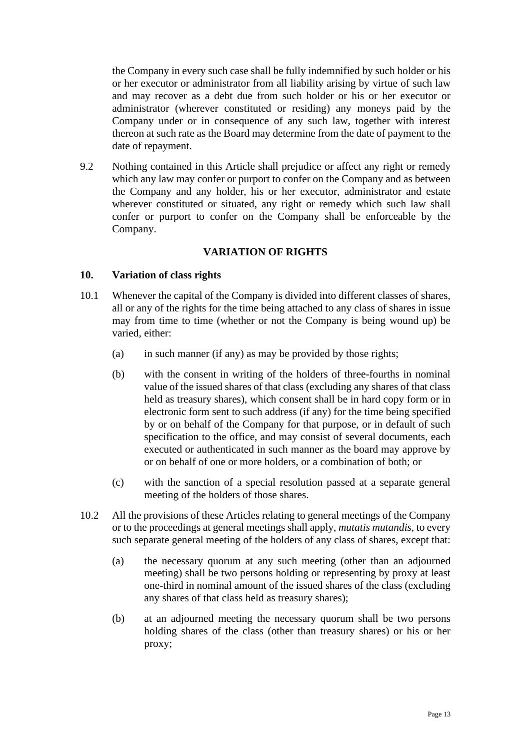the Company in every such case shall be fully indemnified by such holder or his or her executor or administrator from all liability arising by virtue of such law and may recover as a debt due from such holder or his or her executor or administrator (wherever constituted or residing) any moneys paid by the Company under or in consequence of any such law, together with interest thereon at such rate as the Board may determine from the date of payment to the date of repayment.

9.2 Nothing contained in this Article shall prejudice or affect any right or remedy which any law may confer or purport to confer on the Company and as between the Company and any holder, his or her executor, administrator and estate wherever constituted or situated, any right or remedy which such law shall confer or purport to confer on the Company shall be enforceable by the Company.

## VARIATION OF RIGHTS

### 10. Variation of class rights

10.1 Whenever the capital of the Company is divided into different classes of shares, all or any of the rights for the time being attached to any class of shares in issue may from time to time (whether or not the Company is being wound up) be varied, either:

(a) in such manner (if any) as may be provided by those rights;

(b) with the consent in writing of the holders of three-fourths in nominal value of the issued shares of that class (excluding any shares of that class held as treasury shares), which consent shall be in hard copy form or in electronic form sent to such address (if any) for the time being specified by or on behalf of the Company for that purpose, or in default of such specification to the office, and may consist of several documents, each executed or authenticated in such manner as the board may approve by or on behalf of one or more holders, or a combination of both; or

(c) with the sanction of a special resolution passed at a separate general meeting of the holders of those shares.

10.2 All the provisions of these Articles relating to general meetings of the Company or to the proceedings at general meetings shall apply, *mutatis mutandis*, to every such separate general meeting of the holders of any class of shares, except that:

(a) the necessary quorum at any such meeting (other than an adjourned meeting) shall be two persons holding or representing by proxy at least one-third in nominal amount of the issued shares of the class (excluding any shares of that class held as treasury shares);

(b) at an adjourned meeting the necessary quorum shall be two persons holding shares of the class (other than treasury shares) or his or her proxy;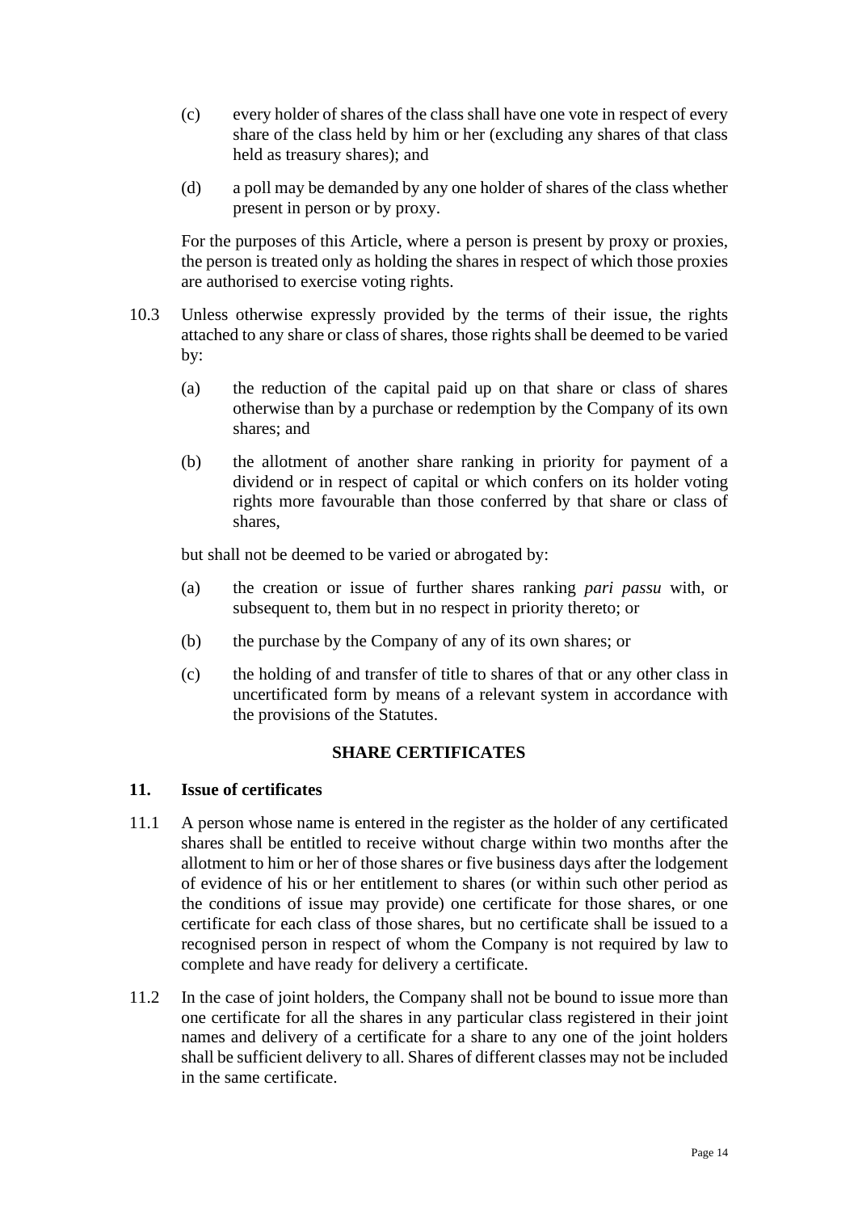(c) every holder of shares of the class shall have one vote in respect of every share of the class held by him or her (excluding any shares of that class held as treasury shares); and

(d) a poll may be demanded by any one holder of shares of the class whether present in person or by proxy.

For the purposes of this Article, where a person is present by proxy or proxies, the person is treated only as holding the shares in respect of which those proxies are authorised to exercise voting rights.

10.3 Unless otherwise expressly provided by the terms of their issue, the rights attached to any share or class of shares, those rights shall be deemed to be varied by:

(a) the reduction of the capital paid up on that share or class of shares otherwise than by a purchase or redemption by the Company of its own shares; and

(b) the allotment of another share ranking in priority for payment of a dividend or in respect of capital or which confers on its holder voting rights more favourable than those conferred by that share or class of shares,

but shall not be deemed to be varied or abrogated by:

(a) the creation or issue of further shares ranking *pari passu* with, or subsequent to, them but in no respect in priority thereto; or

(b) the purchase by the Company of any of its own shares; or

(c) the holding of and transfer of title to shares of that or any other class in uncertificated form by means of a relevant system in accordance with the provisions of the Statutes.

## SHARE CERTIFICATES

### 11. Issue of certificates

11.1 A person whose name is entered in the register as the holder of any certificated shares shall be entitled to receive without charge within two months after the allotment to him or her of those shares or five business days after the lodgement of evidence of his or her entitlement to shares (or within such other period as the conditions of issue may provide) one certificate for those shares, or one certificate for each class of those shares, but no certificate shall be issued to a recognised person in respect of whom the Company is not required by law to complete and have ready for delivery a certificate.

11.2 In the case of joint holders, the Company shall not be bound to issue more than one certificate for all the shares in any particular class registered in their joint names and delivery of a certificate for a share to any one of the joint holders shall be sufficient delivery to all. Shares of different classes may not be included in the same certificate.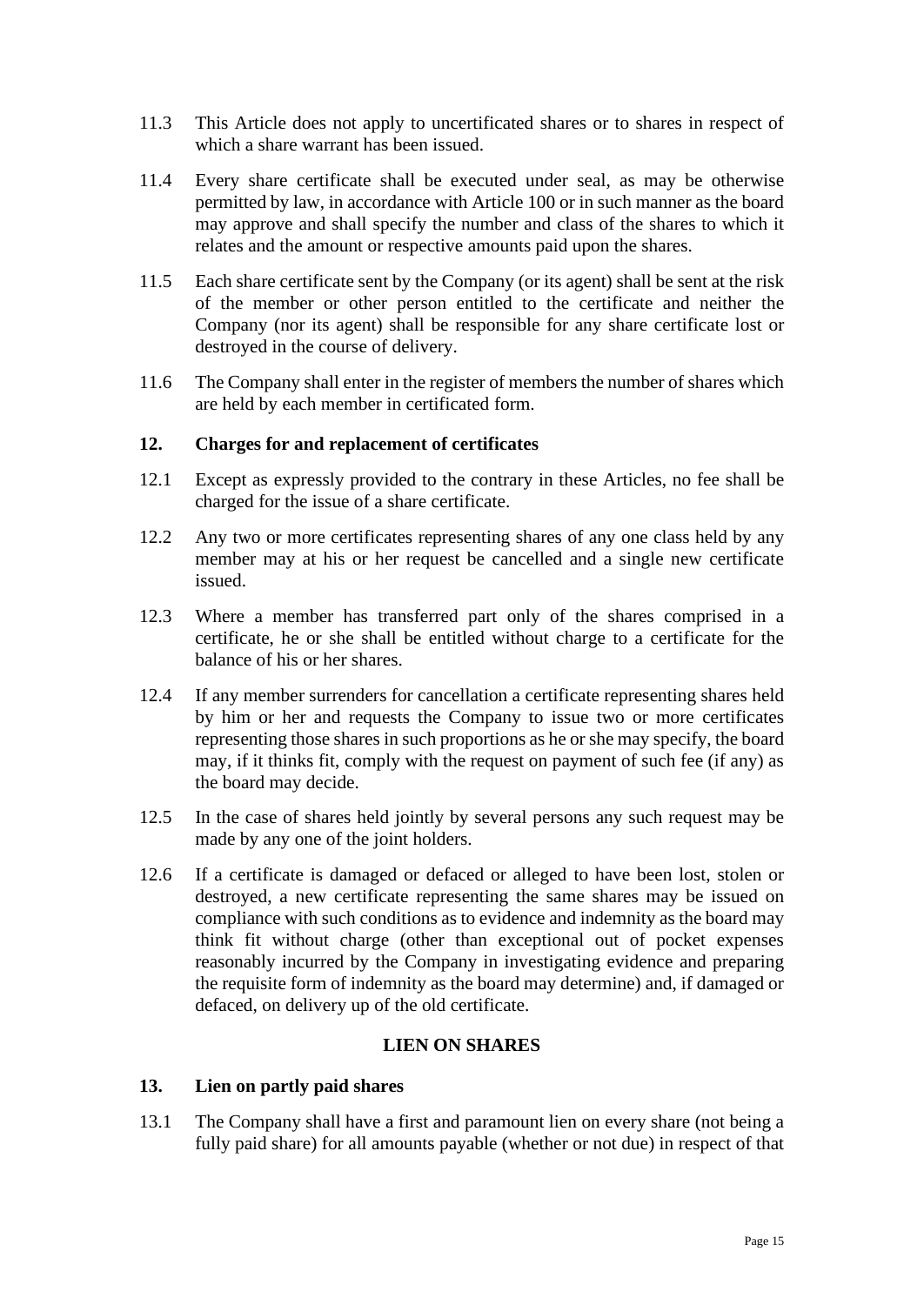11.3 This Article does not apply to uncertificated shares or to shares in respect of which a share warrant has been issued.

11.4 Every share certificate shall be executed under seal, as may be otherwise permitted by law, in accordance with Article 100 or in such manner as the board may approve and shall specify the number and class of the shares to which it relates and the amount or respective amounts paid upon the shares.

11.5 Each share certificate sent by the Company (or its agent) shall be sent at the risk of the member or other person entitled to the certificate and neither the Company (nor its agent) shall be responsible for any share certificate lost or destroyed in the course of delivery.

11.6 The Company shall enter in the register of members the number of shares which are held by each member in certificated form.

## 12. Charges for and replacement of certificates

12.1 Except as expressly provided to the contrary in these Articles, no fee shall be charged for the issue of a share certificate.

12.2 Any two or more certificates representing shares of any one class held by any member may at his or her request be cancelled and a single new certificate issued.

12.3 Where a member has transferred part only of the shares comprised in a certificate, he or she shall be entitled without charge to a certificate for the balance of his or her shares.

12.4 If any member surrenders for cancellation a certificate representing shares held by him or her and requests the Company to issue two or more certificates representing those shares in such proportions as he or she may specify, the board may, if it thinks fit, comply with the request on payment of such fee (if any) as the board may decide.

12.5 In the case of shares held jointly by several persons any such request may be made by any one of the joint holders.

12.6 If a certificate is damaged or defaced or alleged to have been lost, stolen or destroyed, a new certificate representing the same shares may be issued on compliance with such conditions as to evidence and indemnity as the board may think fit without charge (other than exceptional out of pocket expenses reasonably incurred by the Company in investigating evidence and preparing the requisite form of indemnity as the board may determine) and, if damaged or defaced, on delivery up of the old certificate.

# LIEN ON SHARES

## 13. Lien on partly paid shares

13.1 The Company shall have a first and paramount lien on every share (not being a fully paid share) for all amounts payable (whether or not due) in respect of that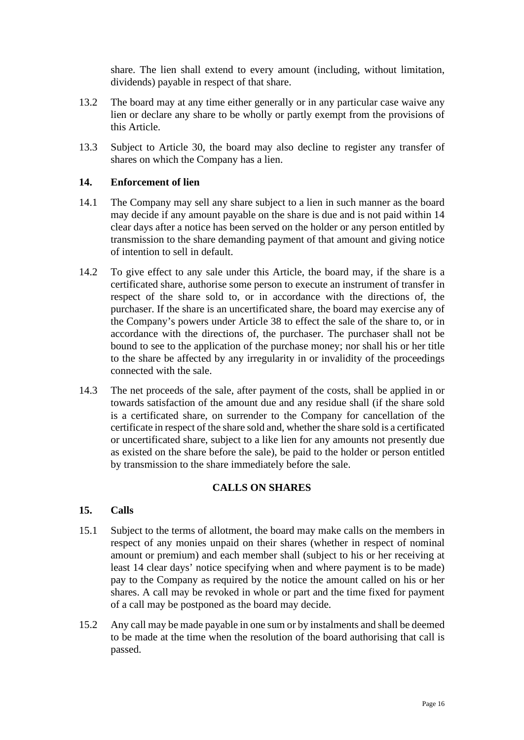share. The lien shall extend to every amount (including, without limitation, dividends) payable in respect of that share.

13.2 The board may at any time either generally or in any particular case waive any lien or declare any share to be wholly or partly exempt from the provisions of this Article.

13.3 Subject to Article 30, the board may also decline to register any transfer of shares on which the Company has a lien.

**14. Enforcement of lien**

14.1 The Company may sell any share subject to a lien in such manner as the board may decide if any amount payable on the share is due and is not paid within 14 clear days after a notice has been served on the holder or any person entitled by transmission to the share demanding payment of that amount and giving notice of intention to sell in default.

14.2 To give effect to any sale under this Article, the board may, if the share is a certificated share, authorise some person to execute an instrument of transfer in respect of the share sold to, or in accordance with the directions of, the purchaser. If the share is an uncertificated share, the board may exercise any of the Company's powers under Article 38 to effect the sale of the share to, or in accordance with the directions of, the purchaser. The purchaser shall not be bound to see to the application of the purchase money; nor shall his or her title to the share be affected by any irregularity in or invalidity of the proceedings connected with the sale.

14.3 The net proceeds of the sale, after payment of the costs, shall be applied in or towards satisfaction of the amount due and any residue shall (if the share sold is a certificated share, on surrender to the Company for cancellation of the certificate in respect of the share sold and, whether the share sold is a certificated or uncertificated share, subject to a like lien for any amounts not presently due as existed on the share before the sale), be paid to the holder or person entitled by transmission to the share immediately before the sale.

## CALLS ON SHARES

**15. Calls**

15.1 Subject to the terms of allotment, the board may make calls on the members in respect of any monies unpaid on their shares (whether in respect of nominal amount or premium) and each member shall (subject to his or her receiving at least 14 clear days' notice specifying when and where payment is to be made) pay to the Company as required by the notice the amount called on his or her shares. A call may be revoked in whole or part and the time fixed for payment of a call may be postponed as the board may decide.

15.2 Any call may be made payable in one sum or by instalments and shall be deemed to be made at the time when the resolution of the board authorising that call is passed.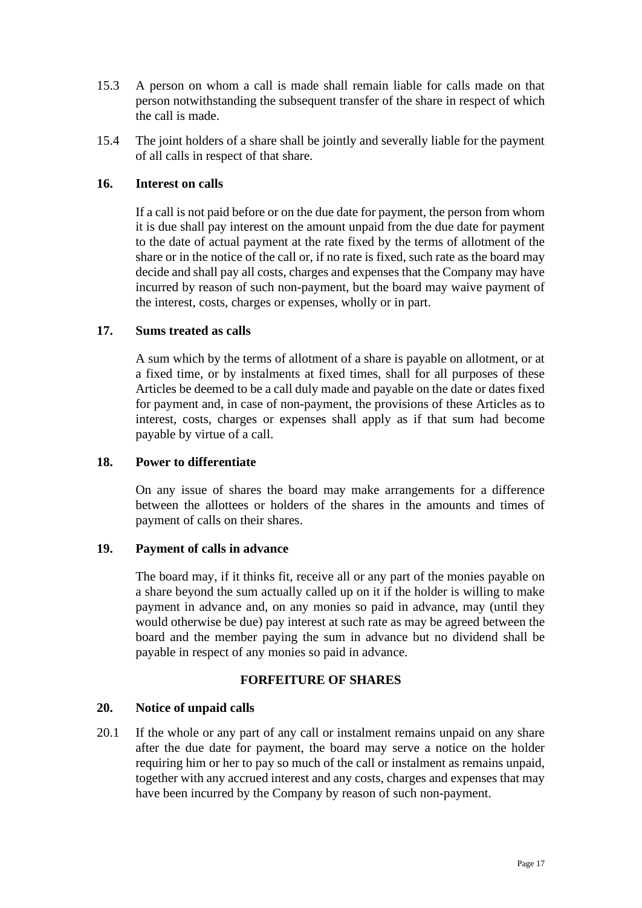15.3 A person on whom a call is made shall remain liable for calls made on that person notwithstanding the subsequent transfer of the share in respect of which the call is made.

15.4 The joint holders of a share shall be jointly and severally liable for the payment of all calls in respect of that share.

**16. Interest on calls**

If a call is not paid before or on the due date for payment, the person from whom it is due shall pay interest on the amount unpaid from the due date for payment to the date of actual payment at the rate fixed by the terms of allotment of the share or in the notice of the call or, if no rate is fixed, such rate as the board may decide and shall pay all costs, charges and expenses that the Company may have incurred by reason of such non-payment, but the board may waive payment of the interest, costs, charges or expenses, wholly or in part.

**17. Sums treated as calls**

A sum which by the terms of allotment of a share is payable on allotment, or at a fixed time, or by instalments at fixed times, shall for all purposes of these Articles be deemed to be a call duly made and payable on the date or dates fixed for payment and, in case of non-payment, the provisions of these Articles as to interest, costs, charges or expenses shall apply as if that sum had become payable by virtue of a call.

**18. Power to differentiate**

On any issue of shares the board may make arrangements for a difference between the allottees or holders of the shares in the amounts and times of payment of calls on their shares.

**19. Payment of calls in advance**

The board may, if it thinks fit, receive all or any part of the monies payable on a share beyond the sum actually called up on it if the holder is willing to make payment in advance and, on any monies so paid in advance, may (until they would otherwise be due) pay interest at such rate as may be agreed between the board and the member paying the sum in advance but no dividend shall be payable in respect of any monies so paid in advance.

## FORFEITURE OF SHARES

**20. Notice of unpaid calls**

20.1 If the whole or any part of any call or instalment remains unpaid on any share after the due date for payment, the board may serve a notice on the holder requiring him or her to pay so much of the call or instalment as remains unpaid, together with any accrued interest and any costs, charges and expenses that may have been incurred by the Company by reason of such non-payment.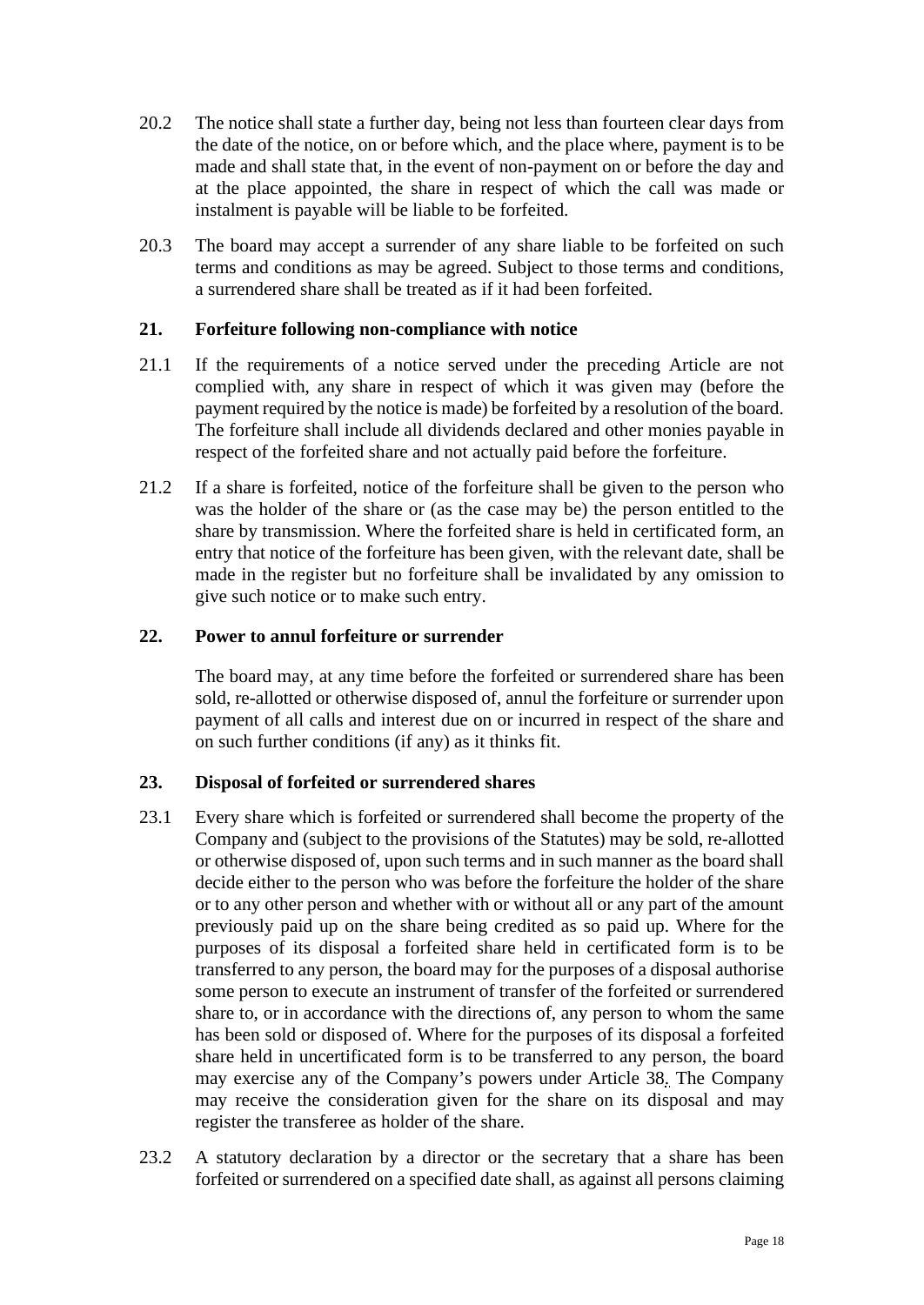20.2 The notice shall state a further day, being not less than fourteen clear days from the date of the notice, on or before which, and the place where, payment is to be made and shall state that, in the event of non-payment on or before the day and at the place appointed, the share in respect of which the call was made or instalment is payable will be liable to be forfeited.

20.3 The board may accept a surrender of any share liable to be forfeited on such terms and conditions as may be agreed. Subject to those terms and conditions, a surrendered share shall be treated as if it had been forfeited.

### 21. Forfeiture following non-compliance with notice

21.1 If the requirements of a notice served under the preceding Article are not complied with, any share in respect of which it was given may (before the payment required by the notice is made) be forfeited by a resolution of the board. The forfeiture shall include all dividends declared and other monies payable in respect of the forfeited share and not actually paid before the forfeiture.

21.2 If a share is forfeited, notice of the forfeiture shall be given to the person who was the holder of the share or (as the case may be) the person entitled to the share by transmission. Where the forfeited share is held in certificated form, an entry that notice of the forfeiture has been given, with the relevant date, shall be made in the register but no forfeiture shall be invalidated by any omission to give such notice or to make such entry.

### 22. Power to annul forfeiture or surrender

The board may, at any time before the forfeited or surrendered share has been sold, re-allotted or otherwise disposed of, annul the forfeiture or surrender upon payment of all calls and interest due on or incurred in respect of the share and on such further conditions (if any) as it thinks fit.

### 23. Disposal of forfeited or surrendered shares

23.1 Every share which is forfeited or surrendered shall become the property of the Company and (subject to the provisions of the Statutes) may be sold, re-allotted or otherwise disposed of, upon such terms and in such manner as the board shall decide either to the person who was before the forfeiture the holder of the share or to any other person and whether with or without all or any part of the amount previously paid up on the share being credited as so paid up. Where for the purposes of its disposal a forfeited share held in certificated form is to be transferred to any person, the board may for the purposes of a disposal authorise some person to execute an instrument of transfer of the forfeited or surrendered share to, or in accordance with the directions of, any person to whom the same has been sold or disposed of. Where for the purposes of its disposal a forfeited share held in uncertificated form is to be transferred to any person, the board may exercise any of the Company's powers under Article 38. The Company may receive the consideration given for the share on its disposal and may register the transferee as holder of the share.

23.2 A statutory declaration by a director or the secretary that a share has been forfeited or surrendered on a specified date shall, as against all persons claiming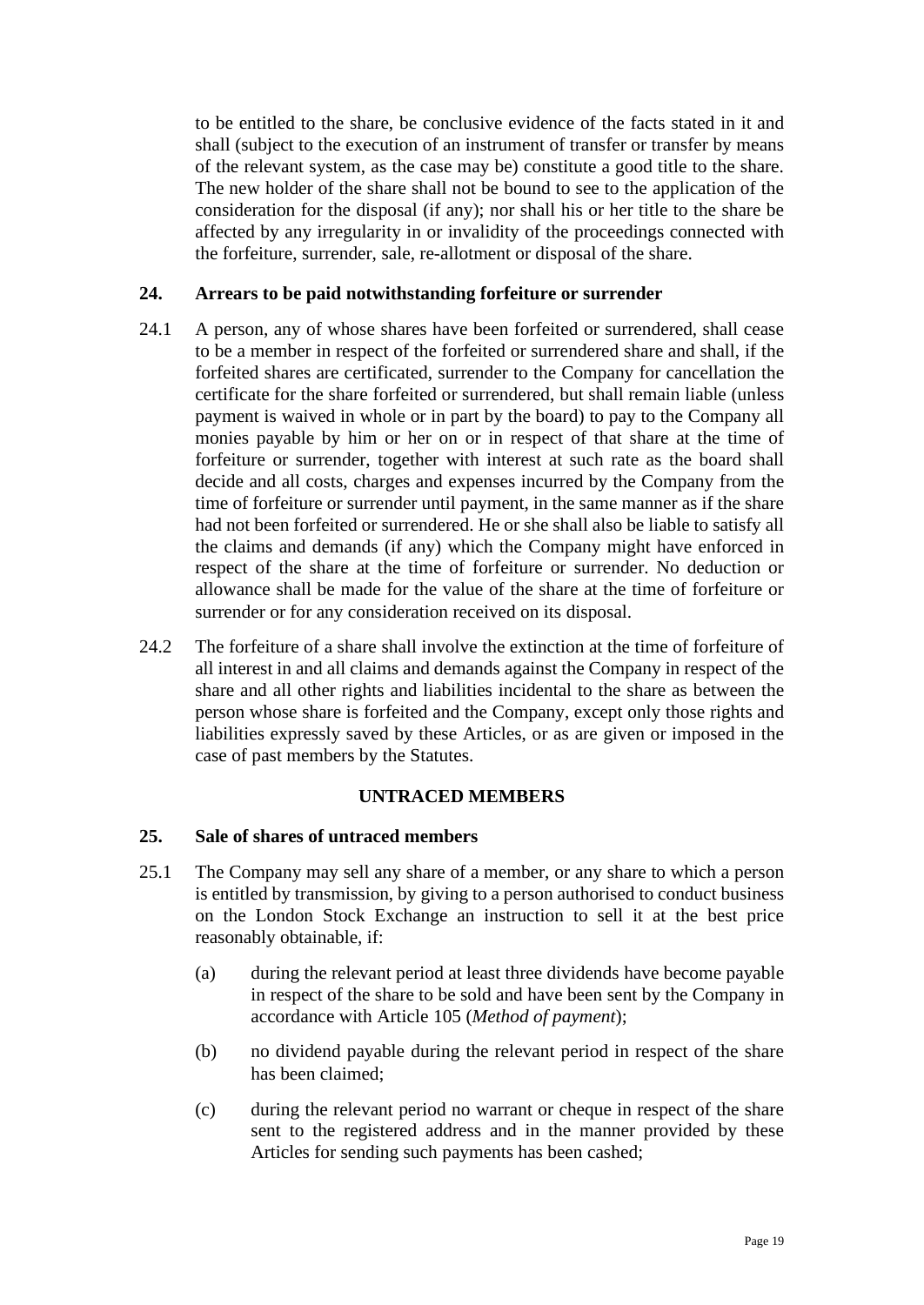to be entitled to the share, be conclusive evidence of the facts stated in it and shall (subject to the execution of an instrument of transfer or transfer by means of the relevant system, as the case may be) constitute a good title to the share. The new holder of the share shall not be bound to see to the application of the consideration for the disposal (if any); nor shall his or her title to the share be affected by any irregularity in or invalidity of the proceedings connected with the forfeiture, surrender, sale, re-allotment or disposal of the share.

### 24. Arrears to be paid notwithstanding forfeiture or surrender

24.1 A person, any of whose shares have been forfeited or surrendered, shall cease to be a member in respect of the forfeited or surrendered share and shall, if the forfeited shares are certificated, surrender to the Company for cancellation the certificate for the share forfeited or surrendered, but shall remain liable (unless payment is waived in whole or in part by the board) to pay to the Company all monies payable by him or her on or in respect of that share at the time of forfeiture or surrender, together with interest at such rate as the board shall decide and all costs, charges and expenses incurred by the Company from the time of forfeiture or surrender until payment, in the same manner as if the share had not been forfeited or surrendered. He or she shall also be liable to satisfy all the claims and demands (if any) which the Company might have enforced in respect of the share at the time of forfeiture or surrender. No deduction or allowance shall be made for the value of the share at the time of forfeiture or surrender or for any consideration received on its disposal.

24.2 The forfeiture of a share shall involve the extinction at the time of forfeiture of all interest in and all claims and demands against the Company in respect of the share and all other rights and liabilities incidental to the share as between the person whose share is forfeited and the Company, except only those rights and liabilities expressly saved by these Articles, or as are given or imposed in the case of past members by the Statutes.

## UNTRACED MEMBERS

### 25. Sale of shares of untraced members

25.1 The Company may sell any share of a member, or any share to which a person is entitled by transmission, by giving to a person authorised to conduct business on the London Stock Exchange an instruction to sell it at the best price reasonably obtainable, if:

(a) during the relevant period at least three dividends have become payable in respect of the share to be sold and have been sent by the Company in accordance with Article 105 (*Method of payment*);

(b) no dividend payable during the relevant period in respect of the share has been claimed;

(c) during the relevant period no warrant or cheque in respect of the share sent to the registered address and in the manner provided by these Articles for sending such payments has been cashed;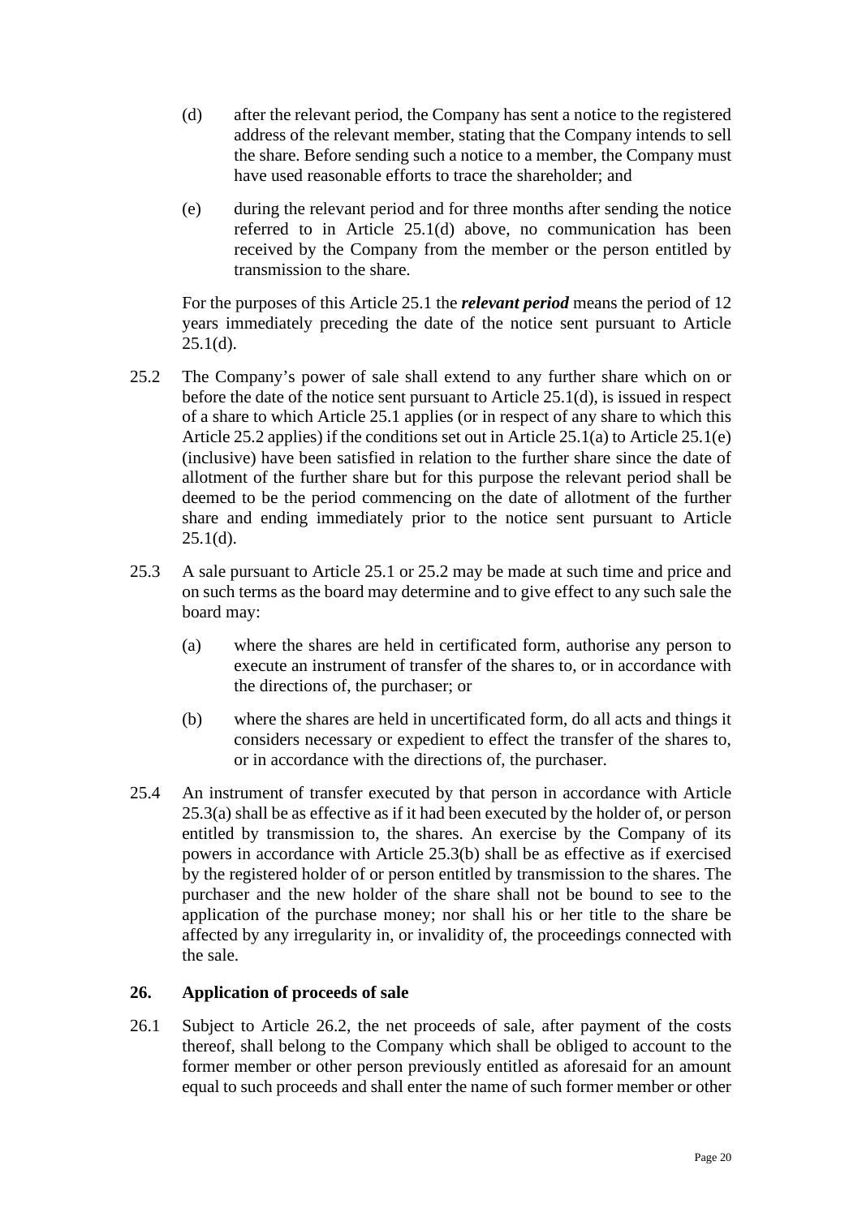(d) after the relevant period, the Company has sent a notice to the registered address of the relevant member, stating that the Company intends to sell the share. Before sending such a notice to a member, the Company must have used reasonable efforts to trace the shareholder; and

(e) during the relevant period and for three months after sending the notice referred to in Article 25.1(d) above, no communication has been received by the Company from the member or the person entitled by transmission to the share.

For the purposes of this Article 25.1 the ***relevant period*** means the period of 12 years immediately preceding the date of the notice sent pursuant to Article 25.1(d).

25.2 The Company's power of sale shall extend to any further share which on or before the date of the notice sent pursuant to Article 25.1(d), is issued in respect of a share to which Article 25.1 applies (or in respect of any share to which this Article 25.2 applies) if the conditions set out in Article 25.1(a) to Article 25.1(e) (inclusive) have been satisfied in relation to the further share since the date of allotment of the further share but for this purpose the relevant period shall be deemed to be the period commencing on the date of allotment of the further share and ending immediately prior to the notice sent pursuant to Article 25.1(d).

25.3 A sale pursuant to Article 25.1 or 25.2 may be made at such time and price and on such terms as the board may determine and to give effect to any such sale the board may:

(a) where the shares are held in certificated form, authorise any person to execute an instrument of transfer of the shares to, or in accordance with the directions of, the purchaser; or

(b) where the shares are held in uncertificated form, do all acts and things it considers necessary or expedient to effect the transfer of the shares to, or in accordance with the directions of, the purchaser.

25.4 An instrument of transfer executed by that person in accordance with Article 25.3(a) shall be as effective as if it had been executed by the holder of, or person entitled by transmission to, the shares. An exercise by the Company of its powers in accordance with Article 25.3(b) shall be as effective as if exercised by the registered holder of or person entitled by transmission to the shares. The purchaser and the new holder of the share shall not be bound to see to the application of the purchase money; nor shall his or her title to the share be affected by any irregularity in, or invalidity of, the proceedings connected with the sale.

## 26. Application of proceeds of sale

26.1 Subject to Article 26.2, the net proceeds of sale, after payment of the costs thereof, shall belong to the Company which shall be obliged to account to the former member or other person previously entitled as aforesaid for an amount equal to such proceeds and shall enter the name of such former member or other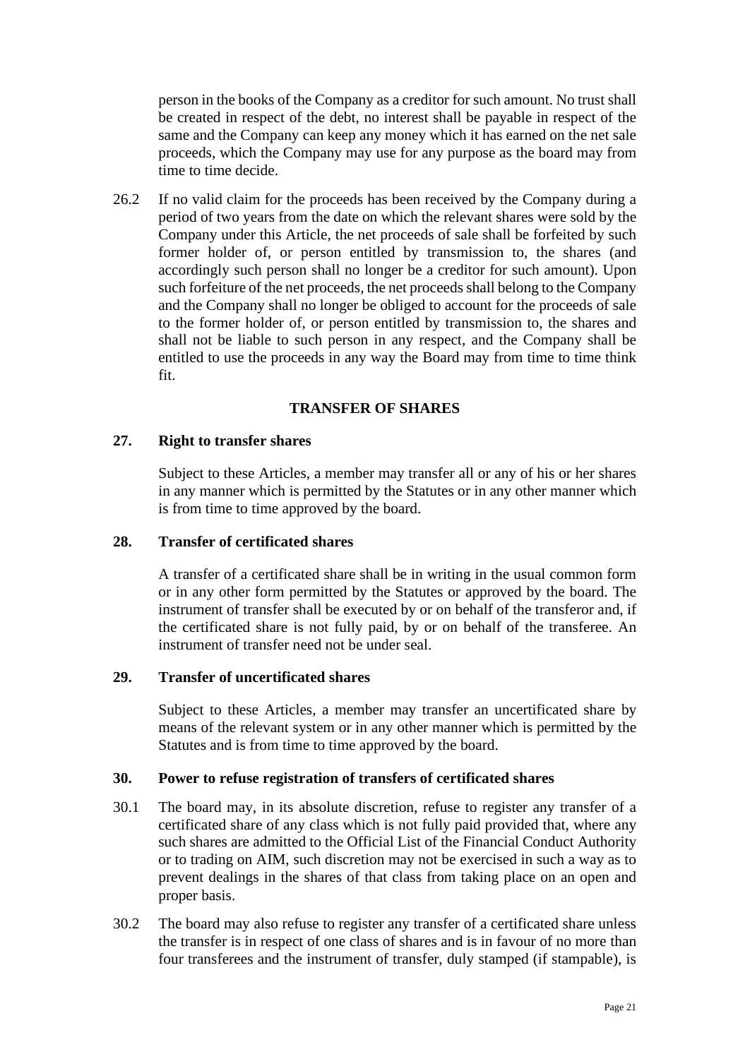person in the books of the Company as a creditor for such amount. No trust shall be created in respect of the debt, no interest shall be payable in respect of the same and the Company can keep any money which it has earned on the net sale proceeds, which the Company may use for any purpose as the board may from time to time decide.

26.2 If no valid claim for the proceeds has been received by the Company during a period of two years from the date on which the relevant shares were sold by the Company under this Article, the net proceeds of sale shall be forfeited by such former holder of, or person entitled by transmission to, the shares (and accordingly such person shall no longer be a creditor for such amount). Upon such forfeiture of the net proceeds, the net proceeds shall belong to the Company and the Company shall no longer be obliged to account for the proceeds of sale to the former holder of, or person entitled by transmission to, the shares and shall not be liable to such person in any respect, and the Company shall be entitled to use the proceeds in any way the Board may from time to time think fit.

## TRANSFER OF SHARES

### 27. Right to transfer shares

Subject to these Articles, a member may transfer all or any of his or her shares in any manner which is permitted by the Statutes or in any other manner which is from time to time approved by the board.

### 28. Transfer of certificated shares

A transfer of a certificated share shall be in writing in the usual common form or in any other form permitted by the Statutes or approved by the board. The instrument of transfer shall be executed by or on behalf of the transferor and, if the certificated share is not fully paid, by or on behalf of the transferee. An instrument of transfer need not be under seal.

### 29. Transfer of uncertificated shares

Subject to these Articles, a member may transfer an uncertificated share by means of the relevant system or in any other manner which is permitted by the Statutes and is from time to time approved by the board.

### 30. Power to refuse registration of transfers of certificated shares

30.1 The board may, in its absolute discretion, refuse to register any transfer of a certificated share of any class which is not fully paid provided that, where any such shares are admitted to the Official List of the Financial Conduct Authority or to trading on AIM, such discretion may not be exercised in such a way as to prevent dealings in the shares of that class from taking place on an open and proper basis.

30.2 The board may also refuse to register any transfer of a certificated share unless the transfer is in respect of one class of shares and is in favour of no more than four transferees and the instrument of transfer, duly stamped (if stampable), is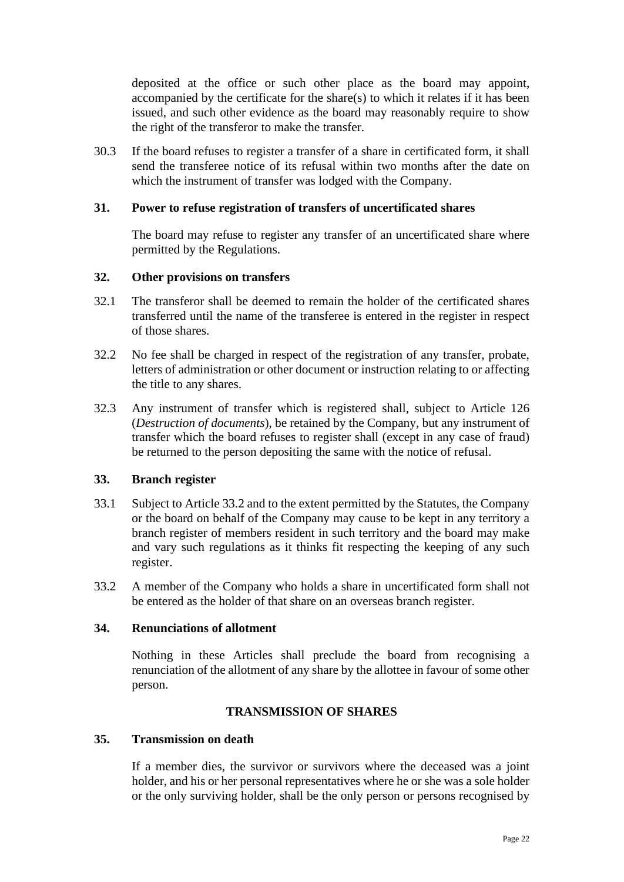deposited at the office or such other place as the board may appoint, accompanied by the certificate for the share(s) to which it relates if it has been issued, and such other evidence as the board may reasonably require to show the right of the transferor to make the transfer.

30.3 If the board refuses to register a transfer of a share in certificated form, it shall send the transferee notice of its refusal within two months after the date on which the instrument of transfer was lodged with the Company.

### 31. Power to refuse registration of transfers of uncertificated shares

The board may refuse to register any transfer of an uncertificated share where permitted by the Regulations.

### 32. Other provisions on transfers

32.1 The transferor shall be deemed to remain the holder of the certificated shares transferred until the name of the transferee is entered in the register in respect of those shares.

32.2 No fee shall be charged in respect of the registration of any transfer, probate, letters of administration or other document or instruction relating to or affecting the title to any shares.

32.3 Any instrument of transfer which is registered shall, subject to Article 126 (*Destruction of documents*), be retained by the Company, but any instrument of transfer which the board refuses to register shall (except in any case of fraud) be returned to the person depositing the same with the notice of refusal.

### 33. Branch register

33.1 Subject to Article 33.2 and to the extent permitted by the Statutes, the Company or the board on behalf of the Company may cause to be kept in any territory a branch register of members resident in such territory and the board may make and vary such regulations as it thinks fit respecting the keeping of any such register.

33.2 A member of the Company who holds a share in uncertificated form shall not be entered as the holder of that share on an overseas branch register.

### 34. Renunciations of allotment

Nothing in these Articles shall preclude the board from recognising a renunciation of the allotment of any share by the allottee in favour of some other person.

## TRANSMISSION OF SHARES

### 35. Transmission on death

If a member dies, the survivor or survivors where the deceased was a joint holder, and his or her personal representatives where he or she was a sole holder or the only surviving holder, shall be the only person or persons recognised by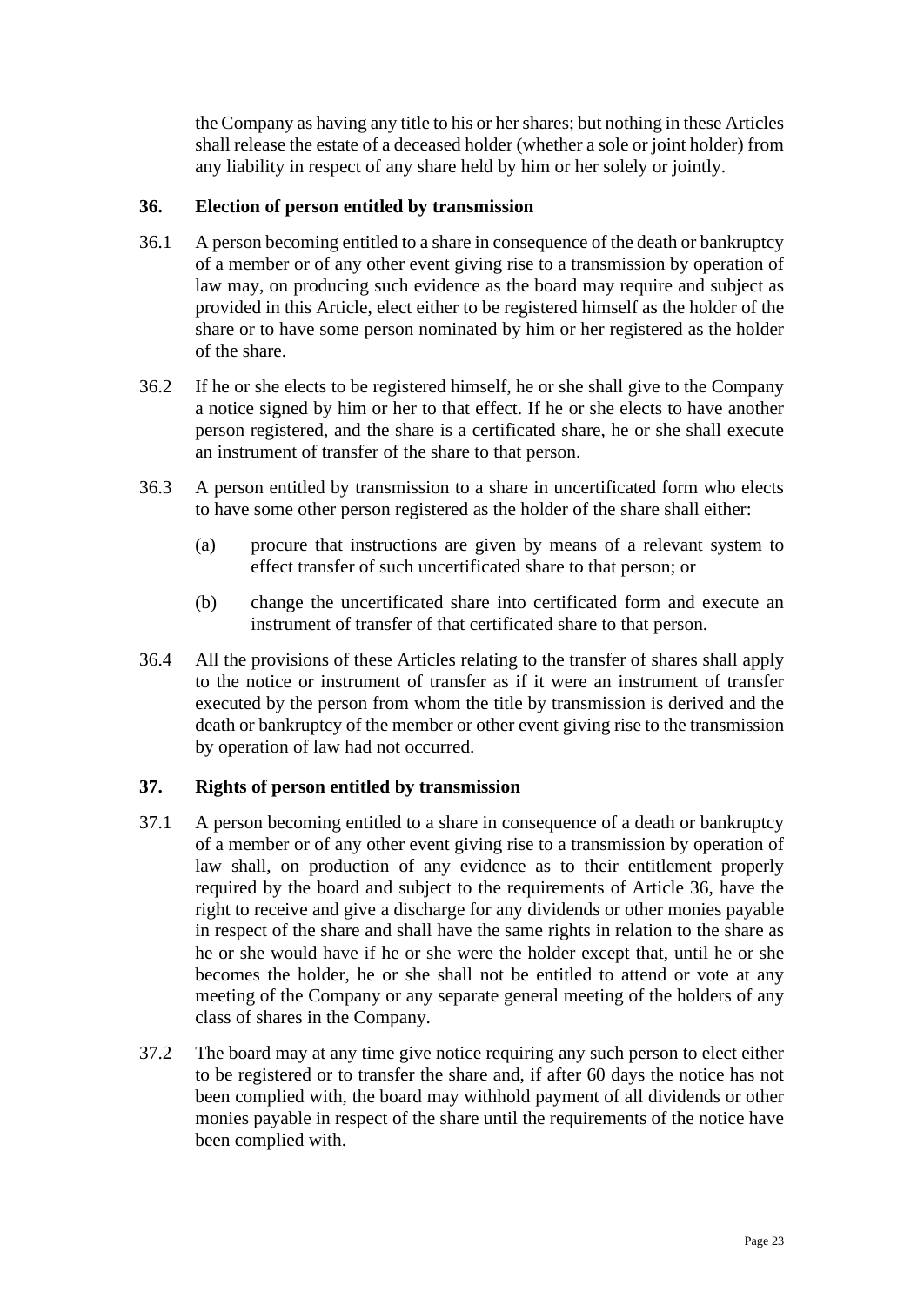the Company as having any title to his or her shares; but nothing in these Articles shall release the estate of a deceased holder (whether a sole or joint holder) from any liability in respect of any share held by him or her solely or jointly.

### 36. Election of person entitled by transmission

36.1 A person becoming entitled to a share in consequence of the death or bankruptcy of a member or of any other event giving rise to a transmission by operation of law may, on producing such evidence as the board may require and subject as provided in this Article, elect either to be registered himself as the holder of the share or to have some person nominated by him or her registered as the holder of the share.

36.2 If he or she elects to be registered himself, he or she shall give to the Company a notice signed by him or her to that effect. If he or she elects to have another person registered, and the share is a certificated share, he or she shall execute an instrument of transfer of the share to that person.

36.3 A person entitled by transmission to a share in uncertificated form who elects to have some other person registered as the holder of the share shall either:

(a) procure that instructions are given by means of a relevant system to effect transfer of such uncertificated share to that person; or

(b) change the uncertificated share into certificated form and execute an instrument of transfer of that certificated share to that person.

36.4 All the provisions of these Articles relating to the transfer of shares shall apply to the notice or instrument of transfer as if it were an instrument of transfer executed by the person from whom the title by transmission is derived and the death or bankruptcy of the member or other event giving rise to the transmission by operation of law had not occurred.

### 37. Rights of person entitled by transmission

37.1 A person becoming entitled to a share in consequence of a death or bankruptcy of a member or of any other event giving rise to a transmission by operation of law shall, on production of any evidence as to their entitlement properly required by the board and subject to the requirements of Article 36, have the right to receive and give a discharge for any dividends or other monies payable in respect of the share and shall have the same rights in relation to the share as he or she would have if he or she were the holder except that, until he or she becomes the holder, he or she shall not be entitled to attend or vote at any meeting of the Company or any separate general meeting of the holders of any class of shares in the Company.

37.2 The board may at any time give notice requiring any such person to elect either to be registered or to transfer the share and, if after 60 days the notice has not been complied with, the board may withhold payment of all dividends or other monies payable in respect of the share until the requirements of the notice have been complied with.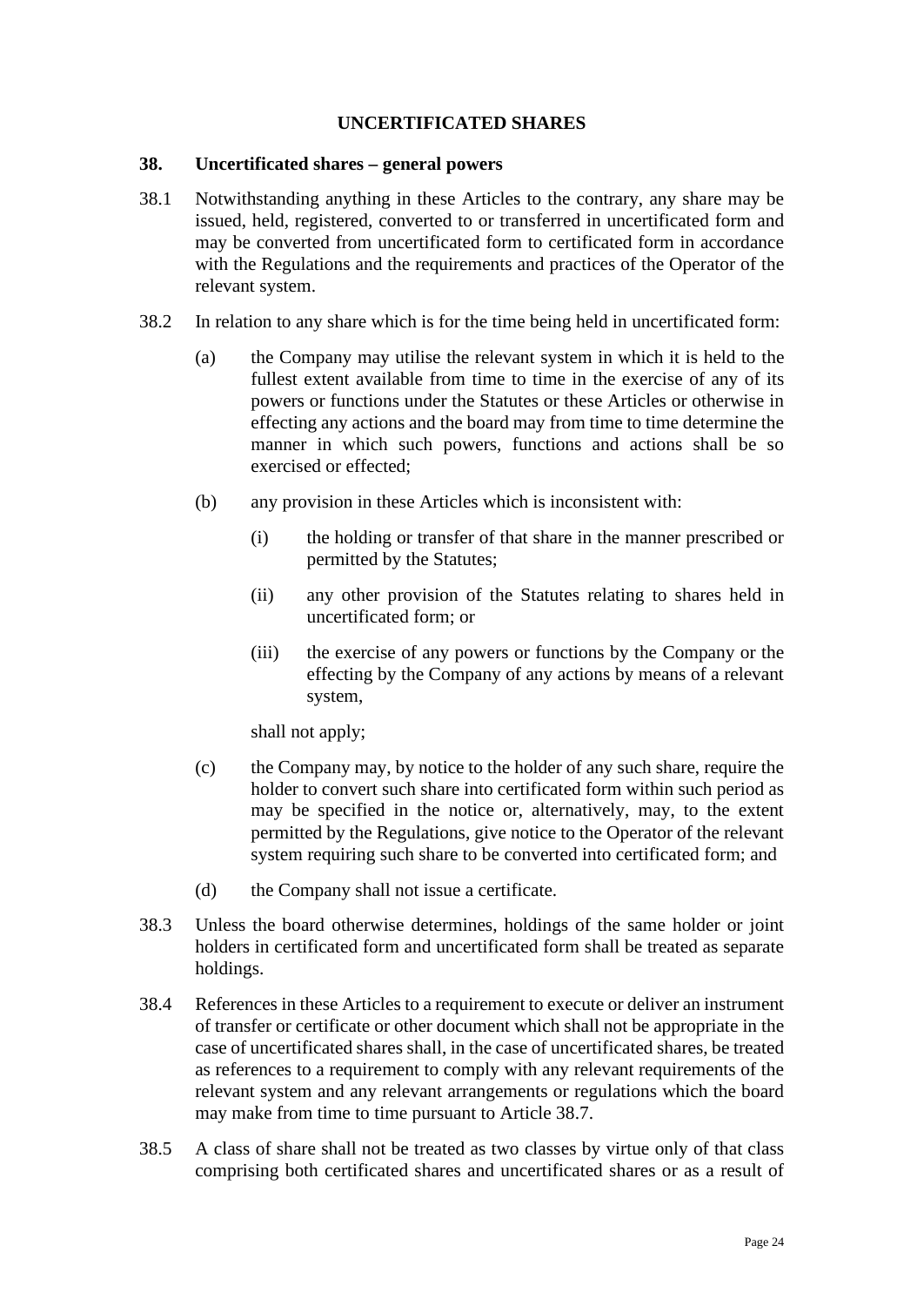## UNCERTIFICATED SHARES

### 38. Uncertificated shares – general powers

38.1 Notwithstanding anything in these Articles to the contrary, any share may be issued, held, registered, converted to or transferred in uncertificated form and may be converted from uncertificated form to certificated form in accordance with the Regulations and the requirements and practices of the Operator of the relevant system.

38.2 In relation to any share which is for the time being held in uncertificated form:

(a) the Company may utilise the relevant system in which it is held to the fullest extent available from time to time in the exercise of any of its powers or functions under the Statutes or these Articles or otherwise in effecting any actions and the board may from time to time determine the manner in which such powers, functions and actions shall be so exercised or effected;

(b) any provision in these Articles which is inconsistent with:

(i) the holding or transfer of that share in the manner prescribed or permitted by the Statutes;

(ii) any other provision of the Statutes relating to shares held in uncertificated form; or

(iii) the exercise of any powers or functions by the Company or the effecting by the Company of any actions by means of a relevant system,

shall not apply;

(c) the Company may, by notice to the holder of any such share, require the holder to convert such share into certificated form within such period as may be specified in the notice or, alternatively, may, to the extent permitted by the Regulations, give notice to the Operator of the relevant system requiring such share to be converted into certificated form; and

(d) the Company shall not issue a certificate.

38.3 Unless the board otherwise determines, holdings of the same holder or joint holders in certificated form and uncertificated form shall be treated as separate holdings.

38.4 References in these Articles to a requirement to execute or deliver an instrument of transfer or certificate or other document which shall not be appropriate in the case of uncertificated shares shall, in the case of uncertificated shares, be treated as references to a requirement to comply with any relevant requirements of the relevant system and any relevant arrangements or regulations which the board may make from time to time pursuant to Article 38.7.

38.5 A class of share shall not be treated as two classes by virtue only of that class comprising both certificated shares and uncertificated shares or as a result of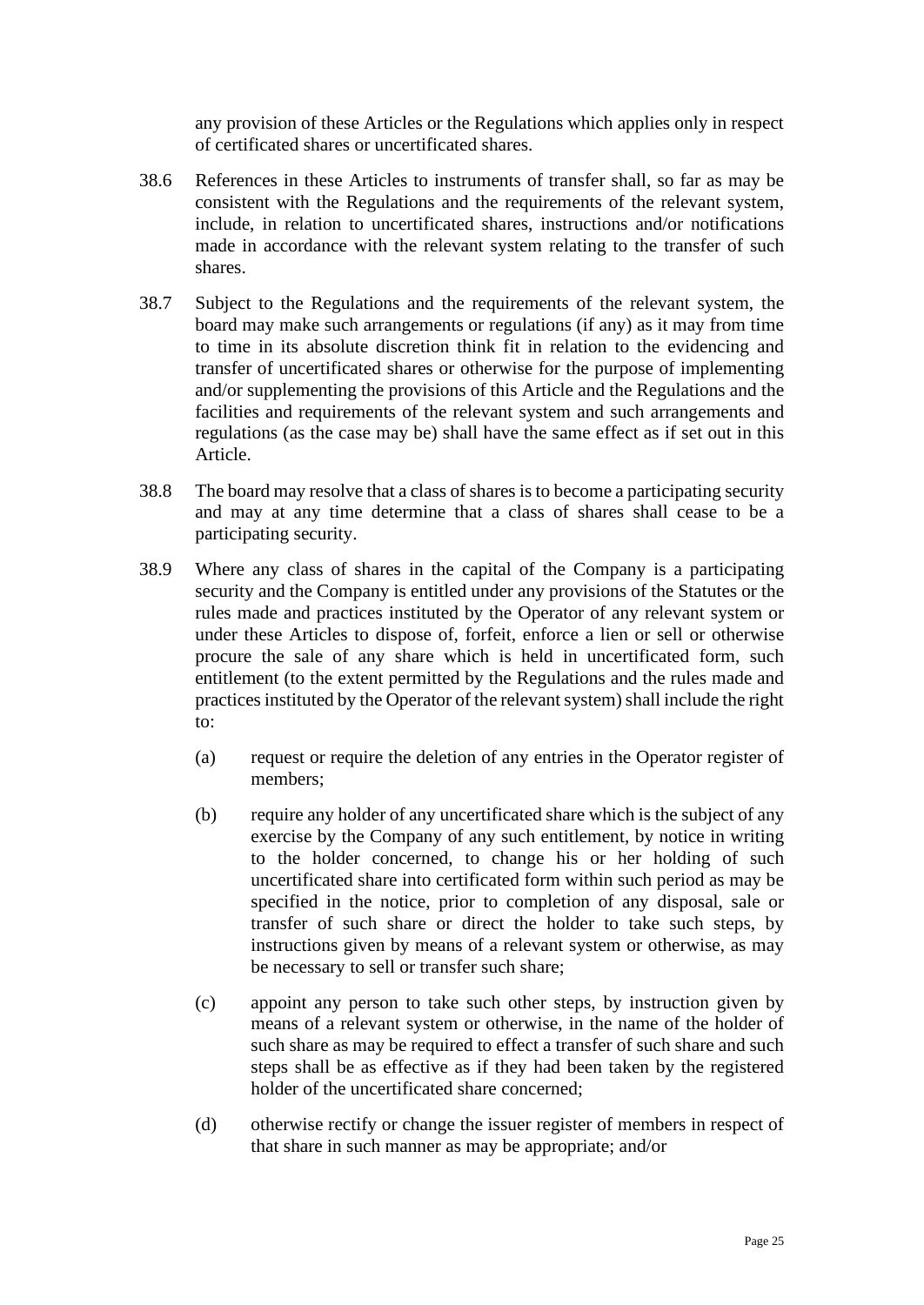any provision of these Articles or the Regulations which applies only in respect of certificated shares or uncertificated shares.

38.6 References in these Articles to instruments of transfer shall, so far as may be consistent with the Regulations and the requirements of the relevant system, include, in relation to uncertificated shares, instructions and/or notifications made in accordance with the relevant system relating to the transfer of such shares.

38.7 Subject to the Regulations and the requirements of the relevant system, the board may make such arrangements or regulations (if any) as it may from time to time in its absolute discretion think fit in relation to the evidencing and transfer of uncertificated shares or otherwise for the purpose of implementing and/or supplementing the provisions of this Article and the Regulations and the facilities and requirements of the relevant system and such arrangements and regulations (as the case may be) shall have the same effect as if set out in this Article.

38.8 The board may resolve that a class of shares is to become a participating security and may at any time determine that a class of shares shall cease to be a participating security.

38.9 Where any class of shares in the capital of the Company is a participating security and the Company is entitled under any provisions of the Statutes or the rules made and practices instituted by the Operator of any relevant system or under these Articles to dispose of, forfeit, enforce a lien or sell or otherwise procure the sale of any share which is held in uncertificated form, such entitlement (to the extent permitted by the Regulations and the rules made and practices instituted by the Operator of the relevant system) shall include the right to:

(a) request or require the deletion of any entries in the Operator register of members;

(b) require any holder of any uncertificated share which is the subject of any exercise by the Company of any such entitlement, by notice in writing to the holder concerned, to change his or her holding of such uncertificated share into certificated form within such period as may be specified in the notice, prior to completion of any disposal, sale or transfer of such share or direct the holder to take such steps, by instructions given by means of a relevant system or otherwise, as may be necessary to sell or transfer such share;

(c) appoint any person to take such other steps, by instruction given by means of a relevant system or otherwise, in the name of the holder of such share as may be required to effect a transfer of such share and such steps shall be as effective as if they had been taken by the registered holder of the uncertificated share concerned;

(d) otherwise rectify or change the issuer register of members in respect of that share in such manner as may be appropriate; and/or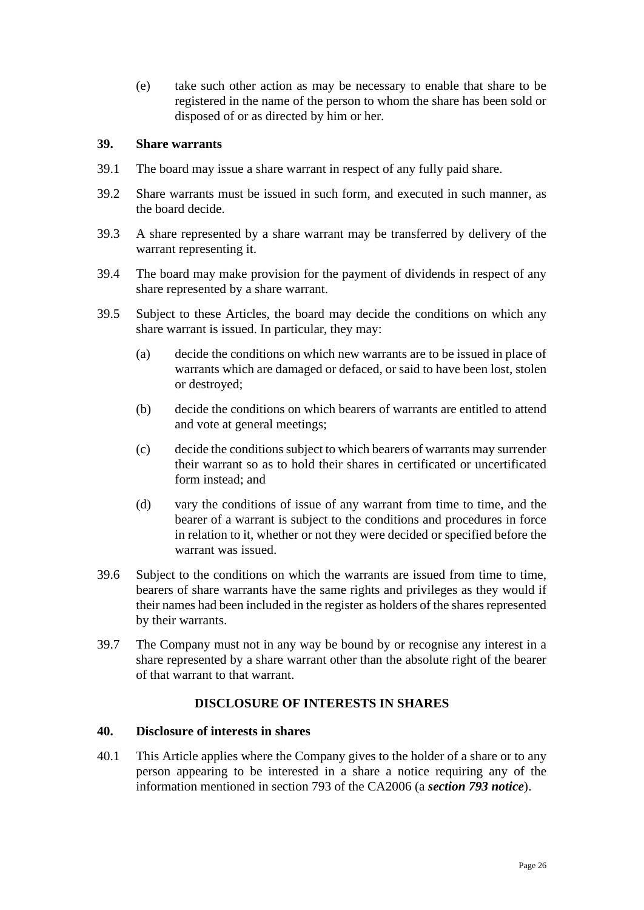(e) take such other action as may be necessary to enable that share to be registered in the name of the person to whom the share has been sold or disposed of or as directed by him or her.

**39. Share warrants**

39.1 The board may issue a share warrant in respect of any fully paid share.

39.2 Share warrants must be issued in such form, and executed in such manner, as the board decide.

39.3 A share represented by a share warrant may be transferred by delivery of the warrant representing it.

39.4 The board may make provision for the payment of dividends in respect of any share represented by a share warrant.

39.5 Subject to these Articles, the board may decide the conditions on which any share warrant is issued. In particular, they may:

(a) decide the conditions on which new warrants are to be issued in place of warrants which are damaged or defaced, or said to have been lost, stolen or destroyed;

(b) decide the conditions on which bearers of warrants are entitled to attend and vote at general meetings;

(c) decide the conditions subject to which bearers of warrants may surrender their warrant so as to hold their shares in certificated or uncertificated form instead; and

(d) vary the conditions of issue of any warrant from time to time, and the bearer of a warrant is subject to the conditions and procedures in force in relation to it, whether or not they were decided or specified before the warrant was issued.

39.6 Subject to the conditions on which the warrants are issued from time to time, bearers of share warrants have the same rights and privileges as they would if their names had been included in the register as holders of the shares represented by their warrants.

39.7 The Company must not in any way be bound by or recognise any interest in a share represented by a share warrant other than the absolute right of the bearer of that warrant to that warrant.

## DISCLOSURE OF INTERESTS IN SHARES

**40. Disclosure of interests in shares**

40.1 This Article applies where the Company gives to the holder of a share or to any person appearing to be interested in a share a notice requiring any of the information mentioned in section 793 of the CA2006 (a ***section 793 notice***).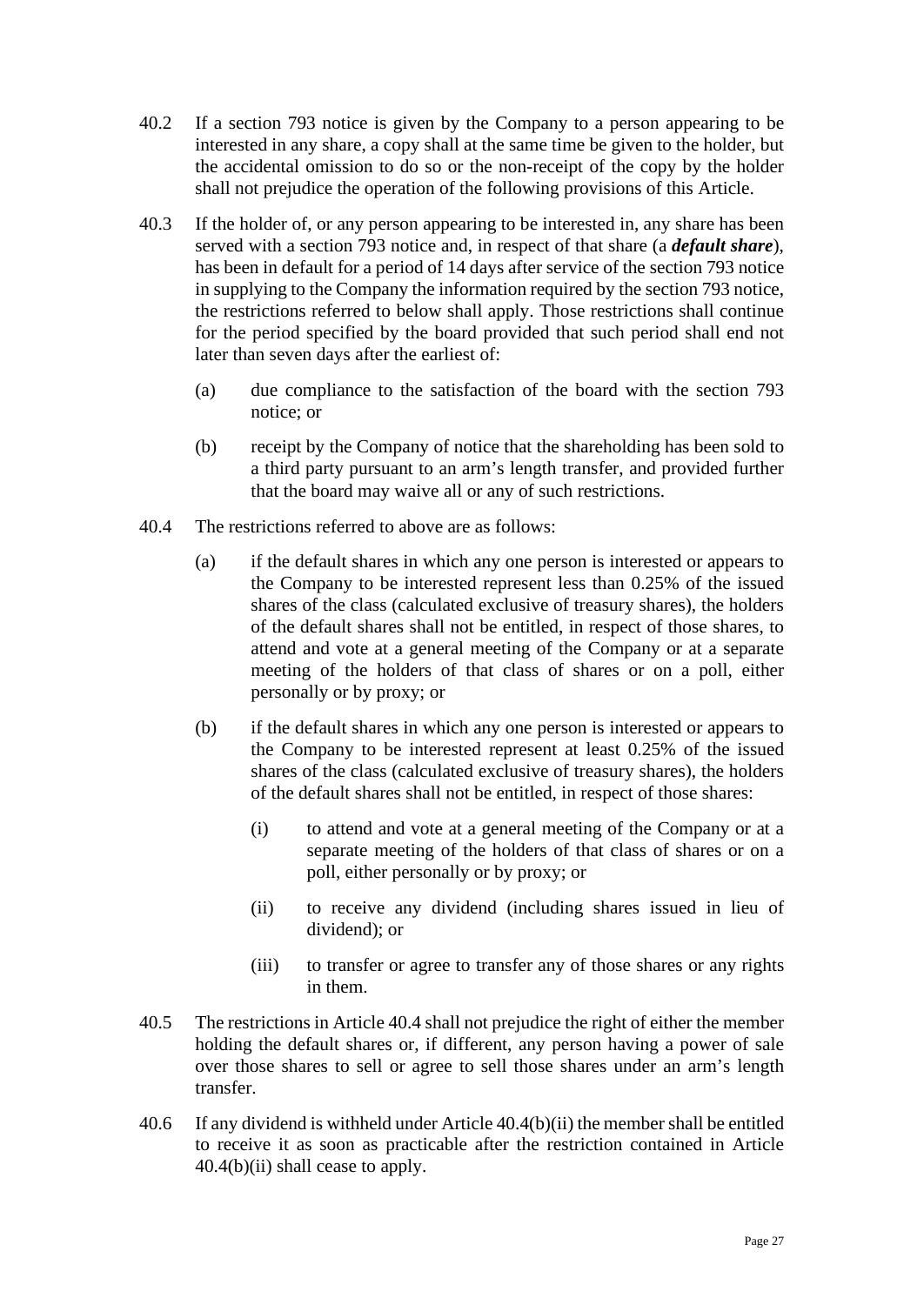40.2 If a section 793 notice is given by the Company to a person appearing to be interested in any share, a copy shall at the same time be given to the holder, but the accidental omission to do so or the non-receipt of the copy by the holder shall not prejudice the operation of the following provisions of this Article.

40.3 If the holder of, or any person appearing to be interested in, any share has been served with a section 793 notice and, in respect of that share (a ***default share***), has been in default for a period of 14 days after service of the section 793 notice in supplying to the Company the information required by the section 793 notice, the restrictions referred to below shall apply. Those restrictions shall continue for the period specified by the board provided that such period shall end not later than seven days after the earliest of:

   (a) due compliance to the satisfaction of the board with the section 793 notice; or

   (b) receipt by the Company of notice that the shareholding has been sold to a third party pursuant to an arm's length transfer, and provided further that the board may waive all or any of such restrictions.

40.4 The restrictions referred to above are as follows:

   (a) if the default shares in which any one person is interested or appears to the Company to be interested represent less than 0.25% of the issued shares of the class (calculated exclusive of treasury shares), the holders of the default shares shall not be entitled, in respect of those shares, to attend and vote at a general meeting of the Company or at a separate meeting of the holders of that class of shares or on a poll, either personally or by proxy; or

   (b) if the default shares in which any one person is interested or appears to the Company to be interested represent at least 0.25% of the issued shares of the class (calculated exclusive of treasury shares), the holders of the default shares shall not be entitled, in respect of those shares:

      (i) to attend and vote at a general meeting of the Company or at a separate meeting of the holders of that class of shares or on a poll, either personally or by proxy; or

      (ii) to receive any dividend (including shares issued in lieu of dividend); or

      (iii) to transfer or agree to transfer any of those shares or any rights in them.

40.5 The restrictions in Article 40.4 shall not prejudice the right of either the member holding the default shares or, if different, any person having a power of sale over those shares to sell or agree to sell those shares under an arm's length transfer.

40.6 If any dividend is withheld under Article 40.4(b)(ii) the member shall be entitled to receive it as soon as practicable after the restriction contained in Article 40.4(b)(ii) shall cease to apply.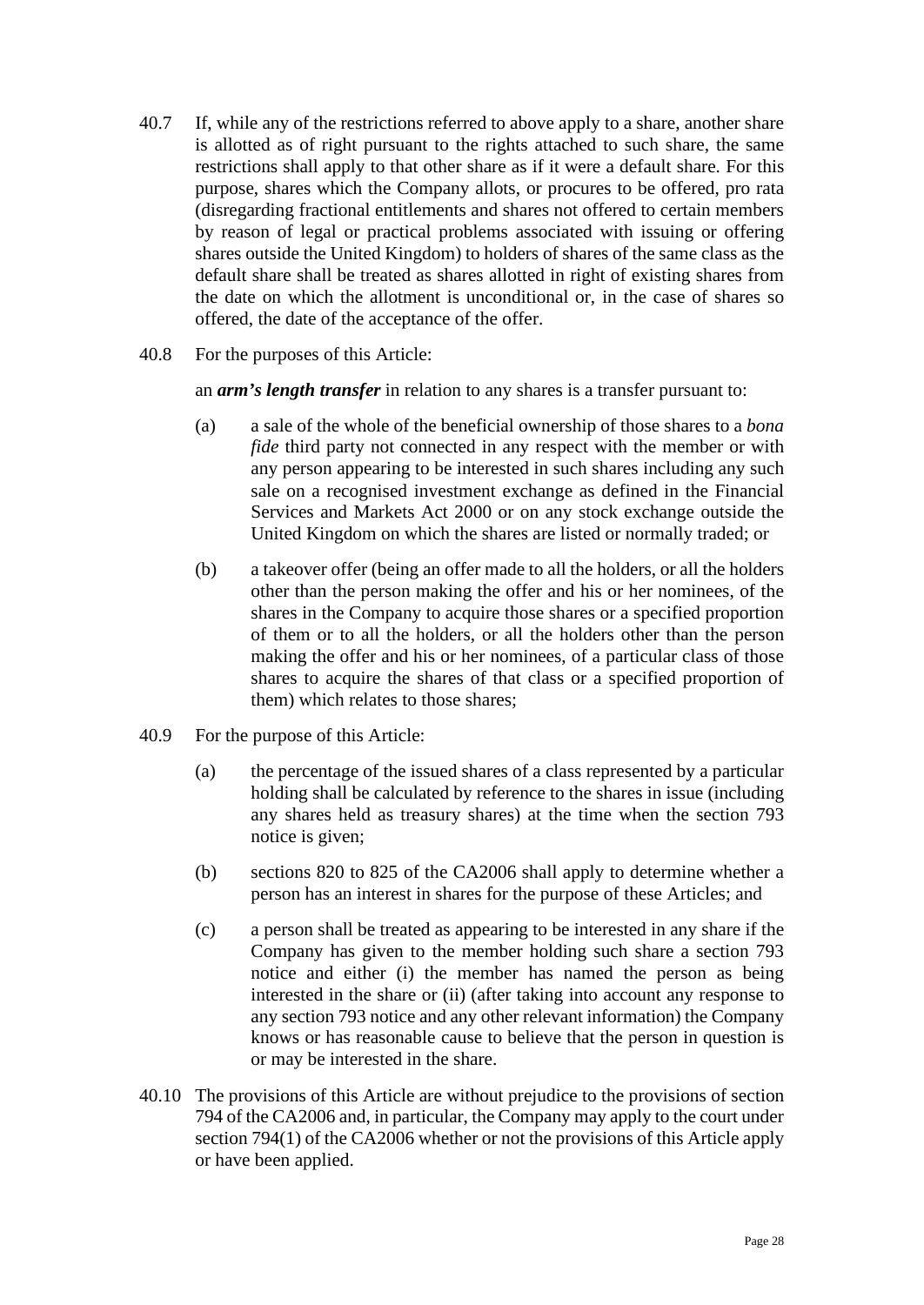40.7 If, while any of the restrictions referred to above apply to a share, another share is allotted as of right pursuant to the rights attached to such share, the same restrictions shall apply to that other share as if it were a default share. For this purpose, shares which the Company allots, or procures to be offered, pro rata (disregarding fractional entitlements and shares not offered to certain members by reason of legal or practical problems associated with issuing or offering shares outside the United Kingdom) to holders of shares of the same class as the default share shall be treated as shares allotted in right of existing shares from the date on which the allotment is unconditional or, in the case of shares so offered, the date of the acceptance of the offer.

40.8 For the purposes of this Article:

an ***arm's length transfer*** in relation to any shares is a transfer pursuant to:

(a) a sale of the whole of the beneficial ownership of those shares to a *bona fide* third party not connected in any respect with the member or with any person appearing to be interested in such shares including any such sale on a recognised investment exchange as defined in the Financial Services and Markets Act 2000 or on any stock exchange outside the United Kingdom on which the shares are listed or normally traded; or

(b) a takeover offer (being an offer made to all the holders, or all the holders other than the person making the offer and his or her nominees, of the shares in the Company to acquire those shares or a specified proportion of them or to all the holders, or all the holders other than the person making the offer and his or her nominees, of a particular class of those shares to acquire the shares of that class or a specified proportion of them) which relates to those shares;

40.9 For the purpose of this Article:

(a) the percentage of the issued shares of a class represented by a particular holding shall be calculated by reference to the shares in issue (including any shares held as treasury shares) at the time when the section 793 notice is given;

(b) sections 820 to 825 of the CA2006 shall apply to determine whether a person has an interest in shares for the purpose of these Articles; and

(c) a person shall be treated as appearing to be interested in any share if the Company has given to the member holding such share a section 793 notice and either (i) the member has named the person as being interested in the share or (ii) (after taking into account any response to any section 793 notice and any other relevant information) the Company knows or has reasonable cause to believe that the person in question is or may be interested in the share.

40.10 The provisions of this Article are without prejudice to the provisions of section 794 of the CA2006 and, in particular, the Company may apply to the court under section 794(1) of the CA2006 whether or not the provisions of this Article apply or have been applied.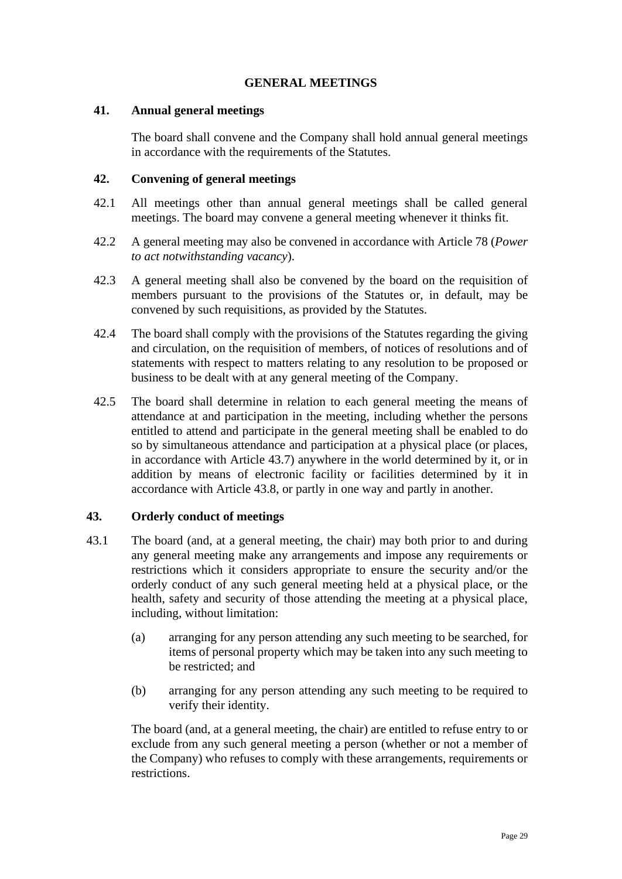## GENERAL MEETINGS

### 41. Annual general meetings

The board shall convene and the Company shall hold annual general meetings in accordance with the requirements of the Statutes.

### 42. Convening of general meetings

42.1 All meetings other than annual general meetings shall be called general meetings. The board may convene a general meeting whenever it thinks fit.

42.2 A general meeting may also be convened in accordance with Article 78 (*Power to act notwithstanding vacancy*).

42.3 A general meeting shall also be convened by the board on the requisition of members pursuant to the provisions of the Statutes or, in default, may be convened by such requisitions, as provided by the Statutes.

42.4 The board shall comply with the provisions of the Statutes regarding the giving and circulation, on the requisition of members, of notices of resolutions and of statements with respect to matters relating to any resolution to be proposed or business to be dealt with at any general meeting of the Company.

42.5 The board shall determine in relation to each general meeting the means of attendance at and participation in the meeting, including whether the persons entitled to attend and participate in the general meeting shall be enabled to do so by simultaneous attendance and participation at a physical place (or places, in accordance with Article 43.7) anywhere in the world determined by it, or in addition by means of electronic facility or facilities determined by it in accordance with Article 43.8, or partly in one way and partly in another.

### 43. Orderly conduct of meetings

43.1 The board (and, at a general meeting, the chair) may both prior to and during any general meeting make any arrangements and impose any requirements or restrictions which it considers appropriate to ensure the security and/or the orderly conduct of any such general meeting held at a physical place, or the health, safety and security of those attending the meeting at a physical place, including, without limitation:

(a) arranging for any person attending any such meeting to be searched, for items of personal property which may be taken into any such meeting to be restricted; and

(b) arranging for any person attending any such meeting to be required to verify their identity.

The board (and, at a general meeting, the chair) are entitled to refuse entry to or exclude from any such general meeting a person (whether or not a member of the Company) who refuses to comply with these arrangements, requirements or restrictions.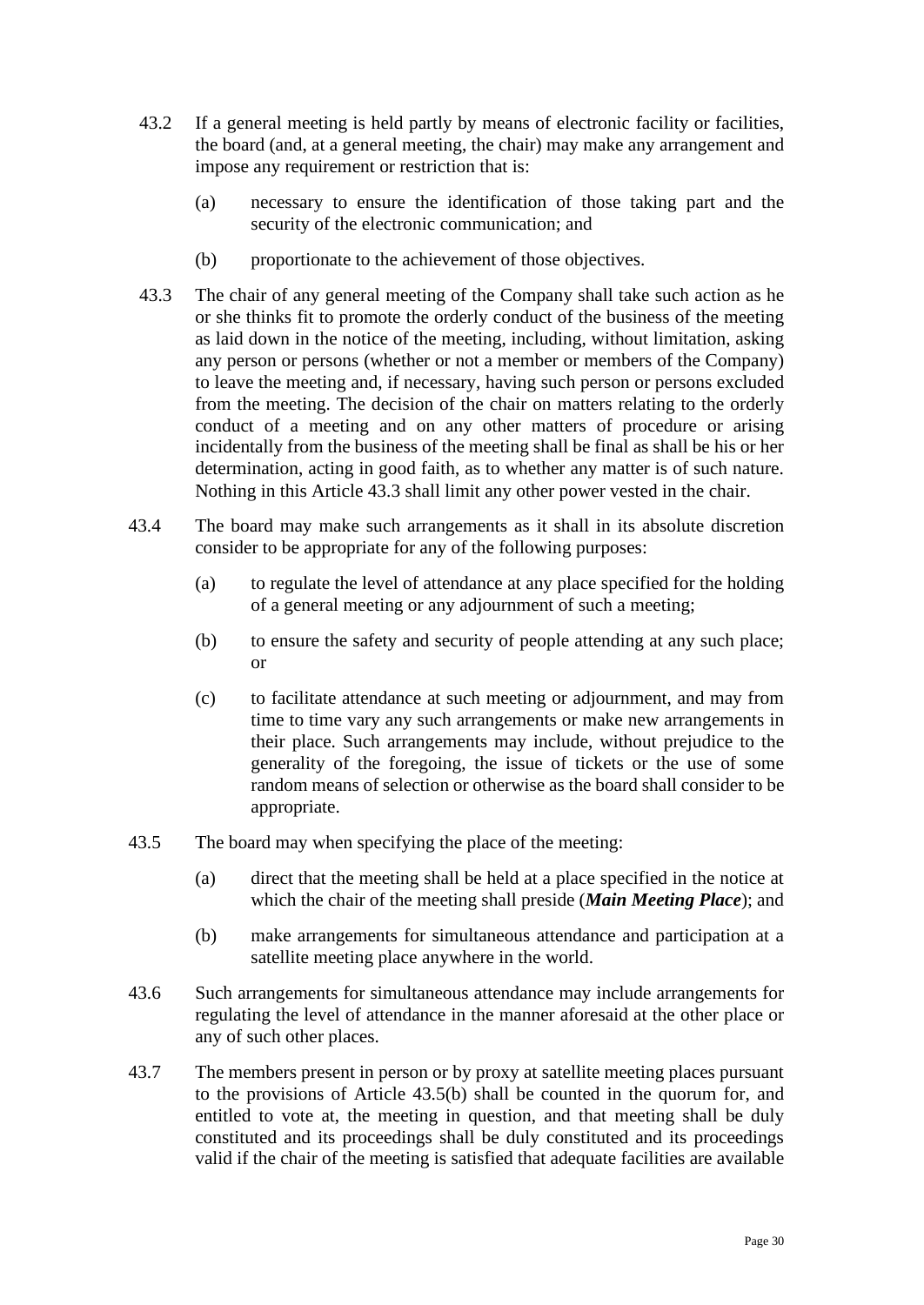43.2 If a general meeting is held partly by means of electronic facility or facilities, the board (and, at a general meeting, the chair) may make any arrangement and impose any requirement or restriction that is:

(a) necessary to ensure the identification of those taking part and the security of the electronic communication; and

(b) proportionate to the achievement of those objectives.

43.3 The chair of any general meeting of the Company shall take such action as he or she thinks fit to promote the orderly conduct of the business of the meeting as laid down in the notice of the meeting, including, without limitation, asking any person or persons (whether or not a member or members of the Company) to leave the meeting and, if necessary, having such person or persons excluded from the meeting. The decision of the chair on matters relating to the orderly conduct of a meeting and on any other matters of procedure or arising incidentally from the business of the meeting shall be final as shall be his or her determination, acting in good faith, as to whether any matter is of such nature. Nothing in this Article 43.3 shall limit any other power vested in the chair.

43.4 The board may make such arrangements as it shall in its absolute discretion consider to be appropriate for any of the following purposes:

(a) to regulate the level of attendance at any place specified for the holding of a general meeting or any adjournment of such a meeting;

(b) to ensure the safety and security of people attending at any such place; or

(c) to facilitate attendance at such meeting or adjournment, and may from time to time vary any such arrangements or make new arrangements in their place. Such arrangements may include, without prejudice to the generality of the foregoing, the issue of tickets or the use of some random means of selection or otherwise as the board shall consider to be appropriate.

43.5 The board may when specifying the place of the meeting:

(a) direct that the meeting shall be held at a place specified in the notice at which the chair of the meeting shall preside (***Main Meeting Place***); and

(b) make arrangements for simultaneous attendance and participation at a satellite meeting place anywhere in the world.

43.6 Such arrangements for simultaneous attendance may include arrangements for regulating the level of attendance in the manner aforesaid at the other place or any of such other places.

43.7 The members present in person or by proxy at satellite meeting places pursuant to the provisions of Article 43.5(b) shall be counted in the quorum for, and entitled to vote at, the meeting in question, and that meeting shall be duly constituted and its proceedings shall be duly constituted and its proceedings valid if the chair of the meeting is satisfied that adequate facilities are available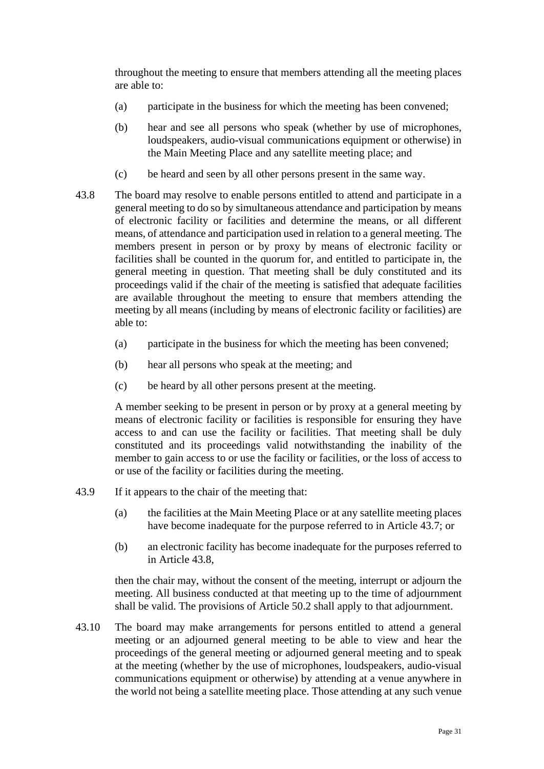throughout the meeting to ensure that members attending all the meeting places are able to:

(a) participate in the business for which the meeting has been convened;

(b) hear and see all persons who speak (whether by use of microphones, loudspeakers, audio-visual communications equipment or otherwise) in the Main Meeting Place and any satellite meeting place; and

(c) be heard and seen by all other persons present in the same way.

43.8 The board may resolve to enable persons entitled to attend and participate in a general meeting to do so by simultaneous attendance and participation by means of electronic facility or facilities and determine the means, or all different means, of attendance and participation used in relation to a general meeting. The members present in person or by proxy by means of electronic facility or facilities shall be counted in the quorum for, and entitled to participate in, the general meeting in question. That meeting shall be duly constituted and its proceedings valid if the chair of the meeting is satisfied that adequate facilities are available throughout the meeting to ensure that members attending the meeting by all means (including by means of electronic facility or facilities) are able to:

(a) participate in the business for which the meeting has been convened;

(b) hear all persons who speak at the meeting; and

(c) be heard by all other persons present at the meeting.

A member seeking to be present in person or by proxy at a general meeting by means of electronic facility or facilities is responsible for ensuring they have access to and can use the facility or facilities. That meeting shall be duly constituted and its proceedings valid notwithstanding the inability of the member to gain access to or use the facility or facilities, or the loss of access to or use of the facility or facilities during the meeting.

43.9 If it appears to the chair of the meeting that:

(a) the facilities at the Main Meeting Place or at any satellite meeting places have become inadequate for the purpose referred to in Article 43.7; or

(b) an electronic facility has become inadequate for the purposes referred to in Article 43.8,

then the chair may, without the consent of the meeting, interrupt or adjourn the meeting. All business conducted at that meeting up to the time of adjournment shall be valid. The provisions of Article 50.2 shall apply to that adjournment.

43.10 The board may make arrangements for persons entitled to attend a general meeting or an adjourned general meeting to be able to view and hear the proceedings of the general meeting or adjourned general meeting and to speak at the meeting (whether by the use of microphones, loudspeakers, audio-visual communications equipment or otherwise) by attending at a venue anywhere in the world not being a satellite meeting place. Those attending at any such venue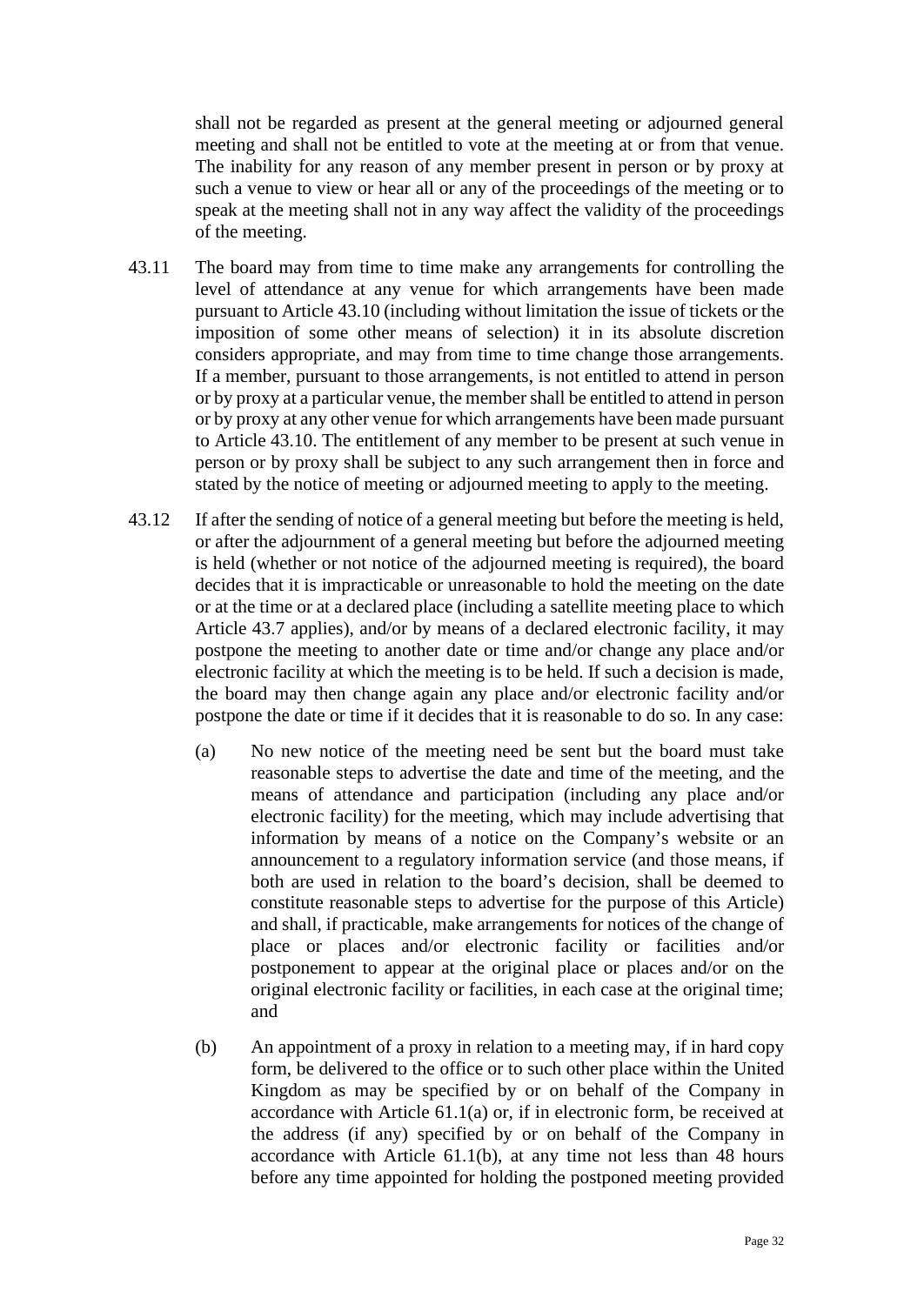shall not be regarded as present at the general meeting or adjourned general meeting and shall not be entitled to vote at the meeting at or from that venue. The inability for any reason of any member present in person or by proxy at such a venue to view or hear all or any of the proceedings of the meeting or to speak at the meeting shall not in any way affect the validity of the proceedings of the meeting.

43.11 The board may from time to time make any arrangements for controlling the level of attendance at any venue for which arrangements have been made pursuant to Article 43.10 (including without limitation the issue of tickets or the imposition of some other means of selection) it in its absolute discretion considers appropriate, and may from time to time change those arrangements. If a member, pursuant to those arrangements, is not entitled to attend in person or by proxy at a particular venue, the member shall be entitled to attend in person or by proxy at any other venue for which arrangements have been made pursuant to Article 43.10. The entitlement of any member to be present at such venue in person or by proxy shall be subject to any such arrangement then in force and stated by the notice of meeting or adjourned meeting to apply to the meeting.

43.12 If after the sending of notice of a general meeting but before the meeting is held, or after the adjournment of a general meeting but before the adjourned meeting is held (whether or not notice of the adjourned meeting is required), the board decides that it is impracticable or unreasonable to hold the meeting on the date or at the time or at a declared place (including a satellite meeting place to which Article 43.7 applies), and/or by means of a declared electronic facility, it may postpone the meeting to another date or time and/or change any place and/or electronic facility at which the meeting is to be held. If such a decision is made, the board may then change again any place and/or electronic facility and/or postpone the date or time if it decides that it is reasonable to do so. In any case:

(a) No new notice of the meeting need be sent but the board must take reasonable steps to advertise the date and time of the meeting, and the means of attendance and participation (including any place and/or electronic facility) for the meeting, which may include advertising that information by means of a notice on the Company's website or an announcement to a regulatory information service (and those means, if both are used in relation to the board's decision, shall be deemed to constitute reasonable steps to advertise for the purpose of this Article) and shall, if practicable, make arrangements for notices of the change of place or places and/or electronic facility or facilities and/or postponement to appear at the original place or places and/or on the original electronic facility or facilities, in each case at the original time; and

(b) An appointment of a proxy in relation to a meeting may, if in hard copy form, be delivered to the office or to such other place within the United Kingdom as may be specified by or on behalf of the Company in accordance with Article 61.1(a) or, if in electronic form, be received at the address (if any) specified by or on behalf of the Company in accordance with Article 61.1(b), at any time not less than 48 hours before any time appointed for holding the postponed meeting provided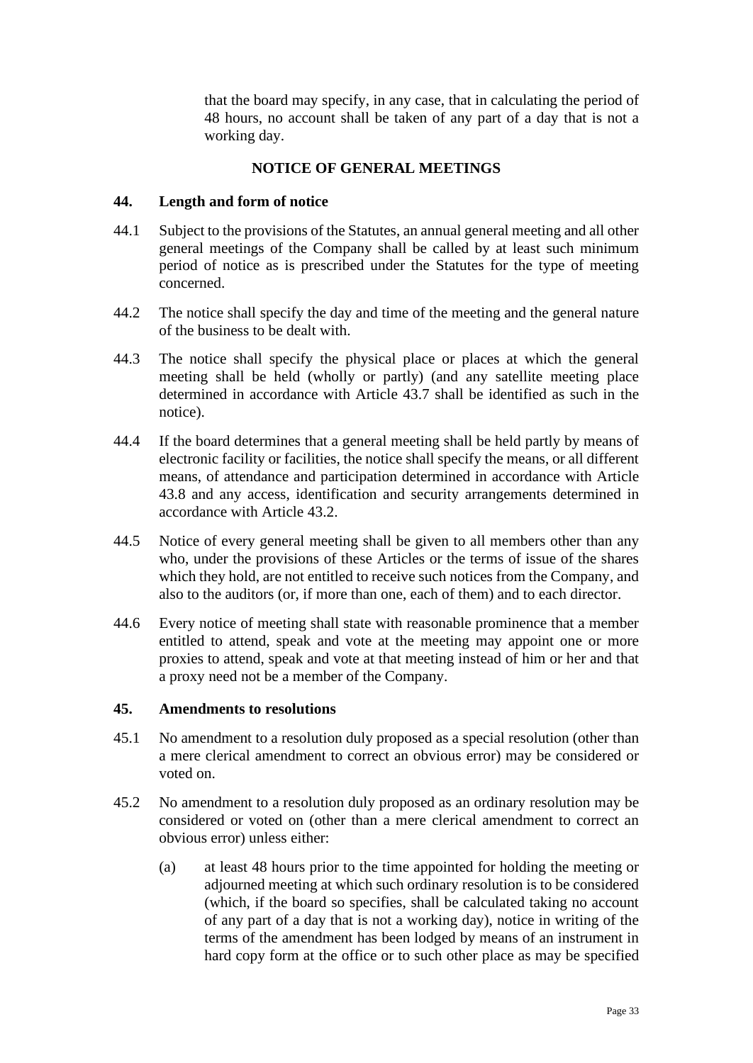that the board may specify, in any case, that in calculating the period of 48 hours, no account shall be taken of any part of a day that is not a working day.

## NOTICE OF GENERAL MEETINGS

### 44. Length and form of notice

44.1 Subject to the provisions of the Statutes, an annual general meeting and all other general meetings of the Company shall be called by at least such minimum period of notice as is prescribed under the Statutes for the type of meeting concerned.

44.2 The notice shall specify the day and time of the meeting and the general nature of the business to be dealt with.

44.3 The notice shall specify the physical place or places at which the general meeting shall be held (wholly or partly) (and any satellite meeting place determined in accordance with Article 43.7 shall be identified as such in the notice).

44.4 If the board determines that a general meeting shall be held partly by means of electronic facility or facilities, the notice shall specify the means, or all different means, of attendance and participation determined in accordance with Article 43.8 and any access, identification and security arrangements determined in accordance with Article 43.2.

44.5 Notice of every general meeting shall be given to all members other than any who, under the provisions of these Articles or the terms of issue of the shares which they hold, are not entitled to receive such notices from the Company, and also to the auditors (or, if more than one, each of them) and to each director.

44.6 Every notice of meeting shall state with reasonable prominence that a member entitled to attend, speak and vote at the meeting may appoint one or more proxies to attend, speak and vote at that meeting instead of him or her and that a proxy need not be a member of the Company.

### 45. Amendments to resolutions

45.1 No amendment to a resolution duly proposed as a special resolution (other than a mere clerical amendment to correct an obvious error) may be considered or voted on.

45.2 No amendment to a resolution duly proposed as an ordinary resolution may be considered or voted on (other than a mere clerical amendment to correct an obvious error) unless either:

(a) at least 48 hours prior to the time appointed for holding the meeting or adjourned meeting at which such ordinary resolution is to be considered (which, if the board so specifies, shall be calculated taking no account of any part of a day that is not a working day), notice in writing of the terms of the amendment has been lodged by means of an instrument in hard copy form at the office or to such other place as may be specified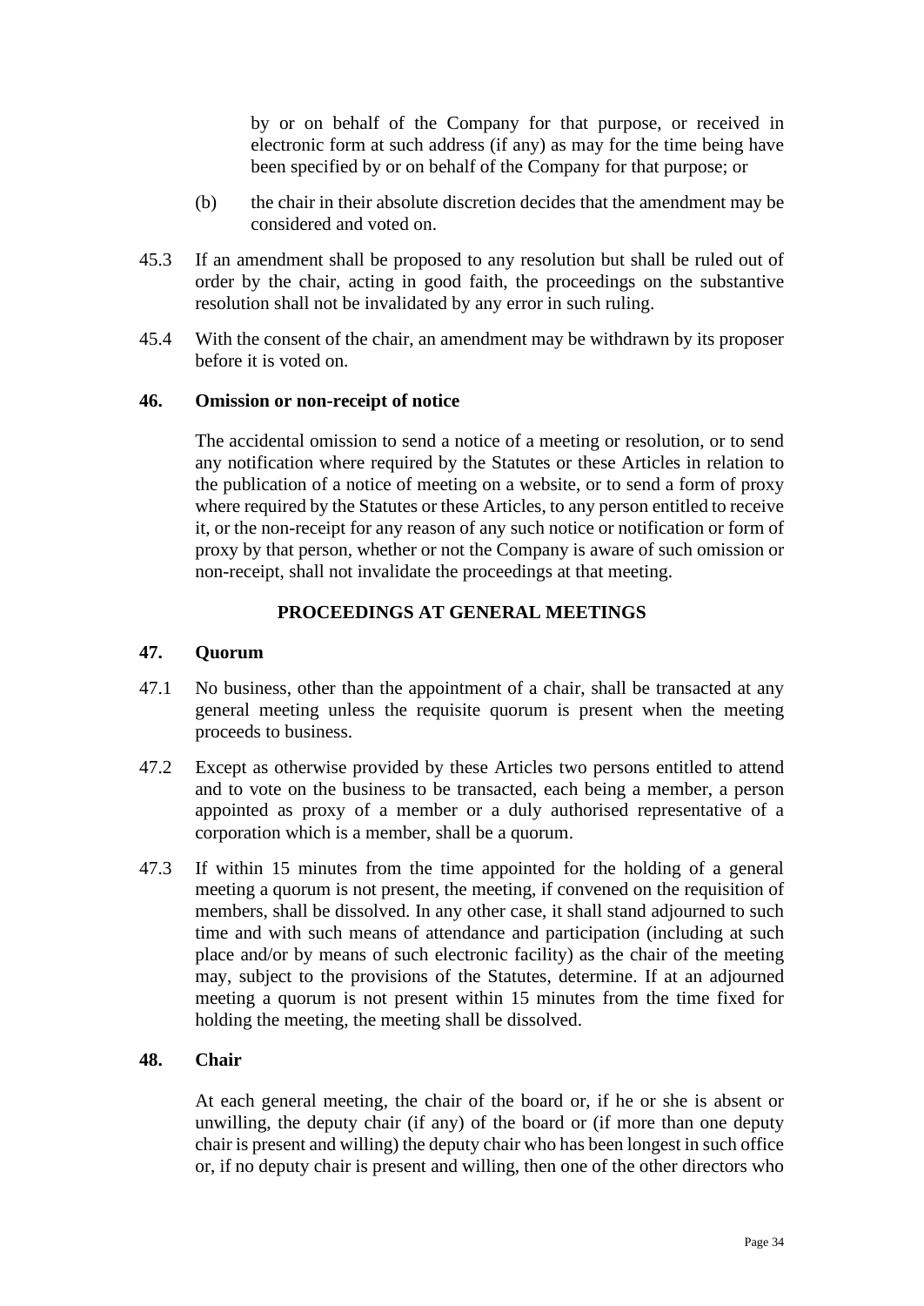by or on behalf of the Company for that purpose, or received in electronic form at such address (if any) as may for the time being have been specified by or on behalf of the Company for that purpose; or

(b) the chair in their absolute discretion decides that the amendment may be considered and voted on.

45.3 If an amendment shall be proposed to any resolution but shall be ruled out of order by the chair, acting in good faith, the proceedings on the substantive resolution shall not be invalidated by any error in such ruling.

45.4 With the consent of the chair, an amendment may be withdrawn by its proposer before it is voted on.

**46. Omission or non-receipt of notice**

The accidental omission to send a notice of a meeting or resolution, or to send any notification where required by the Statutes or these Articles in relation to the publication of a notice of meeting on a website, or to send a form of proxy where required by the Statutes or these Articles, to any person entitled to receive it, or the non-receipt for any reason of any such notice or notification or form of proxy by that person, whether or not the Company is aware of such omission or non-receipt, shall not invalidate the proceedings at that meeting.

## PROCEEDINGS AT GENERAL MEETINGS

**47. Quorum**

47.1 No business, other than the appointment of a chair, shall be transacted at any general meeting unless the requisite quorum is present when the meeting proceeds to business.

47.2 Except as otherwise provided by these Articles two persons entitled to attend and to vote on the business to be transacted, each being a member, a person appointed as proxy of a member or a duly authorised representative of a corporation which is a member, shall be a quorum.

47.3 If within 15 minutes from the time appointed for the holding of a general meeting a quorum is not present, the meeting, if convened on the requisition of members, shall be dissolved. In any other case, it shall stand adjourned to such time and with such means of attendance and participation (including at such place and/or by means of such electronic facility) as the chair of the meeting may, subject to the provisions of the Statutes, determine. If at an adjourned meeting a quorum is not present within 15 minutes from the time fixed for holding the meeting, the meeting shall be dissolved.

**48. Chair**

At each general meeting, the chair of the board or, if he or she is absent or unwilling, the deputy chair (if any) of the board or (if more than one deputy chair is present and willing) the deputy chair who has been longest in such office or, if no deputy chair is present and willing, then one of the other directors who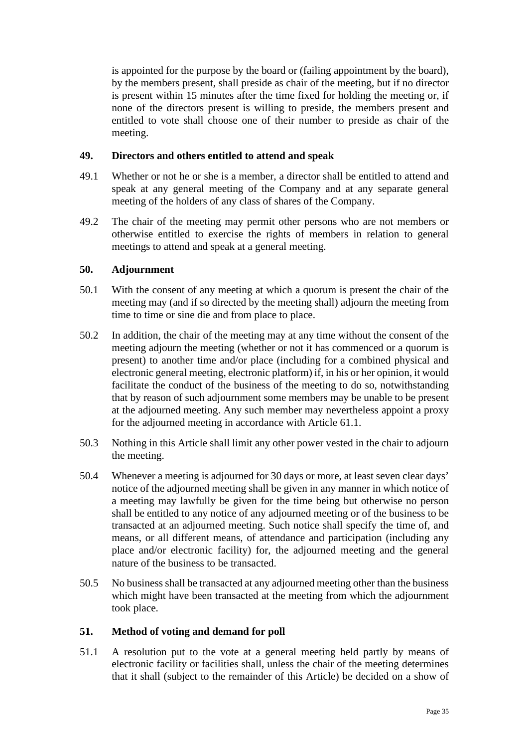is appointed for the purpose by the board or (failing appointment by the board), by the members present, shall preside as chair of the meeting, but if no director is present within 15 minutes after the time fixed for holding the meeting or, if none of the directors present is willing to preside, the members present and entitled to vote shall choose one of their number to preside as chair of the meeting.

## 49. Directors and others entitled to attend and speak

49.1 Whether or not he or she is a member, a director shall be entitled to attend and speak at any general meeting of the Company and at any separate general meeting of the holders of any class of shares of the Company.

49.2 The chair of the meeting may permit other persons who are not members or otherwise entitled to exercise the rights of members in relation to general meetings to attend and speak at a general meeting.

## 50. Adjournment

50.1 With the consent of any meeting at which a quorum is present the chair of the meeting may (and if so directed by the meeting shall) adjourn the meeting from time to time or sine die and from place to place.

50.2 In addition, the chair of the meeting may at any time without the consent of the meeting adjourn the meeting (whether or not it has commenced or a quorum is present) to another time and/or place (including for a combined physical and electronic general meeting, electronic platform) if, in his or her opinion, it would facilitate the conduct of the business of the meeting to do so, notwithstanding that by reason of such adjournment some members may be unable to be present at the adjourned meeting. Any such member may nevertheless appoint a proxy for the adjourned meeting in accordance with Article 61.1.

50.3 Nothing in this Article shall limit any other power vested in the chair to adjourn the meeting.

50.4 Whenever a meeting is adjourned for 30 days or more, at least seven clear days' notice of the adjourned meeting shall be given in any manner in which notice of a meeting may lawfully be given for the time being but otherwise no person shall be entitled to any notice of any adjourned meeting or of the business to be transacted at an adjourned meeting. Such notice shall specify the time of, and means, or all different means, of attendance and participation (including any place and/or electronic facility) for, the adjourned meeting and the general nature of the business to be transacted.

50.5 No business shall be transacted at any adjourned meeting other than the business which might have been transacted at the meeting from which the adjournment took place.

## 51. Method of voting and demand for poll

51.1 A resolution put to the vote at a general meeting held partly by means of electronic facility or facilities shall, unless the chair of the meeting determines that it shall (subject to the remainder of this Article) be decided on a show of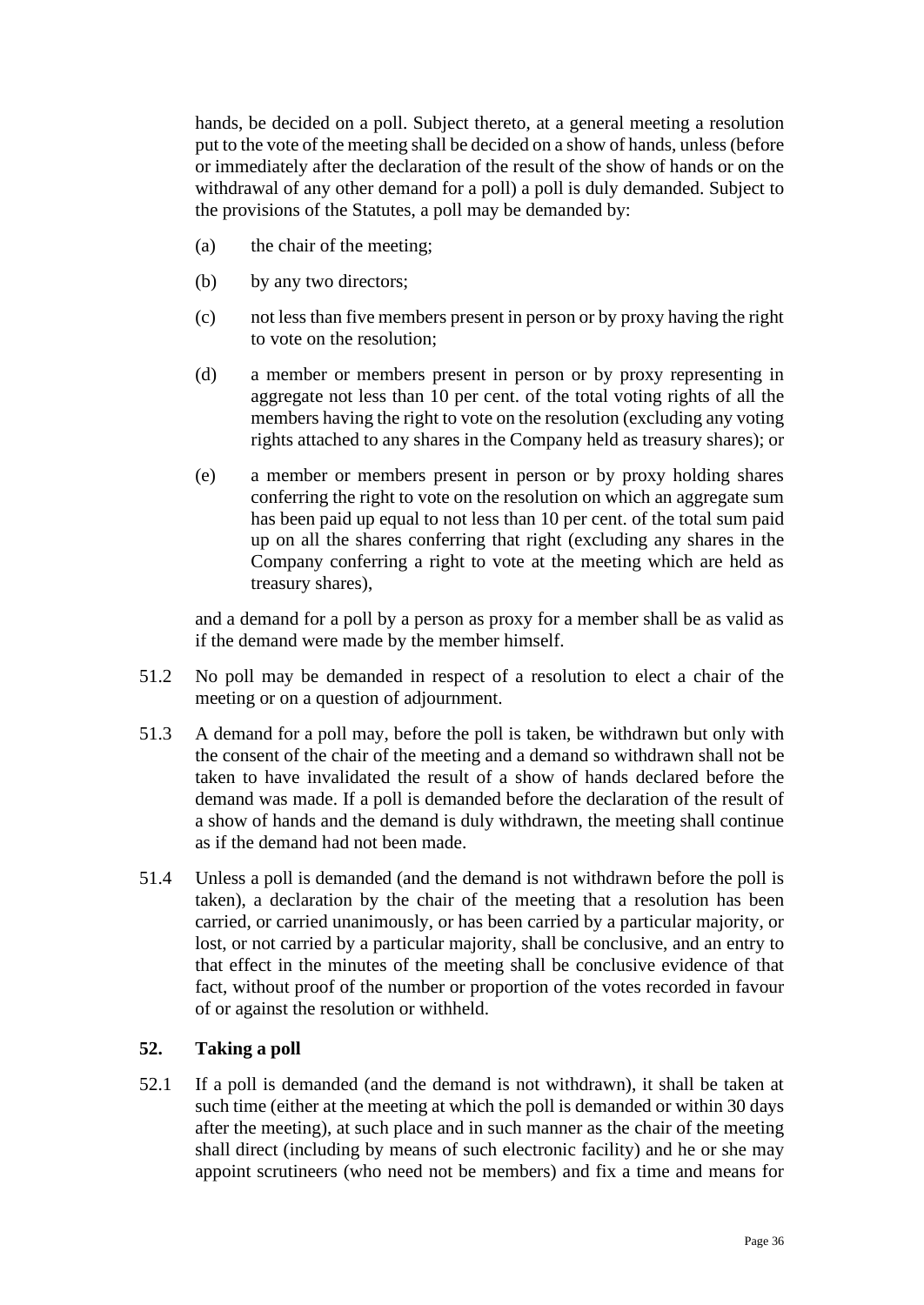hands, be decided on a poll. Subject thereto, at a general meeting a resolution put to the vote of the meeting shall be decided on a show of hands, unless (before or immediately after the declaration of the result of the show of hands or on the withdrawal of any other demand for a poll) a poll is duly demanded. Subject to the provisions of the Statutes, a poll may be demanded by:

(a) the chair of the meeting;

(b) by any two directors;

(c) not less than five members present in person or by proxy having the right to vote on the resolution;

(d) a member or members present in person or by proxy representing in aggregate not less than 10 per cent. of the total voting rights of all the members having the right to vote on the resolution (excluding any voting rights attached to any shares in the Company held as treasury shares); or

(e) a member or members present in person or by proxy holding shares conferring the right to vote on the resolution on which an aggregate sum has been paid up equal to not less than 10 per cent. of the total sum paid up on all the shares conferring that right (excluding any shares in the Company conferring a right to vote at the meeting which are held as treasury shares),

and a demand for a poll by a person as proxy for a member shall be as valid as if the demand were made by the member himself.

51.2 No poll may be demanded in respect of a resolution to elect a chair of the meeting or on a question of adjournment.

51.3 A demand for a poll may, before the poll is taken, be withdrawn but only with the consent of the chair of the meeting and a demand so withdrawn shall not be taken to have invalidated the result of a show of hands declared before the demand was made. If a poll is demanded before the declaration of the result of a show of hands and the demand is duly withdrawn, the meeting shall continue as if the demand had not been made.

51.4 Unless a poll is demanded (and the demand is not withdrawn before the poll is taken), a declaration by the chair of the meeting that a resolution has been carried, or carried unanimously, or has been carried by a particular majority, or lost, or not carried by a particular majority, shall be conclusive, and an entry to that effect in the minutes of the meeting shall be conclusive evidence of that fact, without proof of the number or proportion of the votes recorded in favour of or against the resolution or withheld.

## 52. Taking a poll

52.1 If a poll is demanded (and the demand is not withdrawn), it shall be taken at such time (either at the meeting at which the poll is demanded or within 30 days after the meeting), at such place and in such manner as the chair of the meeting shall direct (including by means of such electronic facility) and he or she may appoint scrutineers (who need not be members) and fix a time and means for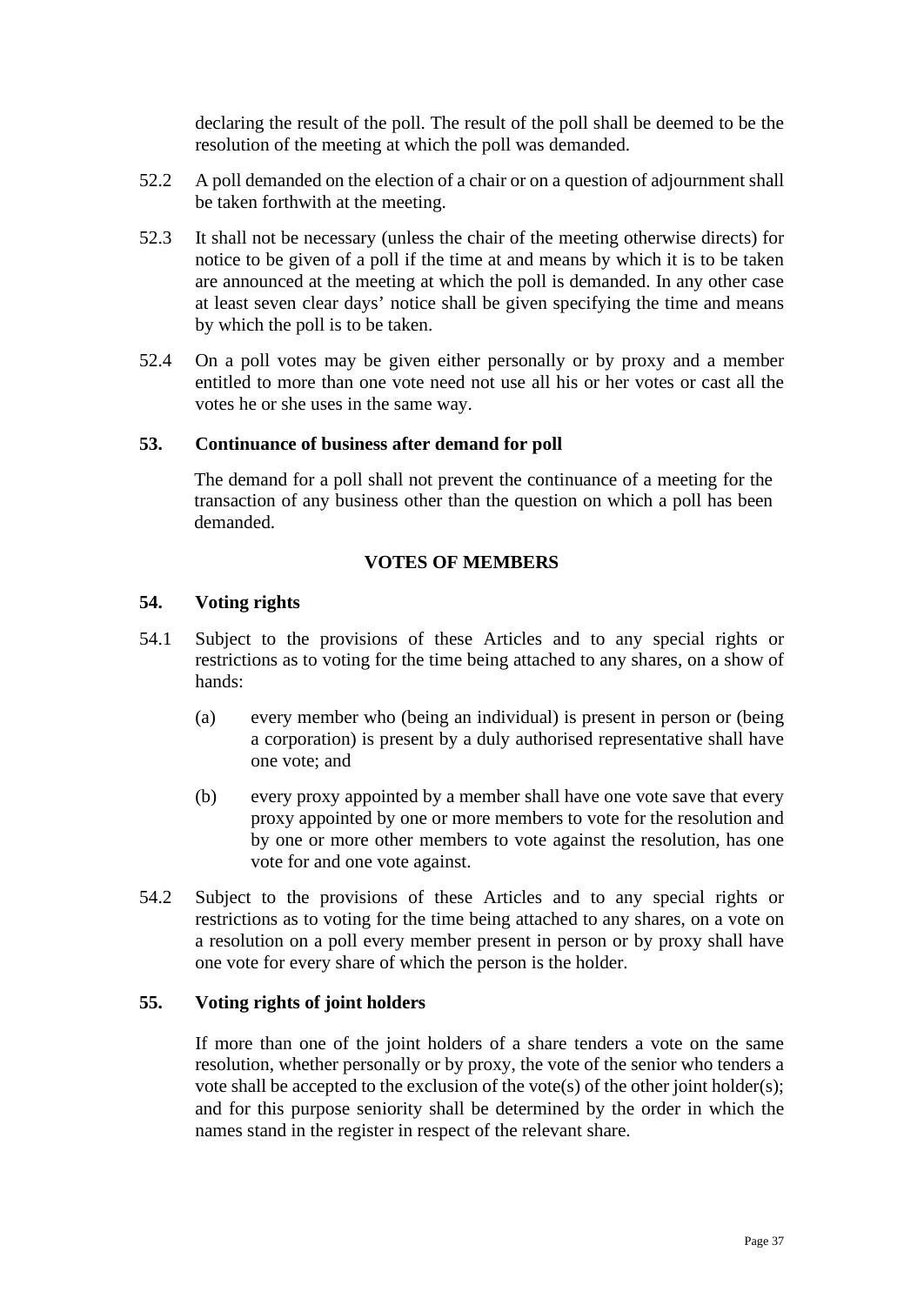declaring the result of the poll. The result of the poll shall be deemed to be the resolution of the meeting at which the poll was demanded.

52.2 A poll demanded on the election of a chair or on a question of adjournment shall be taken forthwith at the meeting.

52.3 It shall not be necessary (unless the chair of the meeting otherwise directs) for notice to be given of a poll if the time at and means by which it is to be taken are announced at the meeting at which the poll is demanded. In any other case at least seven clear days' notice shall be given specifying the time and means by which the poll is to be taken.

52.4 On a poll votes may be given either personally or by proxy and a member entitled to more than one vote need not use all his or her votes or cast all the votes he or she uses in the same way.

**53. Continuance of business after demand for poll**

The demand for a poll shall not prevent the continuance of a meeting for the transaction of any business other than the question on which a poll has been demanded.

## VOTES OF MEMBERS

**54. Voting rights**

54.1 Subject to the provisions of these Articles and to any special rights or restrictions as to voting for the time being attached to any shares, on a show of hands:

(a) every member who (being an individual) is present in person or (being a corporation) is present by a duly authorised representative shall have one vote; and

(b) every proxy appointed by a member shall have one vote save that every proxy appointed by one or more members to vote for the resolution and by one or more other members to vote against the resolution, has one vote for and one vote against.

54.2 Subject to the provisions of these Articles and to any special rights or restrictions as to voting for the time being attached to any shares, on a vote on a resolution on a poll every member present in person or by proxy shall have one vote for every share of which the person is the holder.

**55. Voting rights of joint holders**

If more than one of the joint holders of a share tenders a vote on the same resolution, whether personally or by proxy, the vote of the senior who tenders a vote shall be accepted to the exclusion of the vote(s) of the other joint holder(s); and for this purpose seniority shall be determined by the order in which the names stand in the register in respect of the relevant share.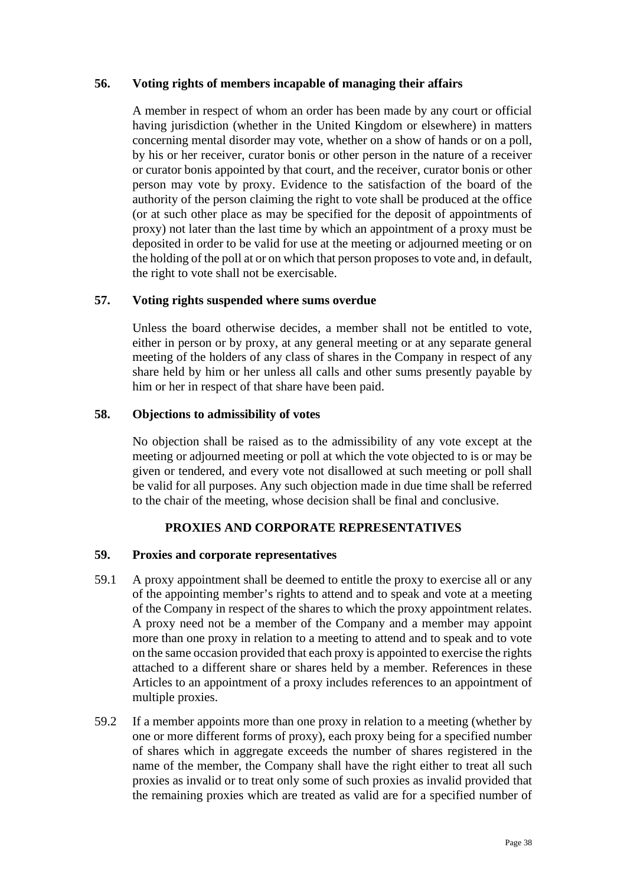### 56. Voting rights of members incapable of managing their affairs

A member in respect of whom an order has been made by any court or official having jurisdiction (whether in the United Kingdom or elsewhere) in matters concerning mental disorder may vote, whether on a show of hands or on a poll, by his or her receiver, curator bonis or other person in the nature of a receiver or curator bonis appointed by that court, and the receiver, curator bonis or other person may vote by proxy. Evidence to the satisfaction of the board of the authority of the person claiming the right to vote shall be produced at the office (or at such other place as may be specified for the deposit of appointments of proxy) not later than the last time by which an appointment of a proxy must be deposited in order to be valid for use at the meeting or adjourned meeting or on the holding of the poll at or on which that person proposes to vote and, in default, the right to vote shall not be exercisable.

### 57. Voting rights suspended where sums overdue

Unless the board otherwise decides, a member shall not be entitled to vote, either in person or by proxy, at any general meeting or at any separate general meeting of the holders of any class of shares in the Company in respect of any share held by him or her unless all calls and other sums presently payable by him or her in respect of that share have been paid.

### 58. Objections to admissibility of votes

No objection shall be raised as to the admissibility of any vote except at the meeting or adjourned meeting or poll at which the vote objected to is or may be given or tendered, and every vote not disallowed at such meeting or poll shall be valid for all purposes. Any such objection made in due time shall be referred to the chair of the meeting, whose decision shall be final and conclusive.

## PROXIES AND CORPORATE REPRESENTATIVES

### 59. Proxies and corporate representatives

59.1 A proxy appointment shall be deemed to entitle the proxy to exercise all or any of the appointing member's rights to attend and to speak and vote at a meeting of the Company in respect of the shares to which the proxy appointment relates. A proxy need not be a member of the Company and a member may appoint more than one proxy in relation to a meeting to attend and to speak and to vote on the same occasion provided that each proxy is appointed to exercise the rights attached to a different share or shares held by a member. References in these Articles to an appointment of a proxy includes references to an appointment of multiple proxies.

59.2 If a member appoints more than one proxy in relation to a meeting (whether by one or more different forms of proxy), each proxy being for a specified number of shares which in aggregate exceeds the number of shares registered in the name of the member, the Company shall have the right either to treat all such proxies as invalid or to treat only some of such proxies as invalid provided that the remaining proxies which are treated as valid are for a specified number of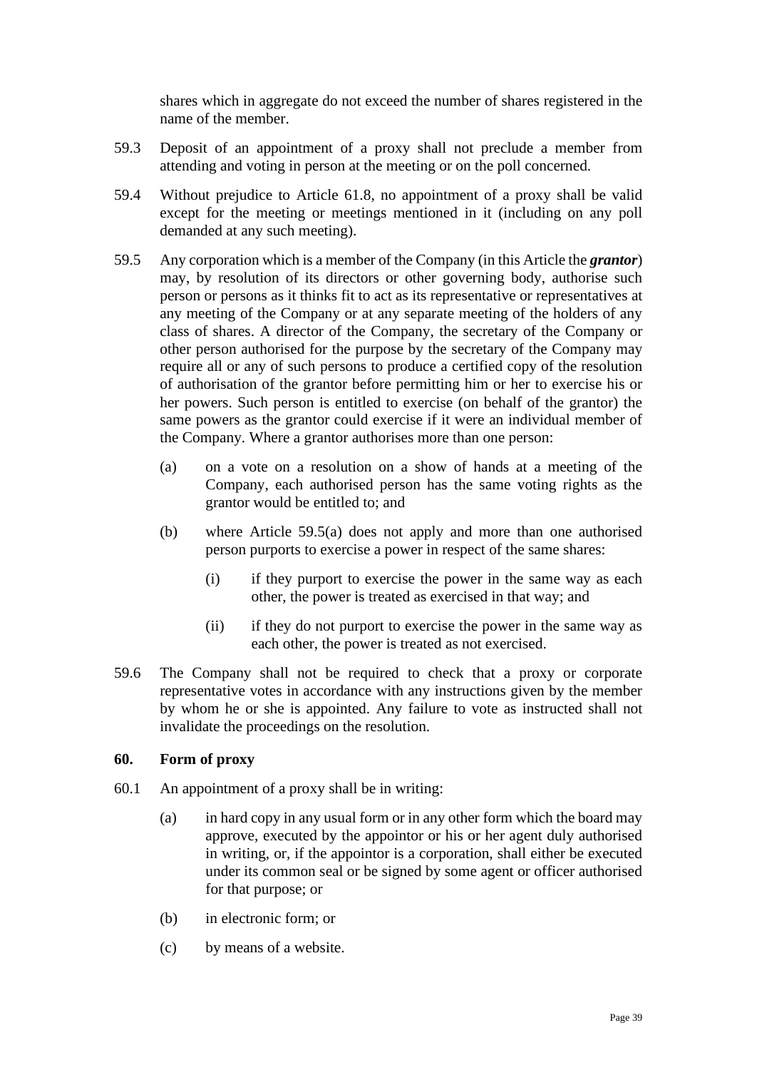shares which in aggregate do not exceed the number of shares registered in the name of the member.

59.3 Deposit of an appointment of a proxy shall not preclude a member from attending and voting in person at the meeting or on the poll concerned.

59.4 Without prejudice to Article 61.8, no appointment of a proxy shall be valid except for the meeting or meetings mentioned in it (including on any poll demanded at any such meeting).

59.5 Any corporation which is a member of the Company (in this Article the ***grantor***) may, by resolution of its directors or other governing body, authorise such person or persons as it thinks fit to act as its representative or representatives at any meeting of the Company or at any separate meeting of the holders of any class of shares. A director of the Company, the secretary of the Company or other person authorised for the purpose by the secretary of the Company may require all or any of such persons to produce a certified copy of the resolution of authorisation of the grantor before permitting him or her to exercise his or her powers. Such person is entitled to exercise (on behalf of the grantor) the same powers as the grantor could exercise if it were an individual member of the Company. Where a grantor authorises more than one person:

(a) on a vote on a resolution on a show of hands at a meeting of the Company, each authorised person has the same voting rights as the grantor would be entitled to; and

(b) where Article 59.5(a) does not apply and more than one authorised person purports to exercise a power in respect of the same shares:

(i) if they purport to exercise the power in the same way as each other, the power is treated as exercised in that way; and

(ii) if they do not purport to exercise the power in the same way as each other, the power is treated as not exercised.

59.6 The Company shall not be required to check that a proxy or corporate representative votes in accordance with any instructions given by the member by whom he or she is appointed. Any failure to vote as instructed shall not invalidate the proceedings on the resolution.

## 60. Form of proxy

60.1 An appointment of a proxy shall be in writing:

(a) in hard copy in any usual form or in any other form which the board may approve, executed by the appointor or his or her agent duly authorised in writing, or, if the appointor is a corporation, shall either be executed under its common seal or be signed by some agent or officer authorised for that purpose; or

(b) in electronic form; or

(c) by means of a website.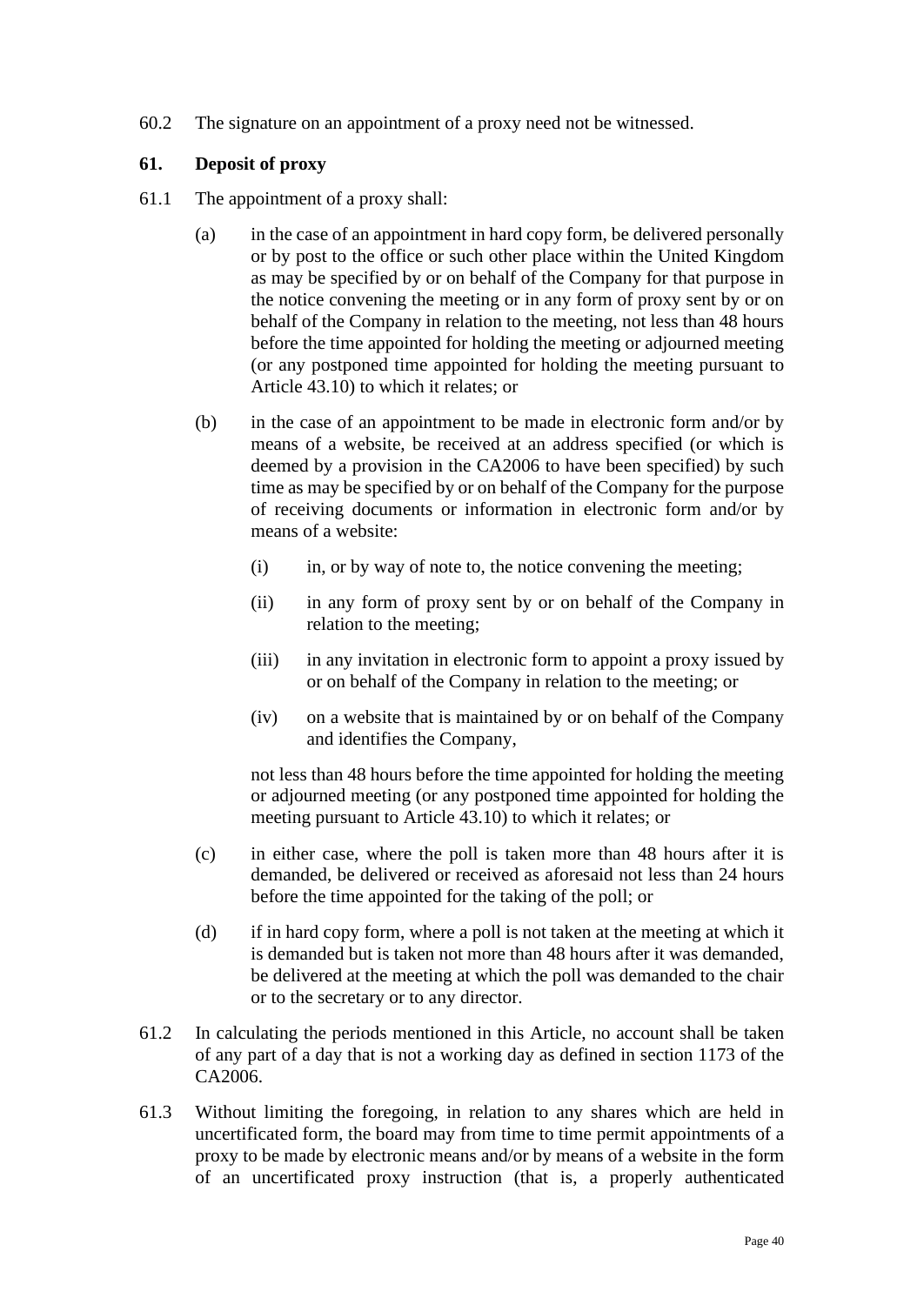60.2 The signature on an appointment of a proxy need not be witnessed.

**61. Deposit of proxy**

61.1 The appointment of a proxy shall:

(a) in the case of an appointment in hard copy form, be delivered personally or by post to the office or such other place within the United Kingdom as may be specified by or on behalf of the Company for that purpose in the notice convening the meeting or in any form of proxy sent by or on behalf of the Company in relation to the meeting, not less than 48 hours before the time appointed for holding the meeting or adjourned meeting (or any postponed time appointed for holding the meeting pursuant to Article 43.10) to which it relates; or

(b) in the case of an appointment to be made in electronic form and/or by means of a website, be received at an address specified (or which is deemed by a provision in the CA2006 to have been specified) by such time as may be specified by or on behalf of the Company for the purpose of receiving documents or information in electronic form and/or by means of a website:

(i) in, or by way of note to, the notice convening the meeting;

(ii) in any form of proxy sent by or on behalf of the Company in relation to the meeting;

(iii) in any invitation in electronic form to appoint a proxy issued by or on behalf of the Company in relation to the meeting; or

(iv) on a website that is maintained by or on behalf of the Company and identifies the Company,

not less than 48 hours before the time appointed for holding the meeting or adjourned meeting (or any postponed time appointed for holding the meeting pursuant to Article 43.10) to which it relates; or

(c) in either case, where the poll is taken more than 48 hours after it is demanded, be delivered or received as aforesaid not less than 24 hours before the time appointed for the taking of the poll; or

(d) if in hard copy form, where a poll is not taken at the meeting at which it is demanded but is taken not more than 48 hours after it was demanded, be delivered at the meeting at which the poll was demanded to the chair or to the secretary or to any director.

61.2 In calculating the periods mentioned in this Article, no account shall be taken of any part of a day that is not a working day as defined in section 1173 of the CA2006.

61.3 Without limiting the foregoing, in relation to any shares which are held in uncertificated form, the board may from time to time permit appointments of a proxy to be made by electronic means and/or by means of a website in the form of an uncertificated proxy instruction (that is, a properly authenticated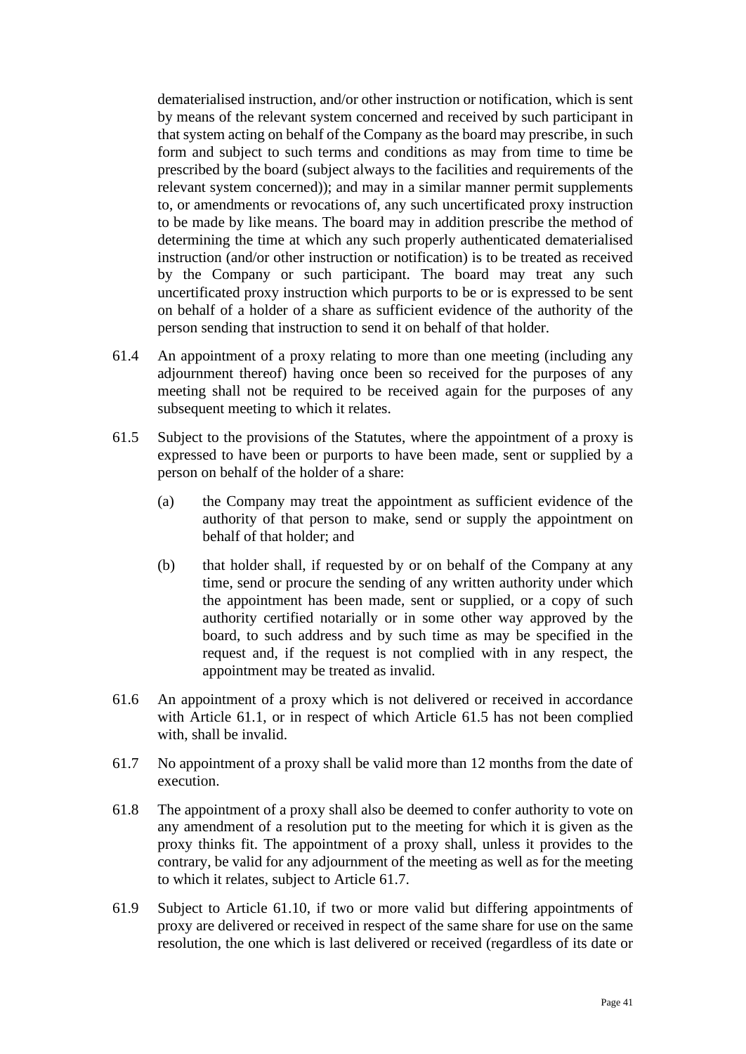dematerialised instruction, and/or other instruction or notification, which is sent by means of the relevant system concerned and received by such participant in that system acting on behalf of the Company as the board may prescribe, in such form and subject to such terms and conditions as may from time to time be prescribed by the board (subject always to the facilities and requirements of the relevant system concerned)); and may in a similar manner permit supplements to, or amendments or revocations of, any such uncertificated proxy instruction to be made by like means. The board may in addition prescribe the method of determining the time at which any such properly authenticated dematerialised instruction (and/or other instruction or notification) is to be treated as received by the Company or such participant. The board may treat any such uncertificated proxy instruction which purports to be or is expressed to be sent on behalf of a holder of a share as sufficient evidence of the authority of the person sending that instruction to send it on behalf of that holder.

61.4 An appointment of a proxy relating to more than one meeting (including any adjournment thereof) having once been so received for the purposes of any meeting shall not be required to be received again for the purposes of any subsequent meeting to which it relates.

61.5 Subject to the provisions of the Statutes, where the appointment of a proxy is expressed to have been or purports to have been made, sent or supplied by a person on behalf of the holder of a share:

(a) the Company may treat the appointment as sufficient evidence of the authority of that person to make, send or supply the appointment on behalf of that holder; and

(b) that holder shall, if requested by or on behalf of the Company at any time, send or procure the sending of any written authority under which the appointment has been made, sent or supplied, or a copy of such authority certified notarially or in some other way approved by the board, to such address and by such time as may be specified in the request and, if the request is not complied with in any respect, the appointment may be treated as invalid.

61.6 An appointment of a proxy which is not delivered or received in accordance with Article 61.1, or in respect of which Article 61.5 has not been complied with, shall be invalid.

61.7 No appointment of a proxy shall be valid more than 12 months from the date of execution.

61.8 The appointment of a proxy shall also be deemed to confer authority to vote on any amendment of a resolution put to the meeting for which it is given as the proxy thinks fit. The appointment of a proxy shall, unless it provides to the contrary, be valid for any adjournment of the meeting as well as for the meeting to which it relates, subject to Article 61.7.

61.9 Subject to Article 61.10, if two or more valid but differing appointments of proxy are delivered or received in respect of the same share for use on the same resolution, the one which is last delivered or received (regardless of its date or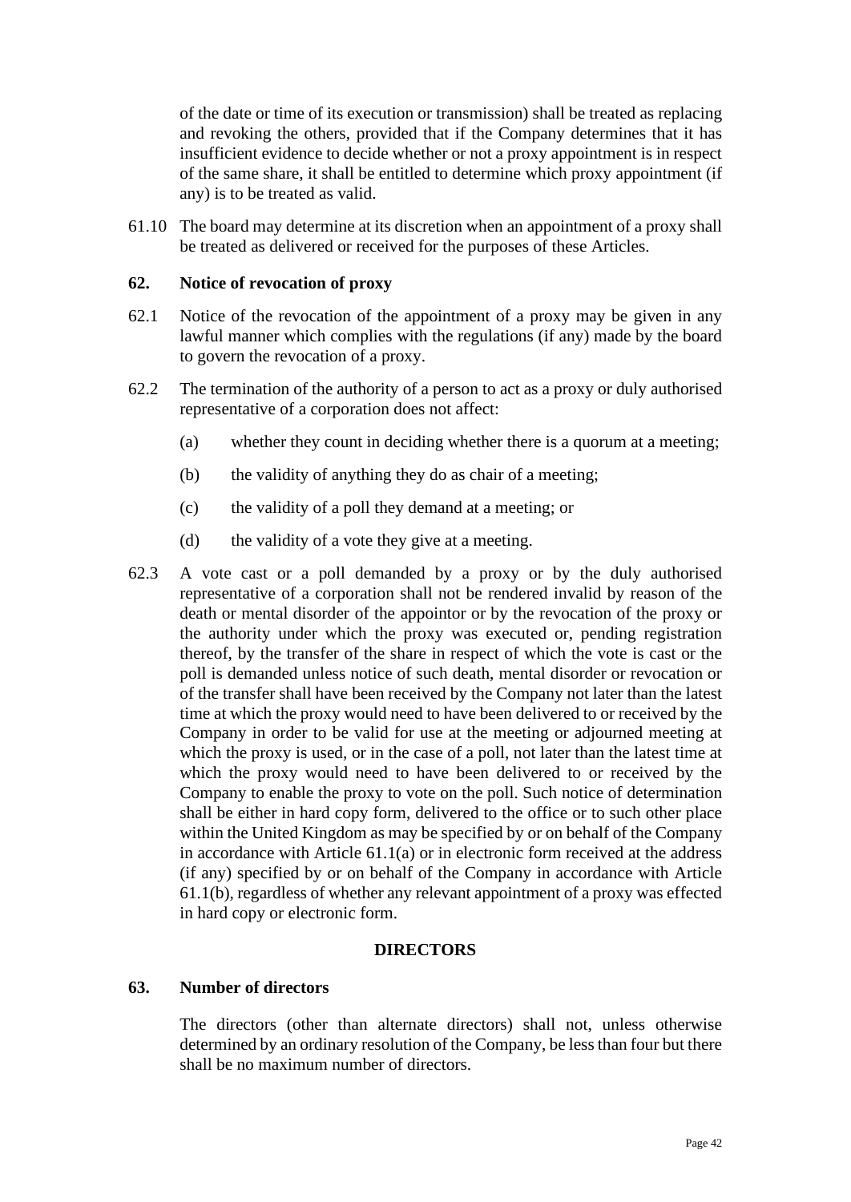of the date or time of its execution or transmission) shall be treated as replacing and revoking the others, provided that if the Company determines that it has insufficient evidence to decide whether or not a proxy appointment is in respect of the same share, it shall be entitled to determine which proxy appointment (if any) is to be treated as valid.

61.10 The board may determine at its discretion when an appointment of a proxy shall be treated as delivered or received for the purposes of these Articles.

**62. Notice of revocation of proxy**

62.1 Notice of the revocation of the appointment of a proxy may be given in any lawful manner which complies with the regulations (if any) made by the board to govern the revocation of a proxy.

62.2 The termination of the authority of a person to act as a proxy or duly authorised representative of a corporation does not affect:

(a) whether they count in deciding whether there is a quorum at a meeting;

(b) the validity of anything they do as chair of a meeting;

(c) the validity of a poll they demand at a meeting; or

(d) the validity of a vote they give at a meeting.

62.3 A vote cast or a poll demanded by a proxy or by the duly authorised representative of a corporation shall not be rendered invalid by reason of the death or mental disorder of the appointor or by the revocation of the proxy or the authority under which the proxy was executed or, pending registration thereof, by the transfer of the share in respect of which the vote is cast or the poll is demanded unless notice of such death, mental disorder or revocation or of the transfer shall have been received by the Company not later than the latest time at which the proxy would need to have been delivered to or received by the Company in order to be valid for use at the meeting or adjourned meeting at which the proxy is used, or in the case of a poll, not later than the latest time at which the proxy would need to have been delivered to or received by the Company to enable the proxy to vote on the poll. Such notice of determination shall be either in hard copy form, delivered to the office or to such other place within the United Kingdom as may be specified by or on behalf of the Company in accordance with Article 61.1(a) or in electronic form received at the address (if any) specified by or on behalf of the Company in accordance with Article 61.1(b), regardless of whether any relevant appointment of a proxy was effected in hard copy or electronic form.

## DIRECTORS

**63. Number of directors**

The directors (other than alternate directors) shall not, unless otherwise determined by an ordinary resolution of the Company, be less than four but there shall be no maximum number of directors.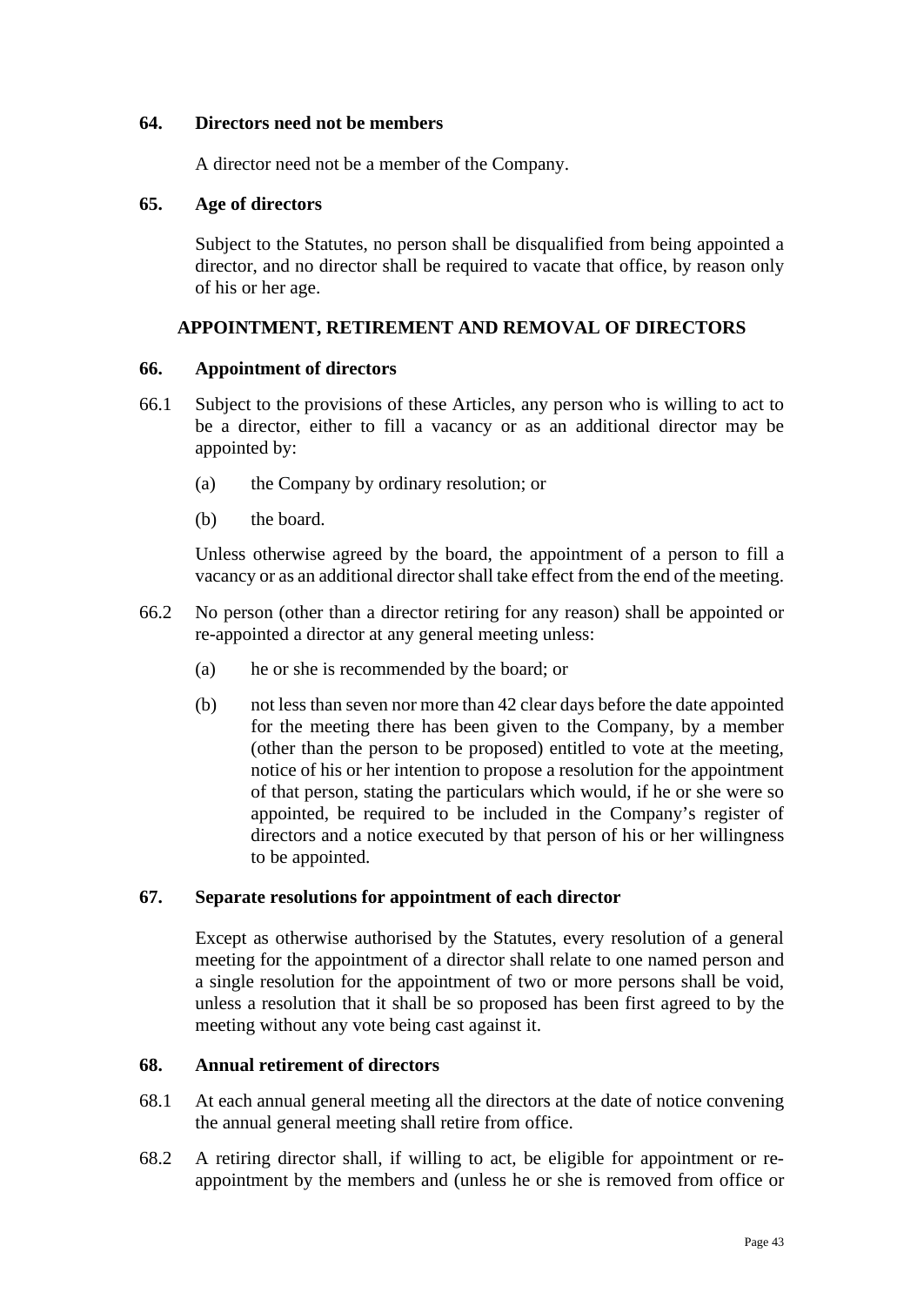### 64. Directors need not be members

A director need not be a member of the Company.

### 65. Age of directors

Subject to the Statutes, no person shall be disqualified from being appointed a director, and no director shall be required to vacate that office, by reason only of his or her age.

## APPOINTMENT, RETIREMENT AND REMOVAL OF DIRECTORS

### 66. Appointment of directors

66.1 Subject to the provisions of these Articles, any person who is willing to act to be a director, either to fill a vacancy or as an additional director may be appointed by:

(a) the Company by ordinary resolution; or

(b) the board.

Unless otherwise agreed by the board, the appointment of a person to fill a vacancy or as an additional director shall take effect from the end of the meeting.

66.2 No person (other than a director retiring for any reason) shall be appointed or re-appointed a director at any general meeting unless:

(a) he or she is recommended by the board; or

(b) not less than seven nor more than 42 clear days before the date appointed for the meeting there has been given to the Company, by a member (other than the person to be proposed) entitled to vote at the meeting, notice of his or her intention to propose a resolution for the appointment of that person, stating the particulars which would, if he or she were so appointed, be required to be included in the Company's register of directors and a notice executed by that person of his or her willingness to be appointed.

### 67. Separate resolutions for appointment of each director

Except as otherwise authorised by the Statutes, every resolution of a general meeting for the appointment of a director shall relate to one named person and a single resolution for the appointment of two or more persons shall be void, unless a resolution that it shall be so proposed has been first agreed to by the meeting without any vote being cast against it.

### 68. Annual retirement of directors

68.1 At each annual general meeting all the directors at the date of notice convening the annual general meeting shall retire from office.

68.2 A retiring director shall, if willing to act, be eligible for appointment or re-appointment by the members and (unless he or she is removed from office or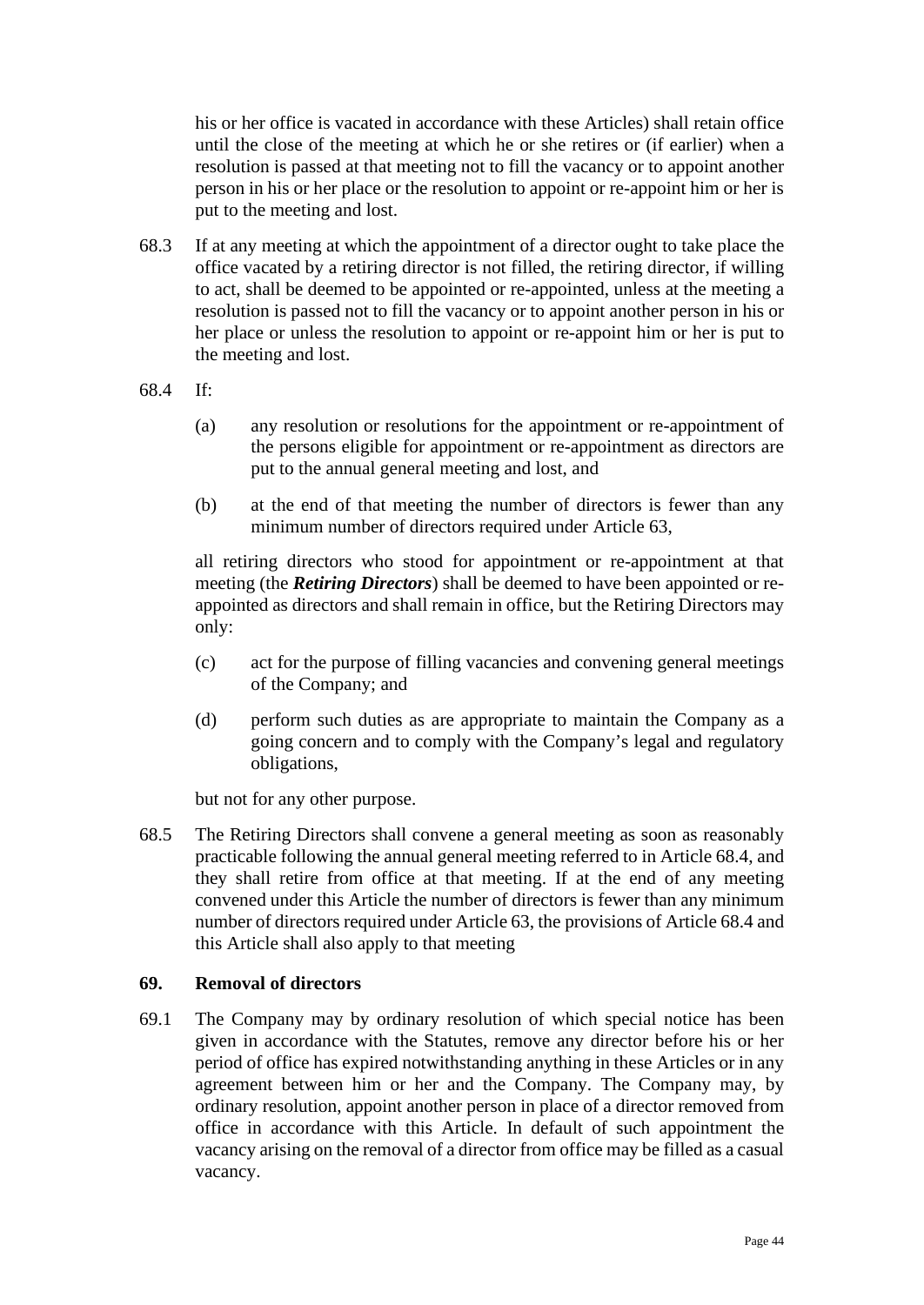his or her office is vacated in accordance with these Articles) shall retain office until the close of the meeting at which he or she retires or (if earlier) when a resolution is passed at that meeting not to fill the vacancy or to appoint another person in his or her place or the resolution to appoint or re-appoint him or her is put to the meeting and lost.

68.3 If at any meeting at which the appointment of a director ought to take place the office vacated by a retiring director is not filled, the retiring director, if willing to act, shall be deemed to be appointed or re-appointed, unless at the meeting a resolution is passed not to fill the vacancy or to appoint another person in his or her place or unless the resolution to appoint or re-appoint him or her is put to the meeting and lost.

68.4 If:

(a) any resolution or resolutions for the appointment or re-appointment of the persons eligible for appointment or re-appointment as directors are put to the annual general meeting and lost, and

(b) at the end of that meeting the number of directors is fewer than any minimum number of directors required under Article 63,

all retiring directors who stood for appointment or re-appointment at that meeting (the ***Retiring Directors***) shall be deemed to have been appointed or re-appointed as directors and shall remain in office, but the Retiring Directors may only:

(c) act for the purpose of filling vacancies and convening general meetings of the Company; and

(d) perform such duties as are appropriate to maintain the Company as a going concern and to comply with the Company's legal and regulatory obligations,

but not for any other purpose.

68.5 The Retiring Directors shall convene a general meeting as soon as reasonably practicable following the annual general meeting referred to in Article 68.4, and they shall retire from office at that meeting. If at the end of any meeting convened under this Article the number of directors is fewer than any minimum number of directors required under Article 63, the provisions of Article 68.4 and this Article shall also apply to that meeting

## 69. Removal of directors

69.1 The Company may by ordinary resolution of which special notice has been given in accordance with the Statutes, remove any director before his or her period of office has expired notwithstanding anything in these Articles or in any agreement between him or her and the Company. The Company may, by ordinary resolution, appoint another person in place of a director removed from office in accordance with this Article. In default of such appointment the vacancy arising on the removal of a director from office may be filled as a casual vacancy.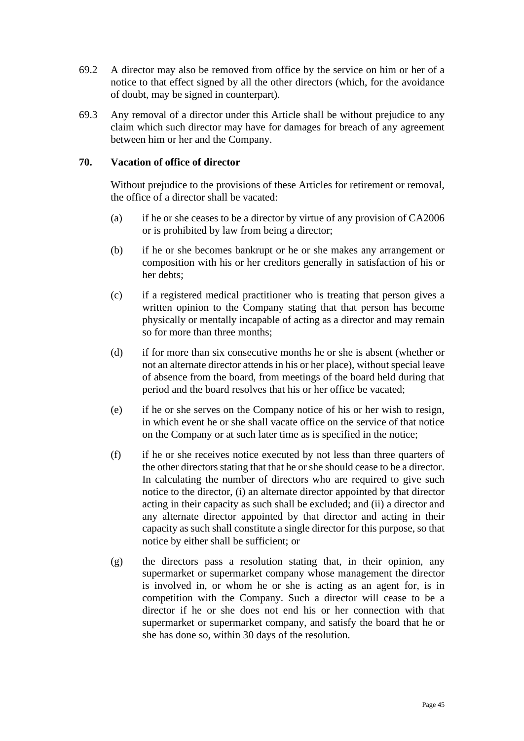69.2 A director may also be removed from office by the service on him or her of a notice to that effect signed by all the other directors (which, for the avoidance of doubt, may be signed in counterpart).

69.3 Any removal of a director under this Article shall be without prejudice to any claim which such director may have for damages for breach of any agreement between him or her and the Company.

**70. Vacation of office of director**

Without prejudice to the provisions of these Articles for retirement or removal, the office of a director shall be vacated:

(a) if he or she ceases to be a director by virtue of any provision of CA2006 or is prohibited by law from being a director;

(b) if he or she becomes bankrupt or he or she makes any arrangement or composition with his or her creditors generally in satisfaction of his or her debts;

(c) if a registered medical practitioner who is treating that person gives a written opinion to the Company stating that that person has become physically or mentally incapable of acting as a director and may remain so for more than three months;

(d) if for more than six consecutive months he or she is absent (whether or not an alternate director attends in his or her place), without special leave of absence from the board, from meetings of the board held during that period and the board resolves that his or her office be vacated;

(e) if he or she serves on the Company notice of his or her wish to resign, in which event he or she shall vacate office on the service of that notice on the Company or at such later time as is specified in the notice;

(f) if he or she receives notice executed by not less than three quarters of the other directors stating that that he or she should cease to be a director. In calculating the number of directors who are required to give such notice to the director, (i) an alternate director appointed by that director acting in their capacity as such shall be excluded; and (ii) a director and any alternate director appointed by that director and acting in their capacity as such shall constitute a single director for this purpose, so that notice by either shall be sufficient; or

(g) the directors pass a resolution stating that, in their opinion, any supermarket or supermarket company whose management the director is involved in, or whom he or she is acting as an agent for, is in competition with the Company. Such a director will cease to be a director if he or she does not end his or her connection with that supermarket or supermarket company, and satisfy the board that he or she has done so, within 30 days of the resolution.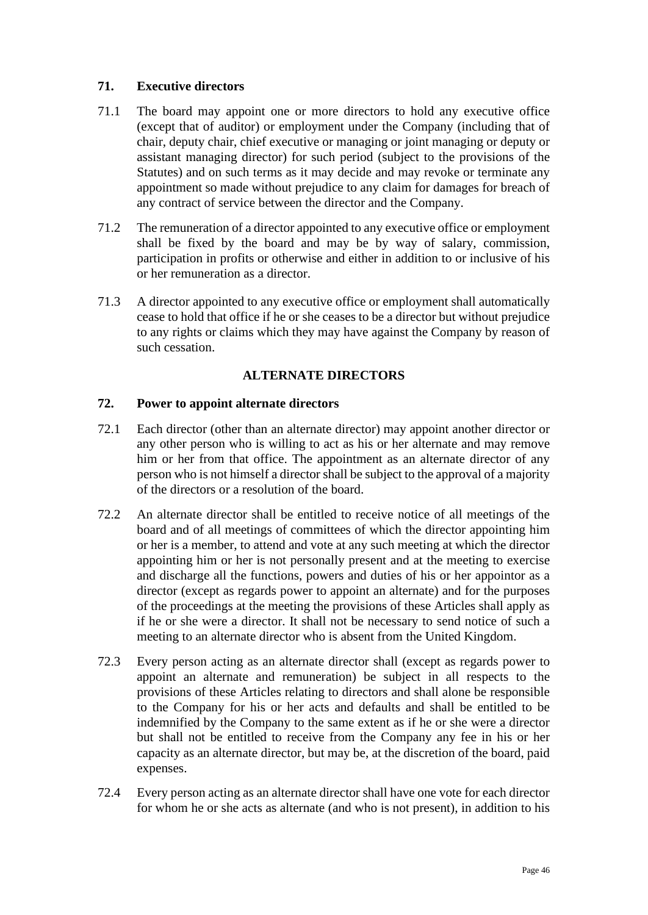### 71. Executive directors

71.1 The board may appoint one or more directors to hold any executive office (except that of auditor) or employment under the Company (including that of chair, deputy chair, chief executive or managing or joint managing or deputy or assistant managing director) for such period (subject to the provisions of the Statutes) and on such terms as it may decide and may revoke or terminate any appointment so made without prejudice to any claim for damages for breach of any contract of service between the director and the Company.

71.2 The remuneration of a director appointed to any executive office or employment shall be fixed by the board and may be by way of salary, commission, participation in profits or otherwise and either in addition to or inclusive of his or her remuneration as a director.

71.3 A director appointed to any executive office or employment shall automatically cease to hold that office if he or she ceases to be a director but without prejudice to any rights or claims which they may have against the Company by reason of such cessation.

## ALTERNATE DIRECTORS

### 72. Power to appoint alternate directors

72.1 Each director (other than an alternate director) may appoint another director or any other person who is willing to act as his or her alternate and may remove him or her from that office. The appointment as an alternate director of any person who is not himself a director shall be subject to the approval of a majority of the directors or a resolution of the board.

72.2 An alternate director shall be entitled to receive notice of all meetings of the board and of all meetings of committees of which the director appointing him or her is a member, to attend and vote at any such meeting at which the director appointing him or her is not personally present and at the meeting to exercise and discharge all the functions, powers and duties of his or her appointor as a director (except as regards power to appoint an alternate) and for the purposes of the proceedings at the meeting the provisions of these Articles shall apply as if he or she were a director. It shall not be necessary to send notice of such a meeting to an alternate director who is absent from the United Kingdom.

72.3 Every person acting as an alternate director shall (except as regards power to appoint an alternate and remuneration) be subject in all respects to the provisions of these Articles relating to directors and shall alone be responsible to the Company for his or her acts and defaults and shall be entitled to be indemnified by the Company to the same extent as if he or she were a director but shall not be entitled to receive from the Company any fee in his or her capacity as an alternate director, but may be, at the discretion of the board, paid expenses.

72.4 Every person acting as an alternate director shall have one vote for each director for whom he or she acts as alternate (and who is not present), in addition to his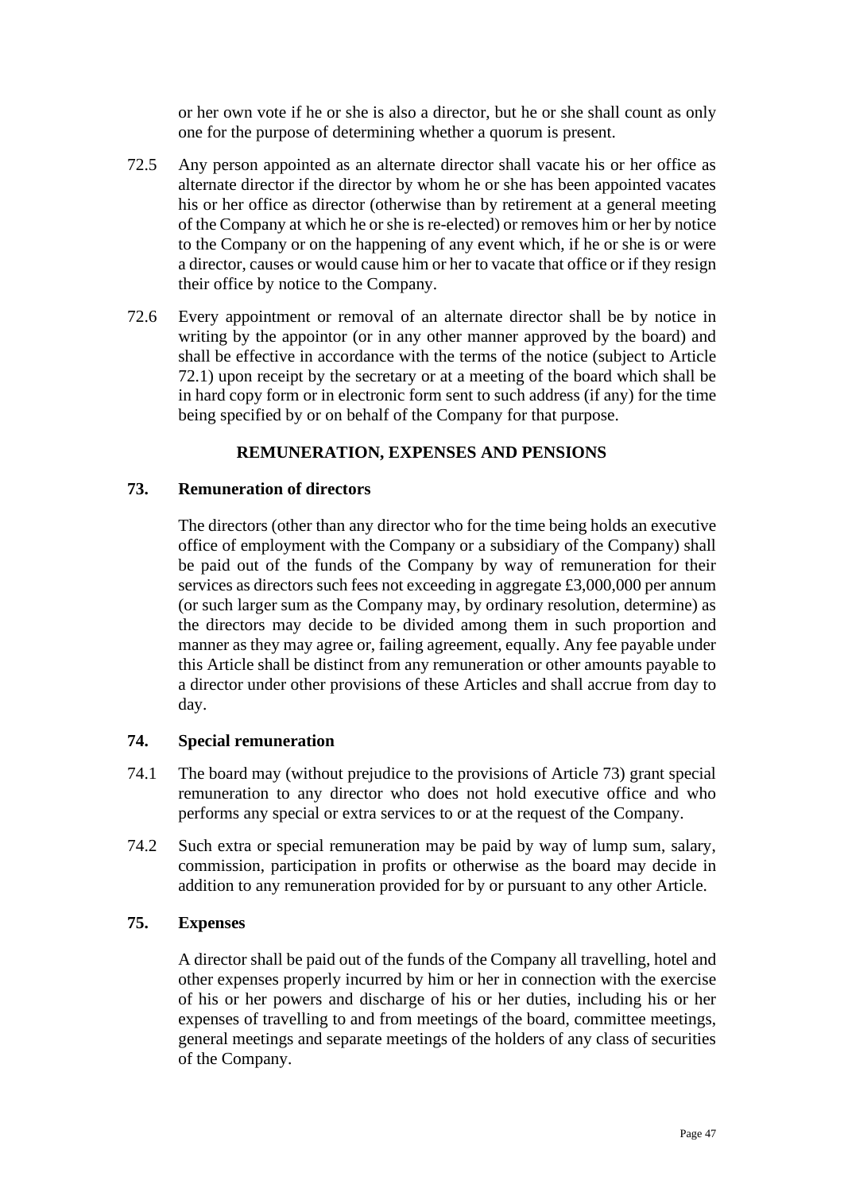or her own vote if he or she is also a director, but he or she shall count as only one for the purpose of determining whether a quorum is present.

72.5 Any person appointed as an alternate director shall vacate his or her office as alternate director if the director by whom he or she has been appointed vacates his or her office as director (otherwise than by retirement at a general meeting of the Company at which he or she is re-elected) or removes him or her by notice to the Company or on the happening of any event which, if he or she is or were a director, causes or would cause him or her to vacate that office or if they resign their office by notice to the Company.

72.6 Every appointment or removal of an alternate director shall be by notice in writing by the appointor (or in any other manner approved by the board) and shall be effective in accordance with the terms of the notice (subject to Article 72.1) upon receipt by the secretary or at a meeting of the board which shall be in hard copy form or in electronic form sent to such address (if any) for the time being specified by or on behalf of the Company for that purpose.

## REMUNERATION, EXPENSES AND PENSIONS

### 73. Remuneration of directors

The directors (other than any director who for the time being holds an executive office of employment with the Company or a subsidiary of the Company) shall be paid out of the funds of the Company by way of remuneration for their services as directors such fees not exceeding in aggregate £3,000,000 per annum (or such larger sum as the Company may, by ordinary resolution, determine) as the directors may decide to be divided among them in such proportion and manner as they may agree or, failing agreement, equally. Any fee payable under this Article shall be distinct from any remuneration or other amounts payable to a director under other provisions of these Articles and shall accrue from day to day.

### 74. Special remuneration

74.1 The board may (without prejudice to the provisions of Article 73) grant special remuneration to any director who does not hold executive office and who performs any special or extra services to or at the request of the Company.

74.2 Such extra or special remuneration may be paid by way of lump sum, salary, commission, participation in profits or otherwise as the board may decide in addition to any remuneration provided for by or pursuant to any other Article.

### 75. Expenses

A director shall be paid out of the funds of the Company all travelling, hotel and other expenses properly incurred by him or her in connection with the exercise of his or her powers and discharge of his or her duties, including his or her expenses of travelling to and from meetings of the board, committee meetings, general meetings and separate meetings of the holders of any class of securities of the Company.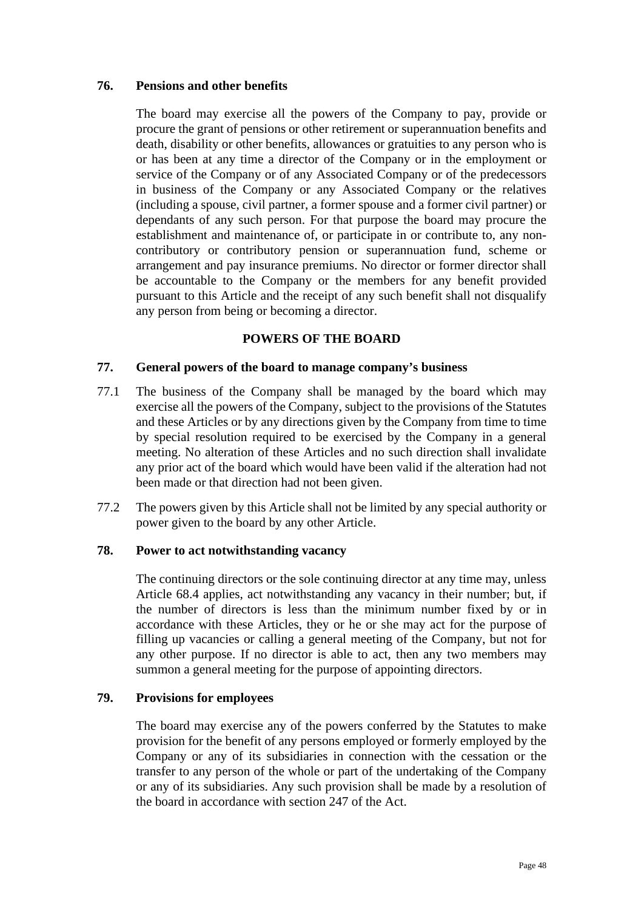**76. Pensions and other benefits**

The board may exercise all the powers of the Company to pay, provide or procure the grant of pensions or other retirement or superannuation benefits and death, disability or other benefits, allowances or gratuities to any person who is or has been at any time a director of the Company or in the employment or service of the Company or of any Associated Company or of the predecessors in business of the Company or any Associated Company or the relatives (including a spouse, civil partner, a former spouse and a former civil partner) or dependants of any such person. For that purpose the board may procure the establishment and maintenance of, or participate in or contribute to, any non-contributory or contributory pension or superannuation fund, scheme or arrangement and pay insurance premiums. No director or former director shall be accountable to the Company or the members for any benefit provided pursuant to this Article and the receipt of any such benefit shall not disqualify any person from being or becoming a director.

## POWERS OF THE BOARD

**77. General powers of the board to manage company's business**

77.1 The business of the Company shall be managed by the board which may exercise all the powers of the Company, subject to the provisions of the Statutes and these Articles or by any directions given by the Company from time to time by special resolution required to be exercised by the Company in a general meeting. No alteration of these Articles and no such direction shall invalidate any prior act of the board which would have been valid if the alteration had not been made or that direction had not been given.

77.2 The powers given by this Article shall not be limited by any special authority or power given to the board by any other Article.

**78. Power to act notwithstanding vacancy**

The continuing directors or the sole continuing director at any time may, unless Article 68.4 applies, act notwithstanding any vacancy in their number; but, if the number of directors is less than the minimum number fixed by or in accordance with these Articles, they or he or she may act for the purpose of filling up vacancies or calling a general meeting of the Company, but not for any other purpose. If no director is able to act, then any two members may summon a general meeting for the purpose of appointing directors.

**79. Provisions for employees**

The board may exercise any of the powers conferred by the Statutes to make provision for the benefit of any persons employed or formerly employed by the Company or any of its subsidiaries in connection with the cessation or the transfer to any person of the whole or part of the undertaking of the Company or any of its subsidiaries. Any such provision shall be made by a resolution of the board in accordance with section 247 of the Act.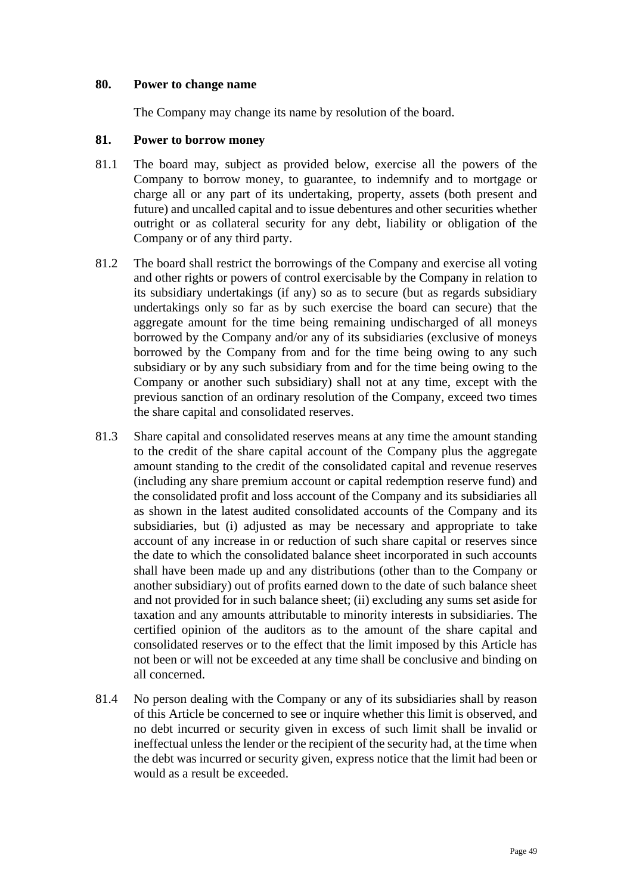## 80. Power to change name

The Company may change its name by resolution of the board.

## 81. Power to borrow money

81.1 The board may, subject as provided below, exercise all the powers of the Company to borrow money, to guarantee, to indemnify and to mortgage or charge all or any part of its undertaking, property, assets (both present and future) and uncalled capital and to issue debentures and other securities whether outright or as collateral security for any debt, liability or obligation of the Company or of any third party.

81.2 The board shall restrict the borrowings of the Company and exercise all voting and other rights or powers of control exercisable by the Company in relation to its subsidiary undertakings (if any) so as to secure (but as regards subsidiary undertakings only so far as by such exercise the board can secure) that the aggregate amount for the time being remaining undischarged of all moneys borrowed by the Company and/or any of its subsidiaries (exclusive of moneys borrowed by the Company from and for the time being owing to any such subsidiary or by any such subsidiary from and for the time being owing to the Company or another such subsidiary) shall not at any time, except with the previous sanction of an ordinary resolution of the Company, exceed two times the share capital and consolidated reserves.

81.3 Share capital and consolidated reserves means at any time the amount standing to the credit of the share capital account of the Company plus the aggregate amount standing to the credit of the consolidated capital and revenue reserves (including any share premium account or capital redemption reserve fund) and the consolidated profit and loss account of the Company and its subsidiaries all as shown in the latest audited consolidated accounts of the Company and its subsidiaries, but (i) adjusted as may be necessary and appropriate to take account of any increase in or reduction of such share capital or reserves since the date to which the consolidated balance sheet incorporated in such accounts shall have been made up and any distributions (other than to the Company or another subsidiary) out of profits earned down to the date of such balance sheet and not provided for in such balance sheet; (ii) excluding any sums set aside for taxation and any amounts attributable to minority interests in subsidiaries. The certified opinion of the auditors as to the amount of the share capital and consolidated reserves or to the effect that the limit imposed by this Article has not been or will not be exceeded at any time shall be conclusive and binding on all concerned.

81.4 No person dealing with the Company or any of its subsidiaries shall by reason of this Article be concerned to see or inquire whether this limit is observed, and no debt incurred or security given in excess of such limit shall be invalid or ineffectual unless the lender or the recipient of the security had, at the time when the debt was incurred or security given, express notice that the limit had been or would as a result be exceeded.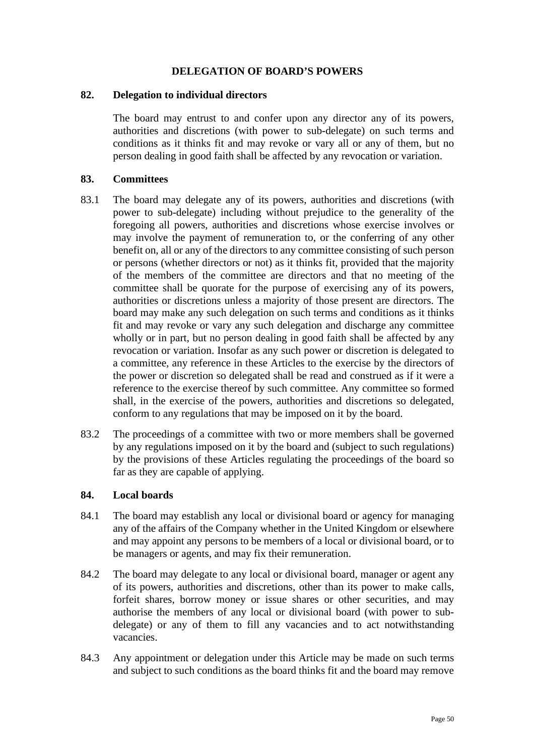## DELEGATION OF BOARD'S POWERS

### 82. Delegation to individual directors

The board may entrust to and confer upon any director any of its powers, authorities and discretions (with power to sub-delegate) on such terms and conditions as it thinks fit and may revoke or vary all or any of them, but no person dealing in good faith shall be affected by any revocation or variation.

### 83. Committees

83.1 The board may delegate any of its powers, authorities and discretions (with power to sub-delegate) including without prejudice to the generality of the foregoing all powers, authorities and discretions whose exercise involves or may involve the payment of remuneration to, or the conferring of any other benefit on, all or any of the directors to any committee consisting of such person or persons (whether directors or not) as it thinks fit, provided that the majority of the members of the committee are directors and that no meeting of the committee shall be quorate for the purpose of exercising any of its powers, authorities or discretions unless a majority of those present are directors. The board may make any such delegation on such terms and conditions as it thinks fit and may revoke or vary any such delegation and discharge any committee wholly or in part, but no person dealing in good faith shall be affected by any revocation or variation. Insofar as any such power or discretion is delegated to a committee, any reference in these Articles to the exercise by the directors of the power or discretion so delegated shall be read and construed as if it were a reference to the exercise thereof by such committee. Any committee so formed shall, in the exercise of the powers, authorities and discretions so delegated, conform to any regulations that may be imposed on it by the board.

83.2 The proceedings of a committee with two or more members shall be governed by any regulations imposed on it by the board and (subject to such regulations) by the provisions of these Articles regulating the proceedings of the board so far as they are capable of applying.

### 84. Local boards

84.1 The board may establish any local or divisional board or agency for managing any of the affairs of the Company whether in the United Kingdom or elsewhere and may appoint any persons to be members of a local or divisional board, or to be managers or agents, and may fix their remuneration.

84.2 The board may delegate to any local or divisional board, manager or agent any of its powers, authorities and discretions, other than its power to make calls, forfeit shares, borrow money or issue shares or other securities, and may authorise the members of any local or divisional board (with power to sub-delegate) or any of them to fill any vacancies and to act notwithstanding vacancies.

84.3 Any appointment or delegation under this Article may be made on such terms and subject to such conditions as the board thinks fit and the board may remove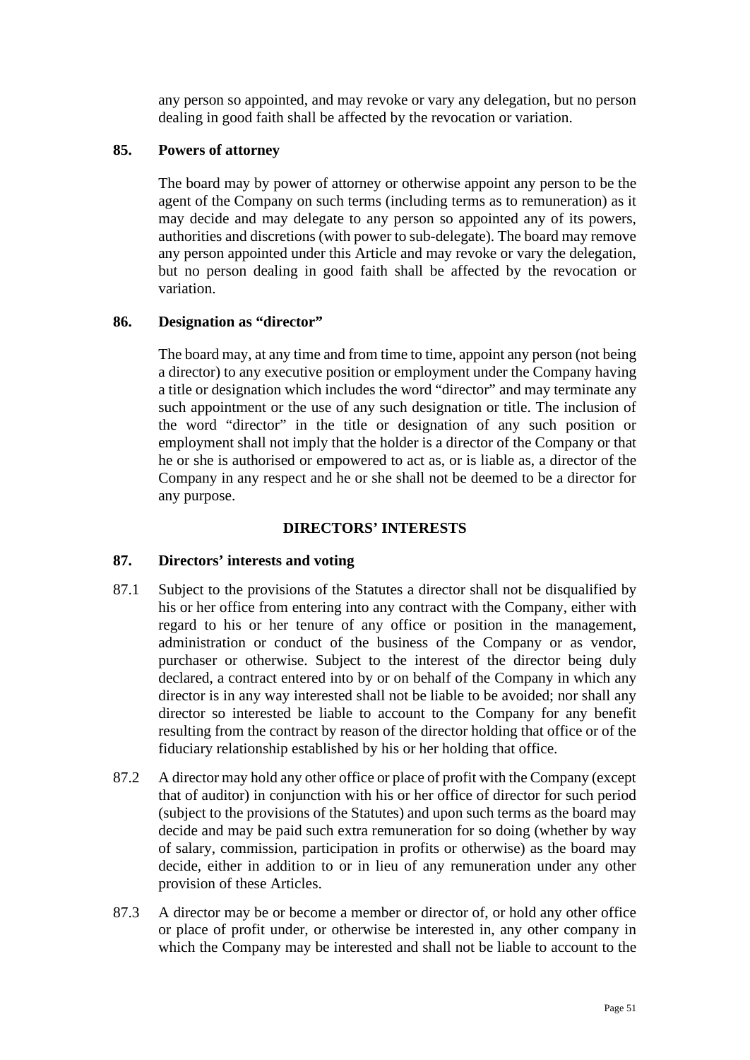any person so appointed, and may revoke or vary any delegation, but no person dealing in good faith shall be affected by the revocation or variation.

**85. Powers of attorney**

The board may by power of attorney or otherwise appoint any person to be the agent of the Company on such terms (including terms as to remuneration) as it may decide and may delegate to any person so appointed any of its powers, authorities and discretions (with power to sub-delegate). The board may remove any person appointed under this Article and may revoke or vary the delegation, but no person dealing in good faith shall be affected by the revocation or variation.

**86. Designation as "director"**

The board may, at any time and from time to time, appoint any person (not being a director) to any executive position or employment under the Company having a title or designation which includes the word "director" and may terminate any such appointment or the use of any such designation or title. The inclusion of the word "director" in the title or designation of any such position or employment shall not imply that the holder is a director of the Company or that he or she is authorised or empowered to act as, or is liable as, a director of the Company in any respect and he or she shall not be deemed to be a director for any purpose.

## DIRECTORS' INTERESTS

**87. Directors' interests and voting**

87.1 Subject to the provisions of the Statutes a director shall not be disqualified by his or her office from entering into any contract with the Company, either with regard to his or her tenure of any office or position in the management, administration or conduct of the business of the Company or as vendor, purchaser or otherwise. Subject to the interest of the director being duly declared, a contract entered into by or on behalf of the Company in which any director is in any way interested shall not be liable to be avoided; nor shall any director so interested be liable to account to the Company for any benefit resulting from the contract by reason of the director holding that office or of the fiduciary relationship established by his or her holding that office.

87.2 A director may hold any other office or place of profit with the Company (except that of auditor) in conjunction with his or her office of director for such period (subject to the provisions of the Statutes) and upon such terms as the board may decide and may be paid such extra remuneration for so doing (whether by way of salary, commission, participation in profits or otherwise) as the board may decide, either in addition to or in lieu of any remuneration under any other provision of these Articles.

87.3 A director may be or become a member or director of, or hold any other office or place of profit under, or otherwise be interested in, any other company in which the Company may be interested and shall not be liable to account to the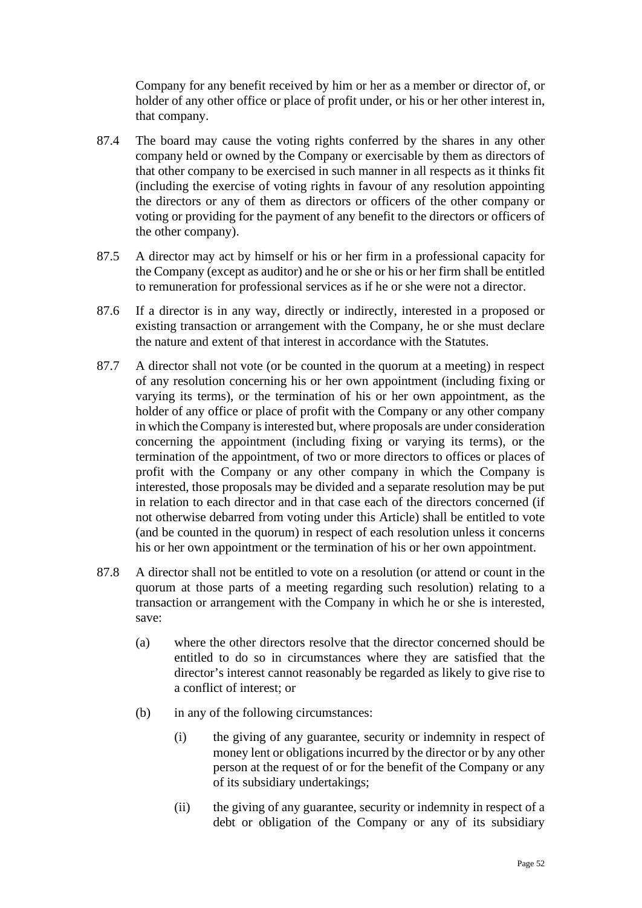Company for any benefit received by him or her as a member or director of, or holder of any other office or place of profit under, or his or her other interest in, that company.

87.4 The board may cause the voting rights conferred by the shares in any other company held or owned by the Company or exercisable by them as directors of that other company to be exercised in such manner in all respects as it thinks fit (including the exercise of voting rights in favour of any resolution appointing the directors or any of them as directors or officers of the other company or voting or providing for the payment of any benefit to the directors or officers of the other company).

87.5 A director may act by himself or his or her firm in a professional capacity for the Company (except as auditor) and he or she or his or her firm shall be entitled to remuneration for professional services as if he or she were not a director.

87.6 If a director is in any way, directly or indirectly, interested in a proposed or existing transaction or arrangement with the Company, he or she must declare the nature and extent of that interest in accordance with the Statutes.

87.7 A director shall not vote (or be counted in the quorum at a meeting) in respect of any resolution concerning his or her own appointment (including fixing or varying its terms), or the termination of his or her own appointment, as the holder of any office or place of profit with the Company or any other company in which the Company is interested but, where proposals are under consideration concerning the appointment (including fixing or varying its terms), or the termination of the appointment, of two or more directors to offices or places of profit with the Company or any other company in which the Company is interested, those proposals may be divided and a separate resolution may be put in relation to each director and in that case each of the directors concerned (if not otherwise debarred from voting under this Article) shall be entitled to vote (and be counted in the quorum) in respect of each resolution unless it concerns his or her own appointment or the termination of his or her own appointment.

87.8 A director shall not be entitled to vote on a resolution (or attend or count in the quorum at those parts of a meeting regarding such resolution) relating to a transaction or arrangement with the Company in which he or she is interested, save:

(a) where the other directors resolve that the director concerned should be entitled to do so in circumstances where they are satisfied that the director's interest cannot reasonably be regarded as likely to give rise to a conflict of interest; or

(b) in any of the following circumstances:

(i) the giving of any guarantee, security or indemnity in respect of money lent or obligations incurred by the director or by any other person at the request of or for the benefit of the Company or any of its subsidiary undertakings;

(ii) the giving of any guarantee, security or indemnity in respect of a debt or obligation of the Company or any of its subsidiary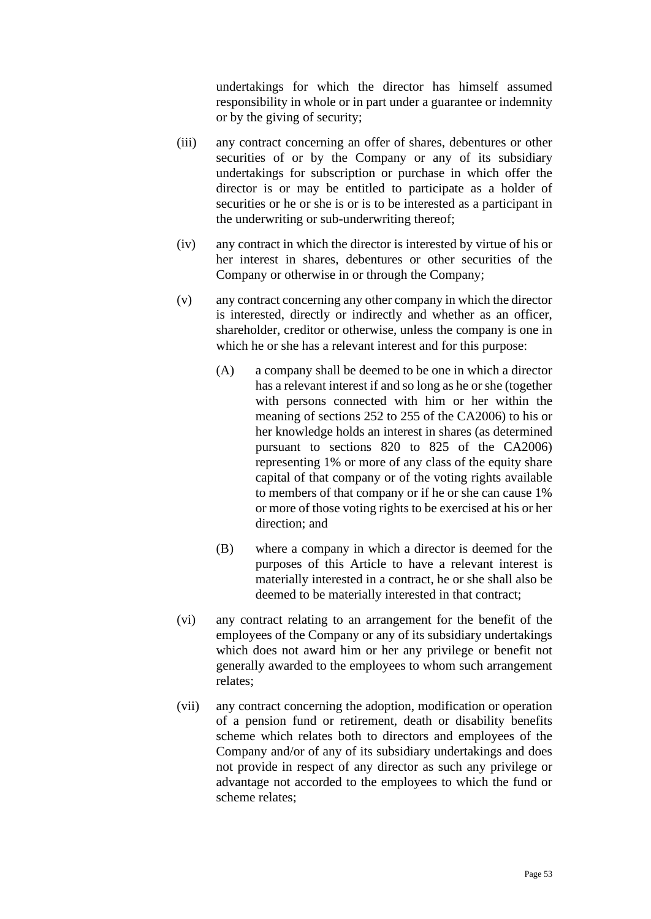undertakings for which the director has himself assumed responsibility in whole or in part under a guarantee or indemnity or by the giving of security;

(iii) any contract concerning an offer of shares, debentures or other securities of or by the Company or any of its subsidiary undertakings for subscription or purchase in which offer the director is or may be entitled to participate as a holder of securities or he or she is or is to be interested as a participant in the underwriting or sub-underwriting thereof;

(iv) any contract in which the director is interested by virtue of his or her interest in shares, debentures or other securities of the Company or otherwise in or through the Company;

(v) any contract concerning any other company in which the director is interested, directly or indirectly and whether as an officer, shareholder, creditor or otherwise, unless the company is one in which he or she has a relevant interest and for this purpose:

> (A) a company shall be deemed to be one in which a director has a relevant interest if and so long as he or she (together with persons connected with him or her within the meaning of sections 252 to 255 of the CA2006) to his or her knowledge holds an interest in shares (as determined pursuant to sections 820 to 825 of the CA2006) representing 1% or more of any class of the equity share capital of that company or of the voting rights available to members of that company or if he or she can cause 1% or more of those voting rights to be exercised at his or her direction; and
>
> (B) where a company in which a director is deemed for the purposes of this Article to have a relevant interest is materially interested in a contract, he or she shall also be deemed to be materially interested in that contract;

(vi) any contract relating to an arrangement for the benefit of the employees of the Company or any of its subsidiary undertakings which does not award him or her any privilege or benefit not generally awarded to the employees to whom such arrangement relates;

(vii) any contract concerning the adoption, modification or operation of a pension fund or retirement, death or disability benefits scheme which relates both to directors and employees of the Company and/or of any of its subsidiary undertakings and does not provide in respect of any director as such any privilege or advantage not accorded to the employees to which the fund or scheme relates;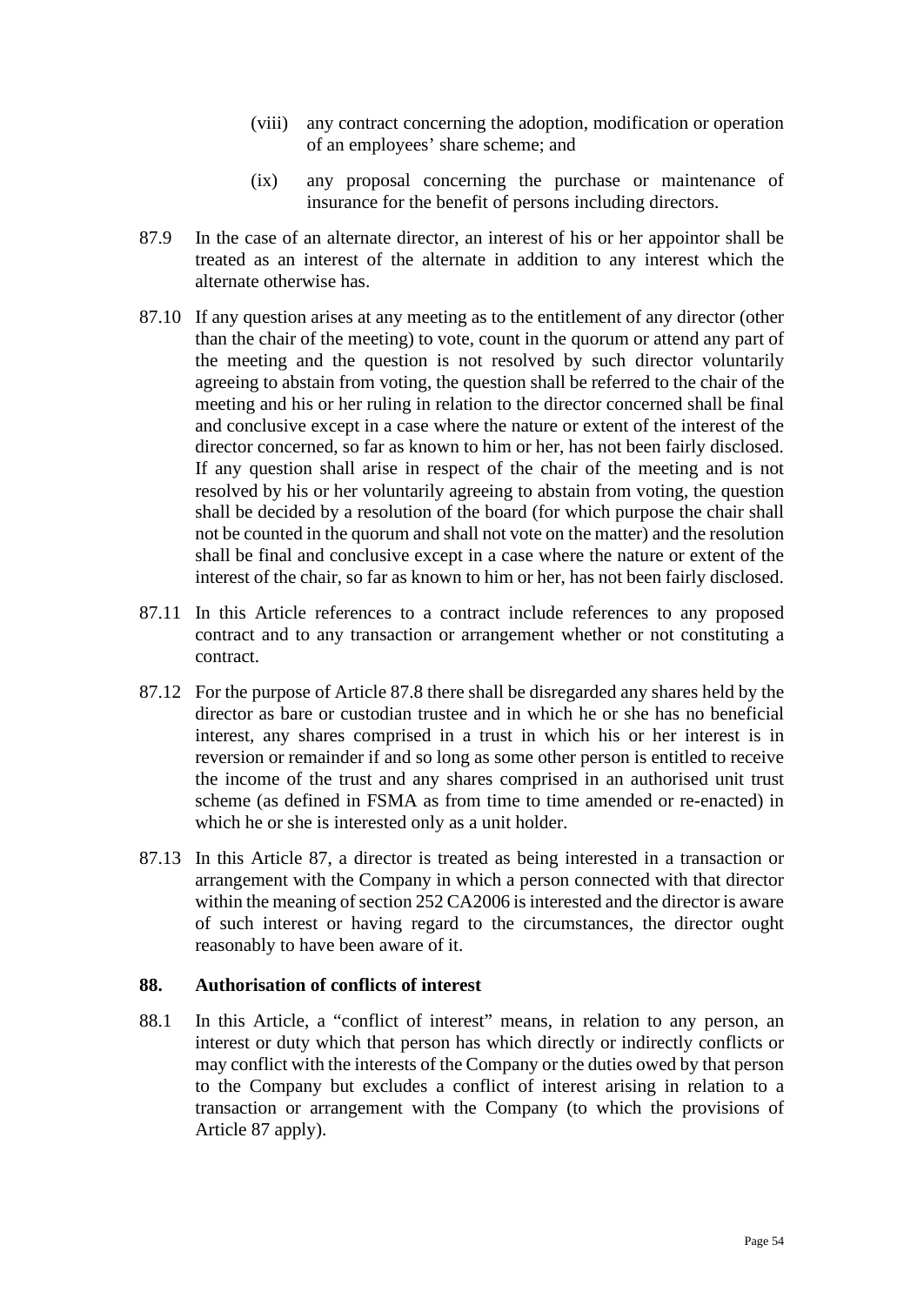(viii) any contract concerning the adoption, modification or operation of an employees' share scheme; and

(ix) any proposal concerning the purchase or maintenance of insurance for the benefit of persons including directors.

87.9 In the case of an alternate director, an interest of his or her appointor shall be treated as an interest of the alternate in addition to any interest which the alternate otherwise has.

87.10 If any question arises at any meeting as to the entitlement of any director (other than the chair of the meeting) to vote, count in the quorum or attend any part of the meeting and the question is not resolved by such director voluntarily agreeing to abstain from voting, the question shall be referred to the chair of the meeting and his or her ruling in relation to the director concerned shall be final and conclusive except in a case where the nature or extent of the interest of the director concerned, so far as known to him or her, has not been fairly disclosed. If any question shall arise in respect of the chair of the meeting and is not resolved by his or her voluntarily agreeing to abstain from voting, the question shall be decided by a resolution of the board (for which purpose the chair shall not be counted in the quorum and shall not vote on the matter) and the resolution shall be final and conclusive except in a case where the nature or extent of the interest of the chair, so far as known to him or her, has not been fairly disclosed.

87.11 In this Article references to a contract include references to any proposed contract and to any transaction or arrangement whether or not constituting a contract.

87.12 For the purpose of Article 87.8 there shall be disregarded any shares held by the director as bare or custodian trustee and in which he or she has no beneficial interest, any shares comprised in a trust in which his or her interest is in reversion or remainder if and so long as some other person is entitled to receive the income of the trust and any shares comprised in an authorised unit trust scheme (as defined in FSMA as from time to time amended or re-enacted) in which he or she is interested only as a unit holder.

87.13 In this Article 87, a director is treated as being interested in a transaction or arrangement with the Company in which a person connected with that director within the meaning of section 252 CA2006 is interested and the director is aware of such interest or having regard to the circumstances, the director ought reasonably to have been aware of it.

## 88. Authorisation of conflicts of interest

88.1 In this Article, a "conflict of interest" means, in relation to any person, an interest or duty which that person has which directly or indirectly conflicts or may conflict with the interests of the Company or the duties owed by that person to the Company but excludes a conflict of interest arising in relation to a transaction or arrangement with the Company (to which the provisions of Article 87 apply).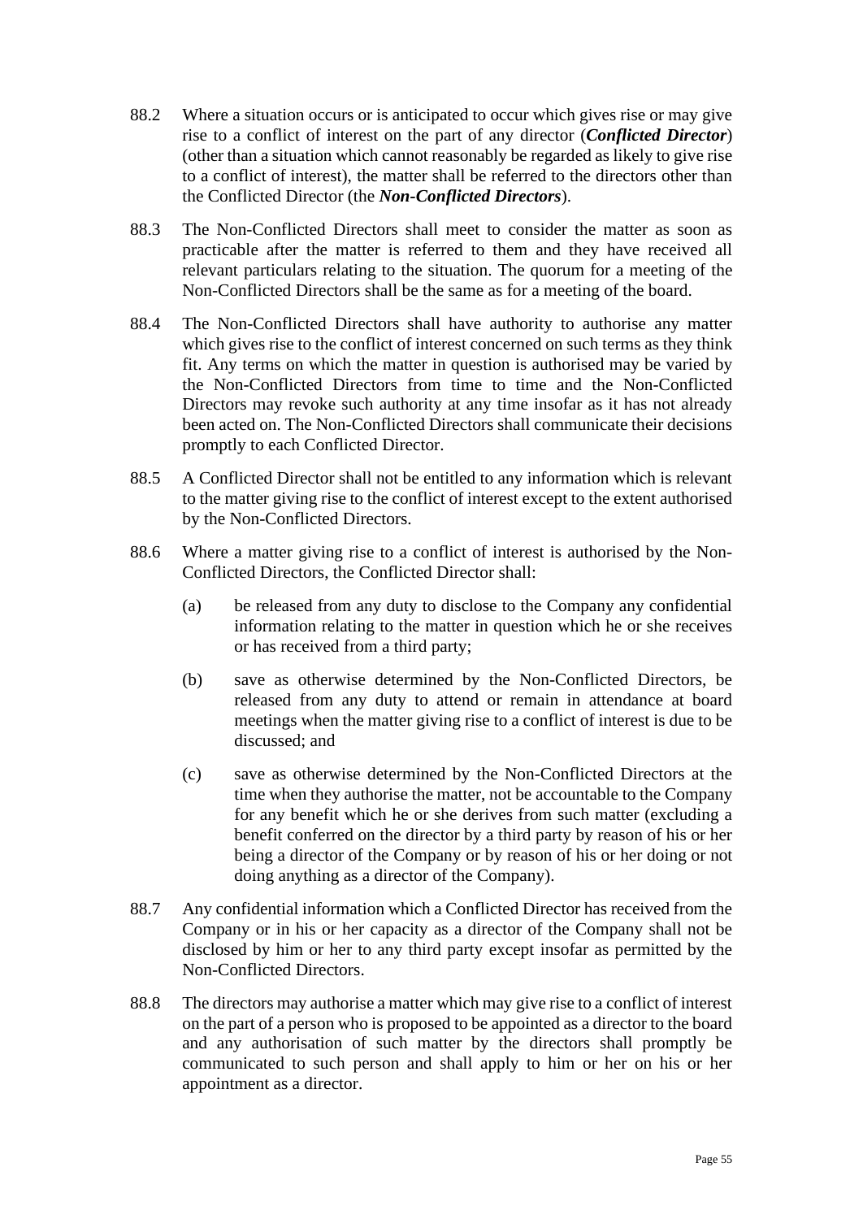88.2 Where a situation occurs or is anticipated to occur which gives rise or may give rise to a conflict of interest on the part of any director (***Conflicted Director***) (other than a situation which cannot reasonably be regarded as likely to give rise to a conflict of interest), the matter shall be referred to the directors other than the Conflicted Director (the ***Non-Conflicted Directors***).

88.3 The Non-Conflicted Directors shall meet to consider the matter as soon as practicable after the matter is referred to them and they have received all relevant particulars relating to the situation. The quorum for a meeting of the Non-Conflicted Directors shall be the same as for a meeting of the board.

88.4 The Non-Conflicted Directors shall have authority to authorise any matter which gives rise to the conflict of interest concerned on such terms as they think fit. Any terms on which the matter in question is authorised may be varied by the Non-Conflicted Directors from time to time and the Non-Conflicted Directors may revoke such authority at any time insofar as it has not already been acted on. The Non-Conflicted Directors shall communicate their decisions promptly to each Conflicted Director.

88.5 A Conflicted Director shall not be entitled to any information which is relevant to the matter giving rise to the conflict of interest except to the extent authorised by the Non-Conflicted Directors.

88.6 Where a matter giving rise to a conflict of interest is authorised by the Non-Conflicted Directors, the Conflicted Director shall:

(a) be released from any duty to disclose to the Company any confidential information relating to the matter in question which he or she receives or has received from a third party;

(b) save as otherwise determined by the Non-Conflicted Directors, be released from any duty to attend or remain in attendance at board meetings when the matter giving rise to a conflict of interest is due to be discussed; and

(c) save as otherwise determined by the Non-Conflicted Directors at the time when they authorise the matter, not be accountable to the Company for any benefit which he or she derives from such matter (excluding a benefit conferred on the director by a third party by reason of his or her being a director of the Company or by reason of his or her doing or not doing anything as a director of the Company).

88.7 Any confidential information which a Conflicted Director has received from the Company or in his or her capacity as a director of the Company shall not be disclosed by him or her to any third party except insofar as permitted by the Non-Conflicted Directors.

88.8 The directors may authorise a matter which may give rise to a conflict of interest on the part of a person who is proposed to be appointed as a director to the board and any authorisation of such matter by the directors shall promptly be communicated to such person and shall apply to him or her on his or her appointment as a director.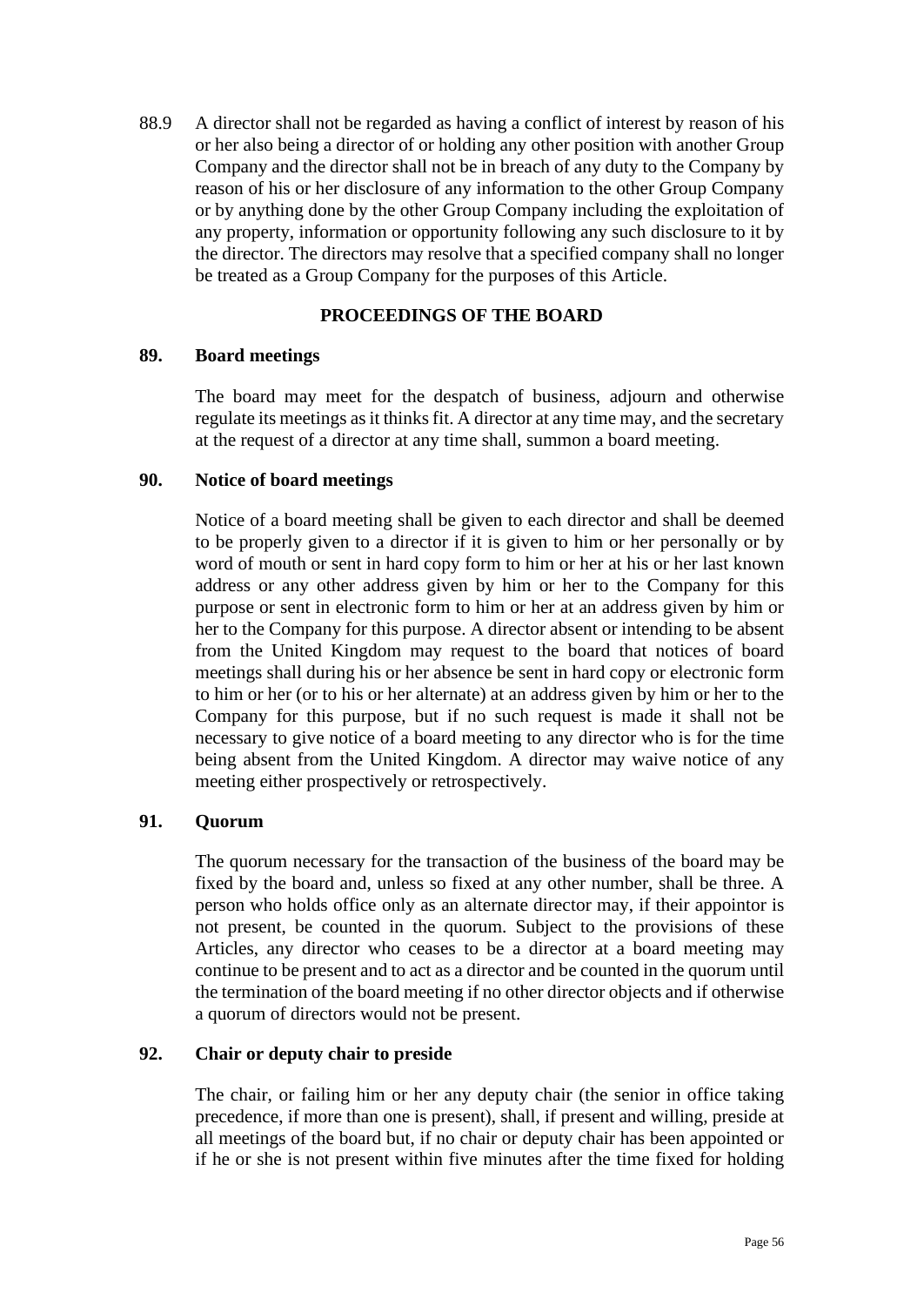88.9 A director shall not be regarded as having a conflict of interest by reason of his or her also being a director of or holding any other position with another Group Company and the director shall not be in breach of any duty to the Company by reason of his or her disclosure of any information to the other Group Company or by anything done by the other Group Company including the exploitation of any property, information or opportunity following any such disclosure to it by the director. The directors may resolve that a specified company shall no longer be treated as a Group Company for the purposes of this Article.

## PROCEEDINGS OF THE BOARD

### 89. Board meetings

The board may meet for the despatch of business, adjourn and otherwise regulate its meetings as it thinks fit. A director at any time may, and the secretary at the request of a director at any time shall, summon a board meeting.

### 90. Notice of board meetings

Notice of a board meeting shall be given to each director and shall be deemed to be properly given to a director if it is given to him or her personally or by word of mouth or sent in hard copy form to him or her at his or her last known address or any other address given by him or her to the Company for this purpose or sent in electronic form to him or her at an address given by him or her to the Company for this purpose. A director absent or intending to be absent from the United Kingdom may request to the board that notices of board meetings shall during his or her absence be sent in hard copy or electronic form to him or her (or to his or her alternate) at an address given by him or her to the Company for this purpose, but if no such request is made it shall not be necessary to give notice of a board meeting to any director who is for the time being absent from the United Kingdom. A director may waive notice of any meeting either prospectively or retrospectively.

### 91. Quorum

The quorum necessary for the transaction of the business of the board may be fixed by the board and, unless so fixed at any other number, shall be three. A person who holds office only as an alternate director may, if their appointor is not present, be counted in the quorum. Subject to the provisions of these Articles, any director who ceases to be a director at a board meeting may continue to be present and to act as a director and be counted in the quorum until the termination of the board meeting if no other director objects and if otherwise a quorum of directors would not be present.

### 92. Chair or deputy chair to preside

The chair, or failing him or her any deputy chair (the senior in office taking precedence, if more than one is present), shall, if present and willing, preside at all meetings of the board but, if no chair or deputy chair has been appointed or if he or she is not present within five minutes after the time fixed for holding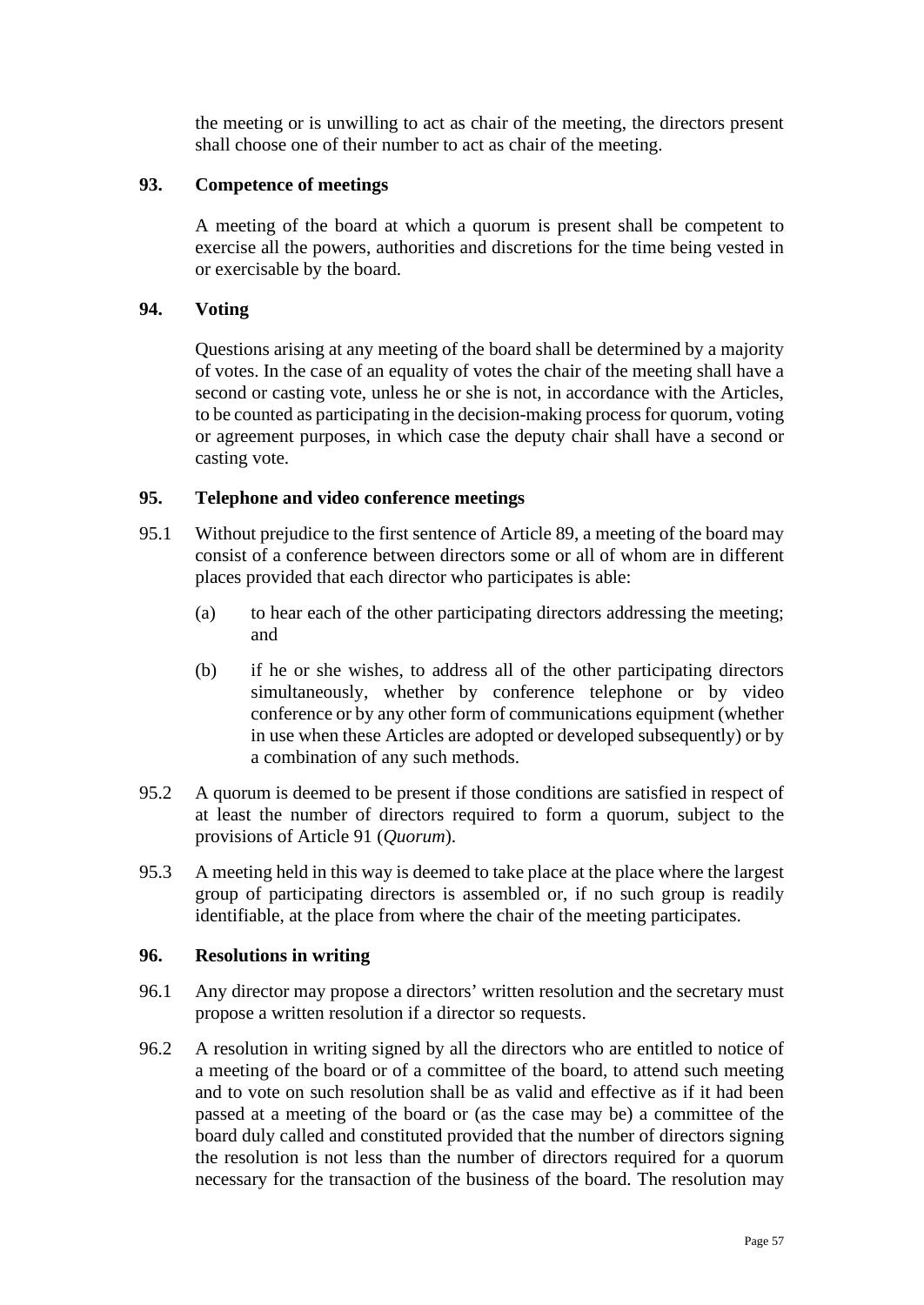the meeting or is unwilling to act as chair of the meeting, the directors present shall choose one of their number to act as chair of the meeting.

### 93. Competence of meetings

A meeting of the board at which a quorum is present shall be competent to exercise all the powers, authorities and discretions for the time being vested in or exercisable by the board.

### 94. Voting

Questions arising at any meeting of the board shall be determined by a majority of votes. In the case of an equality of votes the chair of the meeting shall have a second or casting vote, unless he or she is not, in accordance with the Articles, to be counted as participating in the decision-making process for quorum, voting or agreement purposes, in which case the deputy chair shall have a second or casting vote.

### 95. Telephone and video conference meetings

95.1 Without prejudice to the first sentence of Article 89, a meeting of the board may consist of a conference between directors some or all of whom are in different places provided that each director who participates is able:

(a) to hear each of the other participating directors addressing the meeting; and

(b) if he or she wishes, to address all of the other participating directors simultaneously, whether by conference telephone or by video conference or by any other form of communications equipment (whether in use when these Articles are adopted or developed subsequently) or by a combination of any such methods.

95.2 A quorum is deemed to be present if those conditions are satisfied in respect of at least the number of directors required to form a quorum, subject to the provisions of Article 91 (*Quorum*).

95.3 A meeting held in this way is deemed to take place at the place where the largest group of participating directors is assembled or, if no such group is readily identifiable, at the place from where the chair of the meeting participates.

### 96. Resolutions in writing

96.1 Any director may propose a directors' written resolution and the secretary must propose a written resolution if a director so requests.

96.2 A resolution in writing signed by all the directors who are entitled to notice of a meeting of the board or of a committee of the board, to attend such meeting and to vote on such resolution shall be as valid and effective as if it had been passed at a meeting of the board or (as the case may be) a committee of the board duly called and constituted provided that the number of directors signing the resolution is not less than the number of directors required for a quorum necessary for the transaction of the business of the board. The resolution may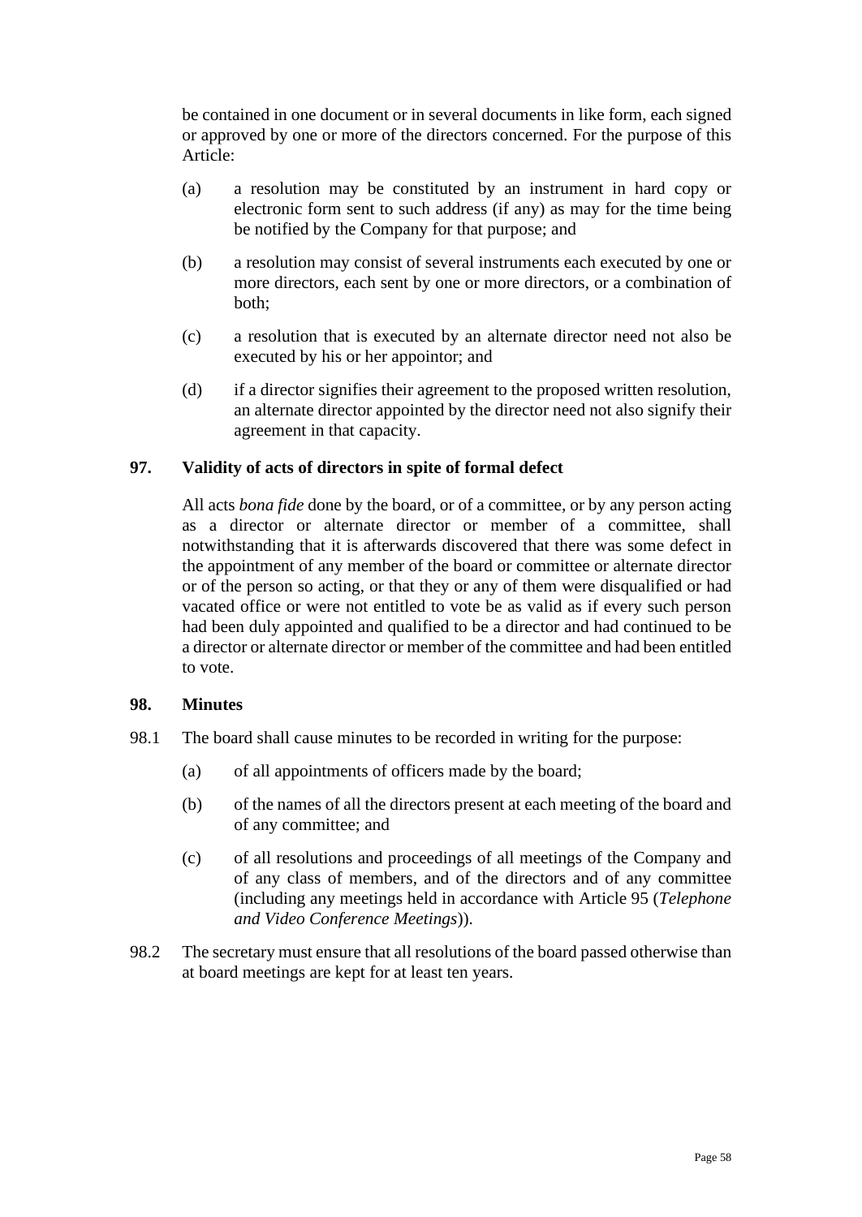be contained in one document or in several documents in like form, each signed or approved by one or more of the directors concerned. For the purpose of this Article:

(a) a resolution may be constituted by an instrument in hard copy or electronic form sent to such address (if any) as may for the time being be notified by the Company for that purpose; and

(b) a resolution may consist of several instruments each executed by one or more directors, each sent by one or more directors, or a combination of both;

(c) a resolution that is executed by an alternate director need not also be executed by his or her appointor; and

(d) if a director signifies their agreement to the proposed written resolution, an alternate director appointed by the director need not also signify their agreement in that capacity.

## 97. Validity of acts of directors in spite of formal defect

All acts *bona fide* done by the board, or of a committee, or by any person acting as a director or alternate director or member of a committee, shall notwithstanding that it is afterwards discovered that there was some defect in the appointment of any member of the board or committee or alternate director or of the person so acting, or that they or any of them were disqualified or had vacated office or were not entitled to vote be as valid as if every such person had been duly appointed and qualified to be a director and had continued to be a director or alternate director or member of the committee and had been entitled to vote.

## 98. Minutes

98.1 The board shall cause minutes to be recorded in writing for the purpose:

(a) of all appointments of officers made by the board;

(b) of the names of all the directors present at each meeting of the board and of any committee; and

(c) of all resolutions and proceedings of all meetings of the Company and of any class of members, and of the directors and of any committee (including any meetings held in accordance with Article 95 (*Telephone and Video Conference Meetings*)).

98.2 The secretary must ensure that all resolutions of the board passed otherwise than at board meetings are kept for at least ten years.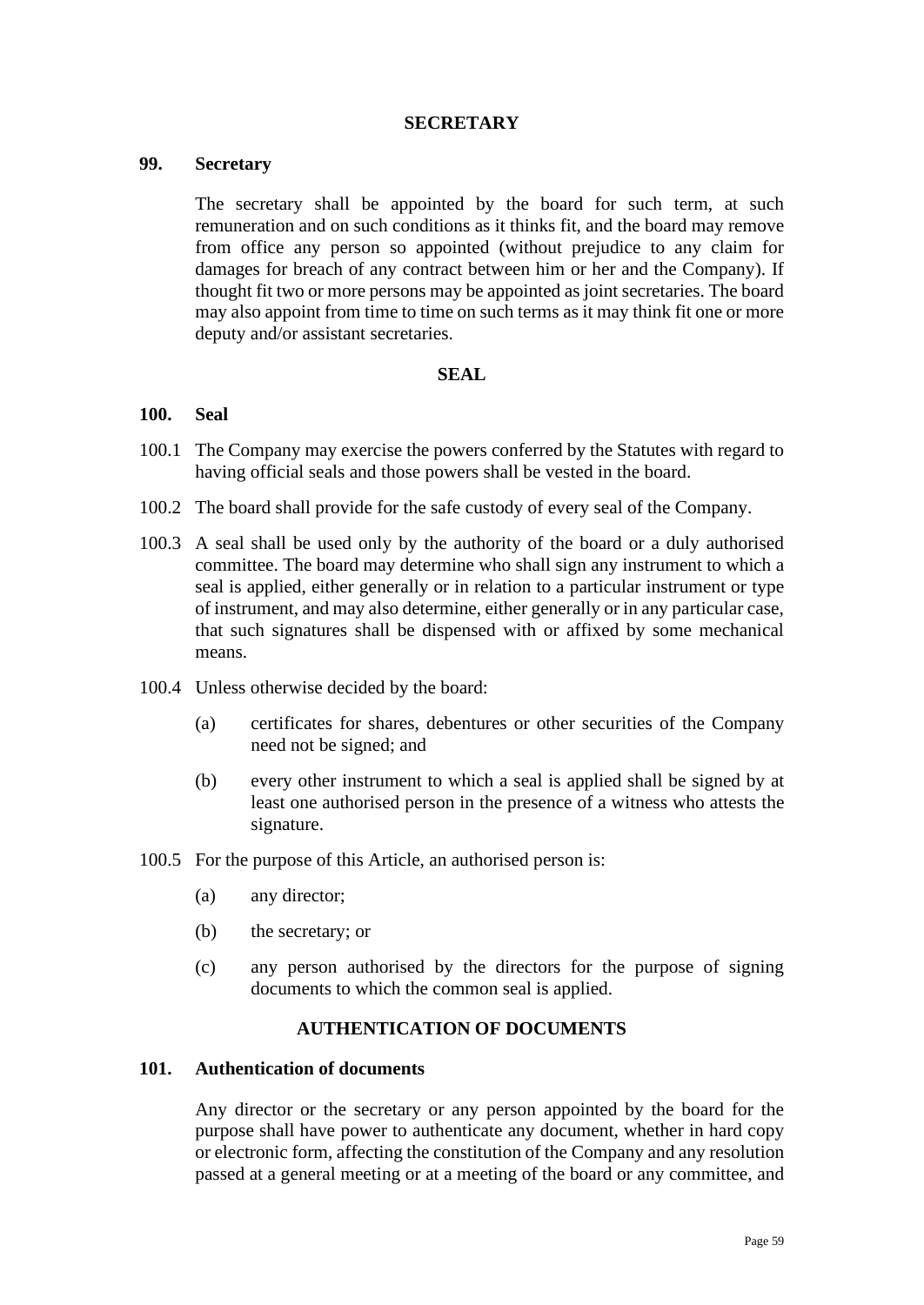## SECRETARY

### 99. Secretary

The secretary shall be appointed by the board for such term, at such remuneration and on such conditions as it thinks fit, and the board may remove from office any person so appointed (without prejudice to any claim for damages for breach of any contract between him or her and the Company). If thought fit two or more persons may be appointed as joint secretaries. The board may also appoint from time to time on such terms as it may think fit one or more deputy and/or assistant secretaries.

## SEAL

### 100. Seal

100.1 The Company may exercise the powers conferred by the Statutes with regard to having official seals and those powers shall be vested in the board.

100.2 The board shall provide for the safe custody of every seal of the Company.

100.3 A seal shall be used only by the authority of the board or a duly authorised committee. The board may determine who shall sign any instrument to which a seal is applied, either generally or in relation to a particular instrument or type of instrument, and may also determine, either generally or in any particular case, that such signatures shall be dispensed with or affixed by some mechanical means.

100.4 Unless otherwise decided by the board:

(a) certificates for shares, debentures or other securities of the Company need not be signed; and

(b) every other instrument to which a seal is applied shall be signed by at least one authorised person in the presence of a witness who attests the signature.

100.5 For the purpose of this Article, an authorised person is:

(a) any director;

(b) the secretary; or

(c) any person authorised by the directors for the purpose of signing documents to which the common seal is applied.

## AUTHENTICATION OF DOCUMENTS

### 101. Authentication of documents

Any director or the secretary or any person appointed by the board for the purpose shall have power to authenticate any document, whether in hard copy or electronic form, affecting the constitution of the Company and any resolution passed at a general meeting or at a meeting of the board or any committee, and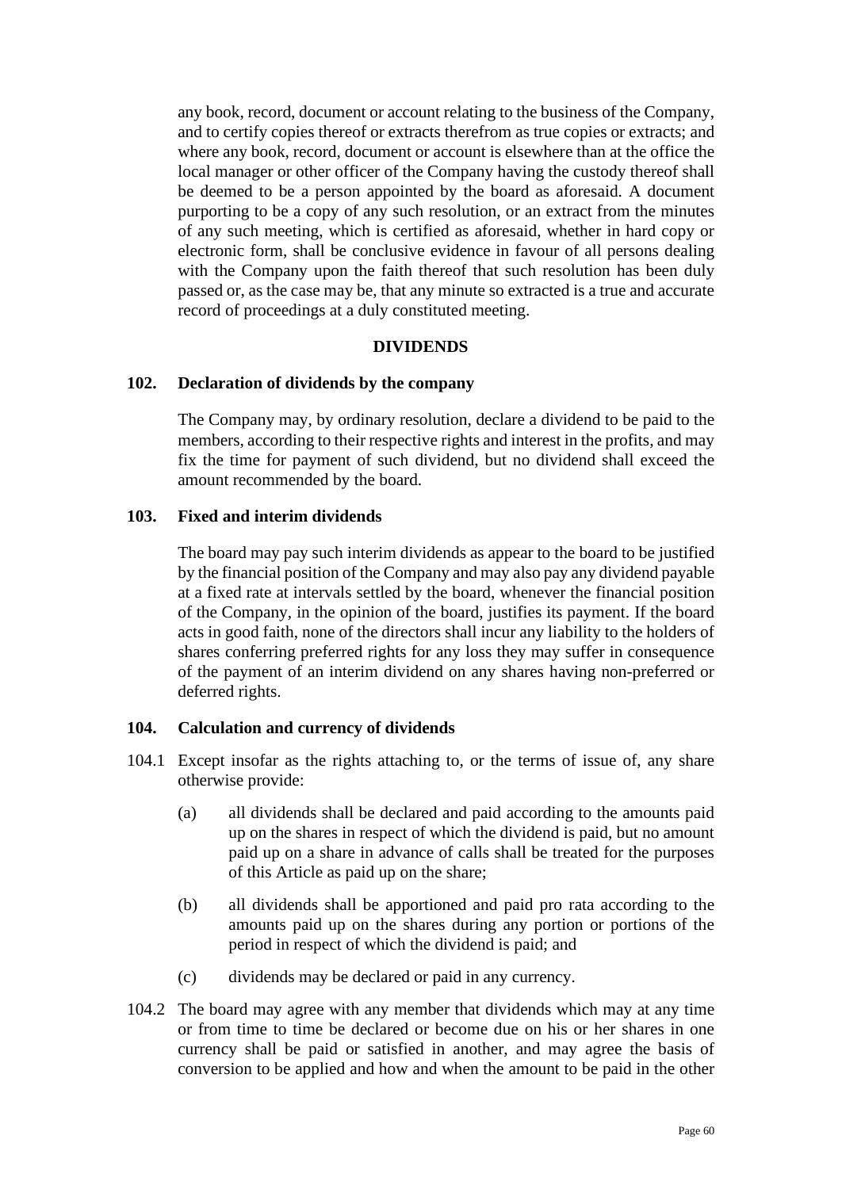any book, record, document or account relating to the business of the Company, and to certify copies thereof or extracts therefrom as true copies or extracts; and where any book, record, document or account is elsewhere than at the office the local manager or other officer of the Company having the custody thereof shall be deemed to be a person appointed by the board as aforesaid. A document purporting to be a copy of any such resolution, or an extract from the minutes of any such meeting, which is certified as aforesaid, whether in hard copy or electronic form, shall be conclusive evidence in favour of all persons dealing with the Company upon the faith thereof that such resolution has been duly passed or, as the case may be, that any minute so extracted is a true and accurate record of proceedings at a duly constituted meeting.

## DIVIDENDS

### 102. Declaration of dividends by the company

The Company may, by ordinary resolution, declare a dividend to be paid to the members, according to their respective rights and interest in the profits, and may fix the time for payment of such dividend, but no dividend shall exceed the amount recommended by the board.

### 103. Fixed and interim dividends

The board may pay such interim dividends as appear to the board to be justified by the financial position of the Company and may also pay any dividend payable at a fixed rate at intervals settled by the board, whenever the financial position of the Company, in the opinion of the board, justifies its payment. If the board acts in good faith, none of the directors shall incur any liability to the holders of shares conferring preferred rights for any loss they may suffer in consequence of the payment of an interim dividend on any shares having non-preferred or deferred rights.

### 104. Calculation and currency of dividends

104.1 Except insofar as the rights attaching to, or the terms of issue of, any share otherwise provide:

(a) all dividends shall be declared and paid according to the amounts paid up on the shares in respect of which the dividend is paid, but no amount paid up on a share in advance of calls shall be treated for the purposes of this Article as paid up on the share;

(b) all dividends shall be apportioned and paid pro rata according to the amounts paid up on the shares during any portion or portions of the period in respect of which the dividend is paid; and

(c) dividends may be declared or paid in any currency.

104.2 The board may agree with any member that dividends which may at any time or from time to time be declared or become due on his or her shares in one currency shall be paid or satisfied in another, and may agree the basis of conversion to be applied and how and when the amount to be paid in the other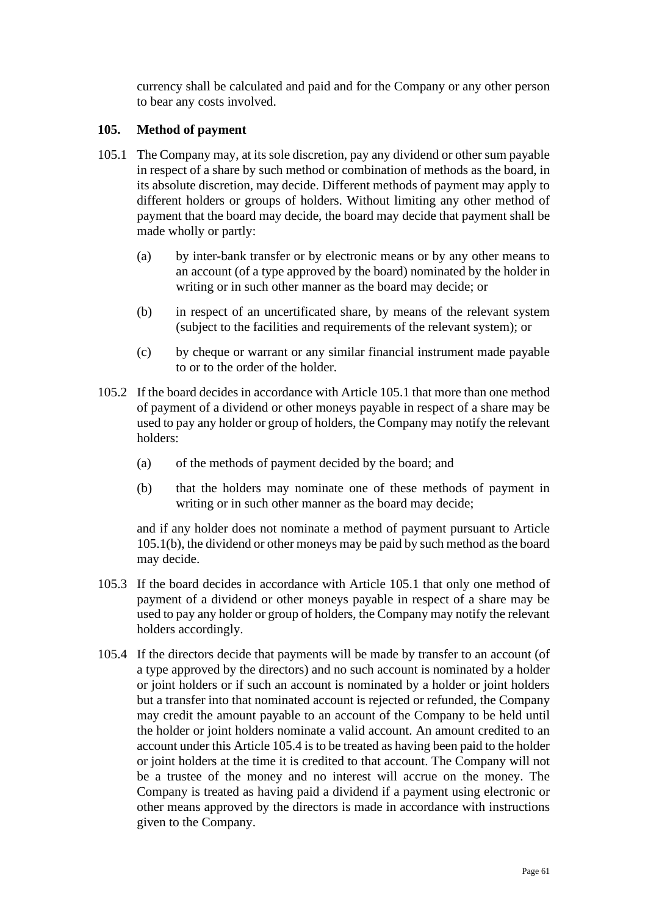currency shall be calculated and paid and for the Company or any other person to bear any costs involved.

**105. Method of payment**

105.1 The Company may, at its sole discretion, pay any dividend or other sum payable in respect of a share by such method or combination of methods as the board, in its absolute discretion, may decide. Different methods of payment may apply to different holders or groups of holders. Without limiting any other method of payment that the board may decide, the board may decide that payment shall be made wholly or partly:

(a) by inter-bank transfer or by electronic means or by any other means to an account (of a type approved by the board) nominated by the holder in writing or in such other manner as the board may decide; or

(b) in respect of an uncertificated share, by means of the relevant system (subject to the facilities and requirements of the relevant system); or

(c) by cheque or warrant or any similar financial instrument made payable to or to the order of the holder.

105.2 If the board decides in accordance with Article 105.1 that more than one method of payment of a dividend or other moneys payable in respect of a share may be used to pay any holder or group of holders, the Company may notify the relevant holders:

(a) of the methods of payment decided by the board; and

(b) that the holders may nominate one of these methods of payment in writing or in such other manner as the board may decide;

and if any holder does not nominate a method of payment pursuant to Article 105.1(b), the dividend or other moneys may be paid by such method as the board may decide.

105.3 If the board decides in accordance with Article 105.1 that only one method of payment of a dividend or other moneys payable in respect of a share may be used to pay any holder or group of holders, the Company may notify the relevant holders accordingly.

105.4 If the directors decide that payments will be made by transfer to an account (of a type approved by the directors) and no such account is nominated by a holder or joint holders or if such an account is nominated by a holder or joint holders but a transfer into that nominated account is rejected or refunded, the Company may credit the amount payable to an account of the Company to be held until the holder or joint holders nominate a valid account. An amount credited to an account under this Article 105.4 is to be treated as having been paid to the holder or joint holders at the time it is credited to that account. The Company will not be a trustee of the money and no interest will accrue on the money. The Company is treated as having paid a dividend if a payment using electronic or other means approved by the directors is made in accordance with instructions given to the Company.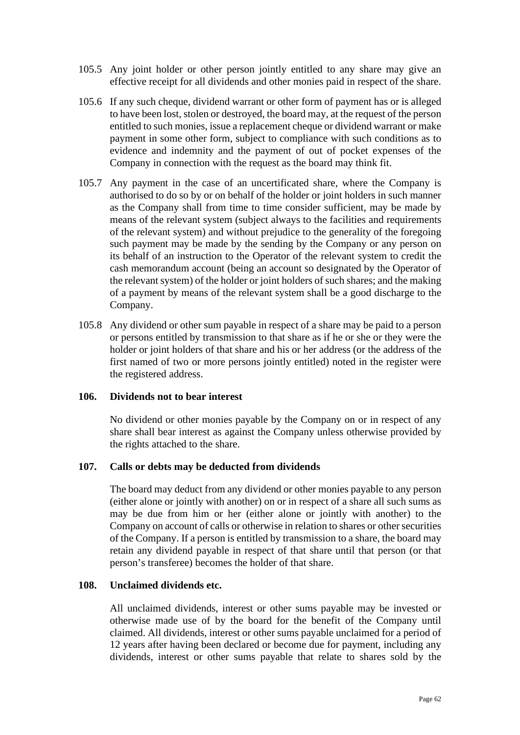105.5 Any joint holder or other person jointly entitled to any share may give an effective receipt for all dividends and other monies paid in respect of the share.

105.6 If any such cheque, dividend warrant or other form of payment has or is alleged to have been lost, stolen or destroyed, the board may, at the request of the person entitled to such monies, issue a replacement cheque or dividend warrant or make payment in some other form, subject to compliance with such conditions as to evidence and indemnity and the payment of out of pocket expenses of the Company in connection with the request as the board may think fit.

105.7 Any payment in the case of an uncertificated share, where the Company is authorised to do so by or on behalf of the holder or joint holders in such manner as the Company shall from time to time consider sufficient, may be made by means of the relevant system (subject always to the facilities and requirements of the relevant system) and without prejudice to the generality of the foregoing such payment may be made by the sending by the Company or any person on its behalf of an instruction to the Operator of the relevant system to credit the cash memorandum account (being an account so designated by the Operator of the relevant system) of the holder or joint holders of such shares; and the making of a payment by means of the relevant system shall be a good discharge to the Company.

105.8 Any dividend or other sum payable in respect of a share may be paid to a person or persons entitled by transmission to that share as if he or she or they were the holder or joint holders of that share and his or her address (or the address of the first named of two or more persons jointly entitled) noted in the register were the registered address.

**106. Dividends not to bear interest**

No dividend or other monies payable by the Company on or in respect of any share shall bear interest as against the Company unless otherwise provided by the rights attached to the share.

**107. Calls or debts may be deducted from dividends**

The board may deduct from any dividend or other monies payable to any person (either alone or jointly with another) on or in respect of a share all such sums as may be due from him or her (either alone or jointly with another) to the Company on account of calls or otherwise in relation to shares or other securities of the Company. If a person is entitled by transmission to a share, the board may retain any dividend payable in respect of that share until that person (or that person's transferee) becomes the holder of that share.

**108. Unclaimed dividends etc.**

All unclaimed dividends, interest or other sums payable may be invested or otherwise made use of by the board for the benefit of the Company until claimed. All dividends, interest or other sums payable unclaimed for a period of 12 years after having been declared or become due for payment, including any dividends, interest or other sums payable that relate to shares sold by the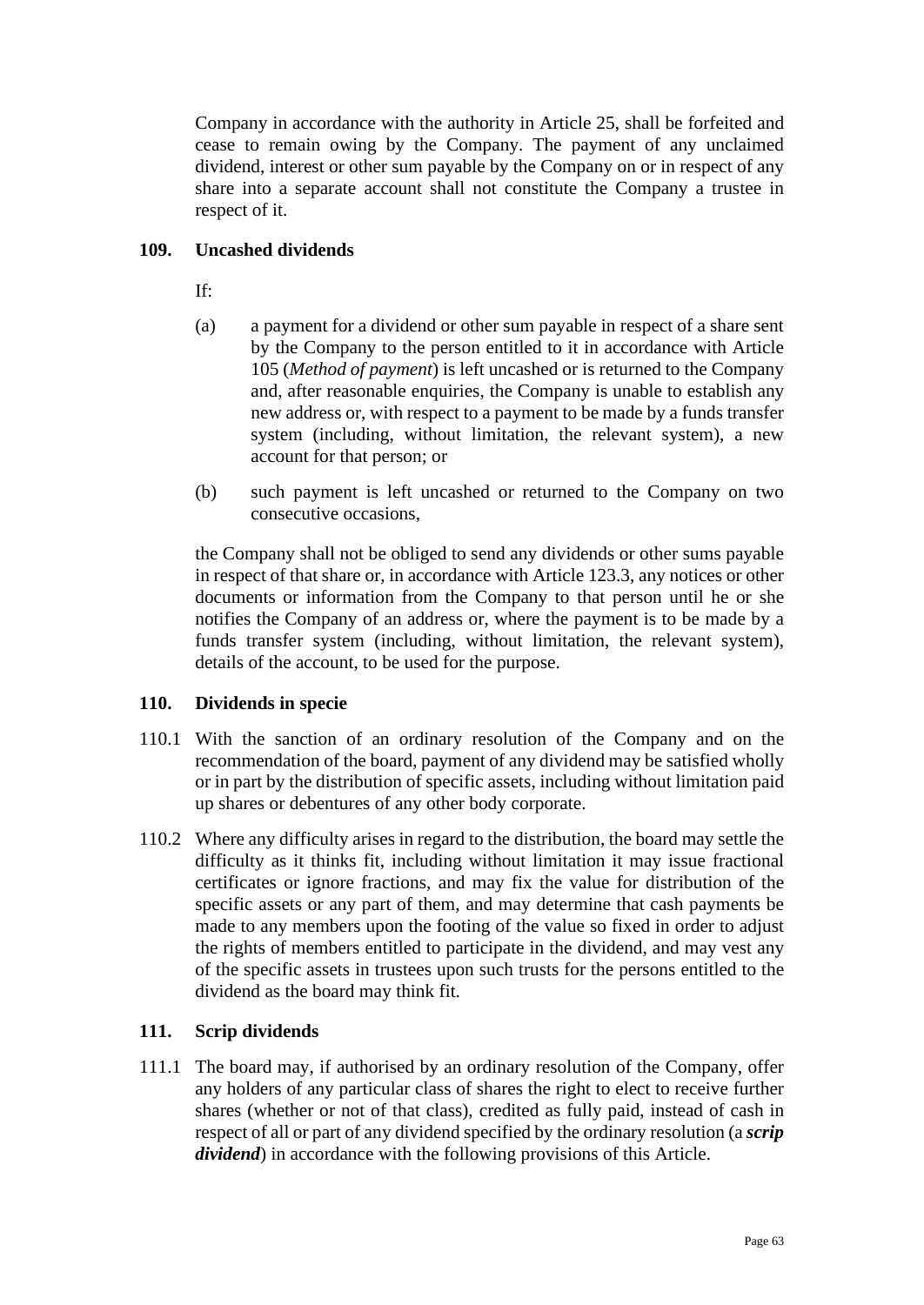Company in accordance with the authority in Article 25, shall be forfeited and cease to remain owing by the Company. The payment of any unclaimed dividend, interest or other sum payable by the Company on or in respect of any share into a separate account shall not constitute the Company a trustee in respect of it.

## 109. Uncashed dividends

If:

(a) a payment for a dividend or other sum payable in respect of a share sent by the Company to the person entitled to it in accordance with Article 105 (*Method of payment*) is left uncashed or is returned to the Company and, after reasonable enquiries, the Company is unable to establish any new address or, with respect to a payment to be made by a funds transfer system (including, without limitation, the relevant system), a new account for that person; or

(b) such payment is left uncashed or returned to the Company on two consecutive occasions,

the Company shall not be obliged to send any dividends or other sums payable in respect of that share or, in accordance with Article 123.3, any notices or other documents or information from the Company to that person until he or she notifies the Company of an address or, where the payment is to be made by a funds transfer system (including, without limitation, the relevant system), details of the account, to be used for the purpose.

## 110. Dividends in specie

110.1 With the sanction of an ordinary resolution of the Company and on the recommendation of the board, payment of any dividend may be satisfied wholly or in part by the distribution of specific assets, including without limitation paid up shares or debentures of any other body corporate.

110.2 Where any difficulty arises in regard to the distribution, the board may settle the difficulty as it thinks fit, including without limitation it may issue fractional certificates or ignore fractions, and may fix the value for distribution of the specific assets or any part of them, and may determine that cash payments be made to any members upon the footing of the value so fixed in order to adjust the rights of members entitled to participate in the dividend, and may vest any of the specific assets in trustees upon such trusts for the persons entitled to the dividend as the board may think fit.

## 111. Scrip dividends

111.1 The board may, if authorised by an ordinary resolution of the Company, offer any holders of any particular class of shares the right to elect to receive further shares (whether or not of that class), credited as fully paid, instead of cash in respect of all or part of any dividend specified by the ordinary resolution (a ***scrip dividend***) in accordance with the following provisions of this Article.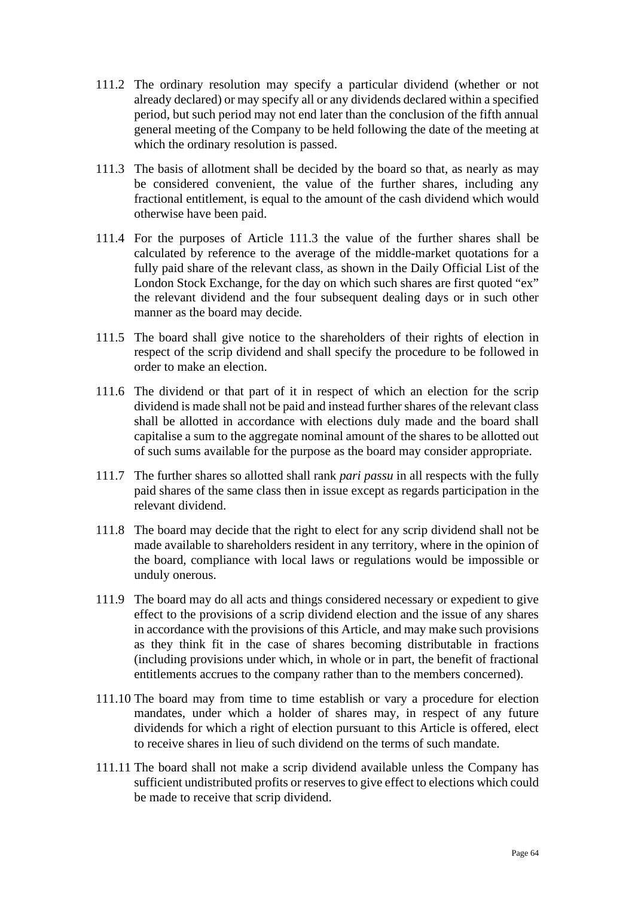111.2 The ordinary resolution may specify a particular dividend (whether or not already declared) or may specify all or any dividends declared within a specified period, but such period may not end later than the conclusion of the fifth annual general meeting of the Company to be held following the date of the meeting at which the ordinary resolution is passed.

111.3 The basis of allotment shall be decided by the board so that, as nearly as may be considered convenient, the value of the further shares, including any fractional entitlement, is equal to the amount of the cash dividend which would otherwise have been paid.

111.4 For the purposes of Article 111.3 the value of the further shares shall be calculated by reference to the average of the middle-market quotations for a fully paid share of the relevant class, as shown in the Daily Official List of the London Stock Exchange, for the day on which such shares are first quoted "ex" the relevant dividend and the four subsequent dealing days or in such other manner as the board may decide.

111.5 The board shall give notice to the shareholders of their rights of election in respect of the scrip dividend and shall specify the procedure to be followed in order to make an election.

111.6 The dividend or that part of it in respect of which an election for the scrip dividend is made shall not be paid and instead further shares of the relevant class shall be allotted in accordance with elections duly made and the board shall capitalise a sum to the aggregate nominal amount of the shares to be allotted out of such sums available for the purpose as the board may consider appropriate.

111.7 The further shares so allotted shall rank *pari passu* in all respects with the fully paid shares of the same class then in issue except as regards participation in the relevant dividend.

111.8 The board may decide that the right to elect for any scrip dividend shall not be made available to shareholders resident in any territory, where in the opinion of the board, compliance with local laws or regulations would be impossible or unduly onerous.

111.9 The board may do all acts and things considered necessary or expedient to give effect to the provisions of a scrip dividend election and the issue of any shares in accordance with the provisions of this Article, and may make such provisions as they think fit in the case of shares becoming distributable in fractions (including provisions under which, in whole or in part, the benefit of fractional entitlements accrues to the company rather than to the members concerned).

111.10 The board may from time to time establish or vary a procedure for election mandates, under which a holder of shares may, in respect of any future dividends for which a right of election pursuant to this Article is offered, elect to receive shares in lieu of such dividend on the terms of such mandate.

111.11 The board shall not make a scrip dividend available unless the Company has sufficient undistributed profits or reserves to give effect to elections which could be made to receive that scrip dividend.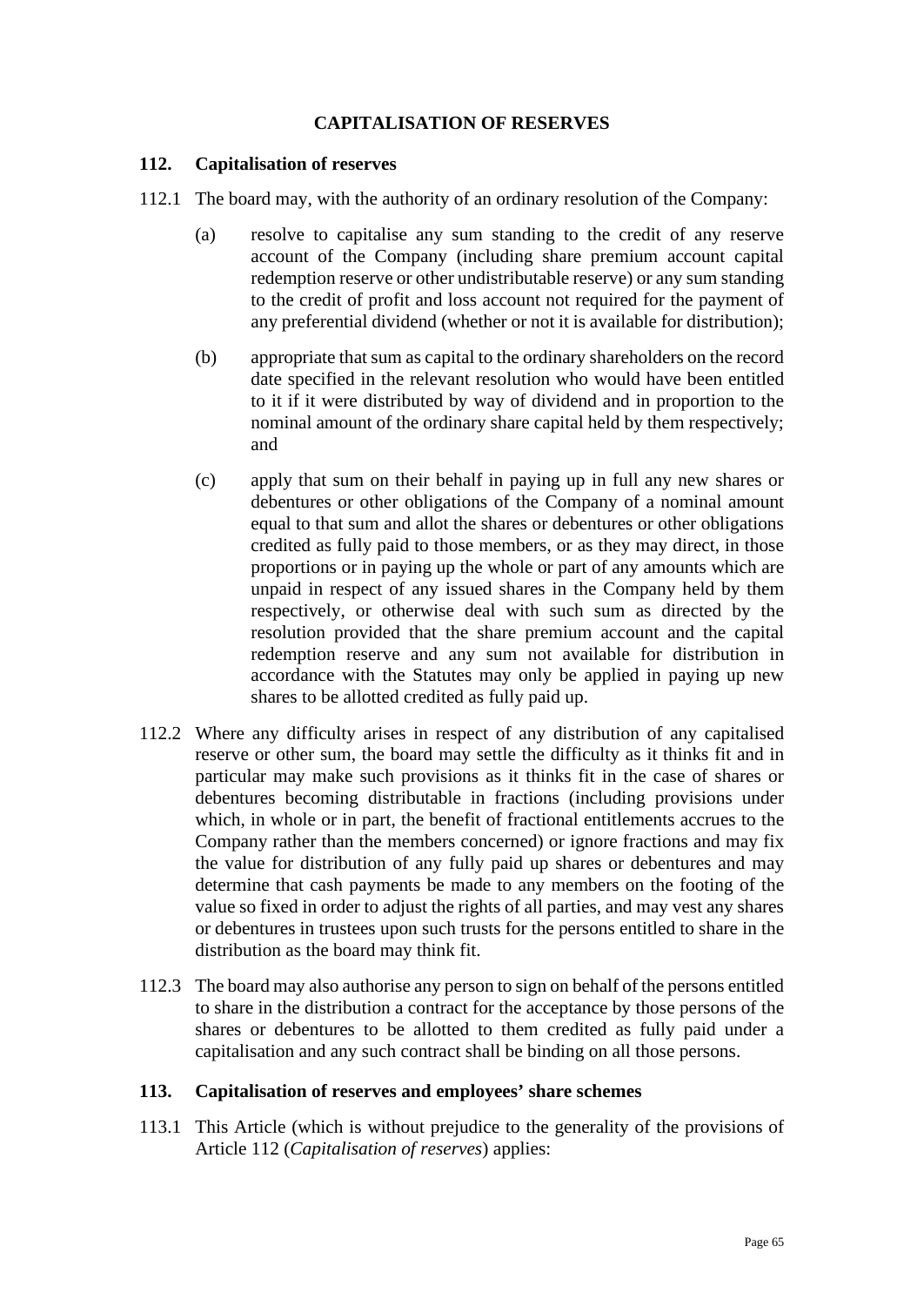## CAPITALISATION OF RESERVES

### 112. Capitalisation of reserves

112.1 The board may, with the authority of an ordinary resolution of the Company:

(a) resolve to capitalise any sum standing to the credit of any reserve account of the Company (including share premium account capital redemption reserve or other undistributable reserve) or any sum standing to the credit of profit and loss account not required for the payment of any preferential dividend (whether or not it is available for distribution);

(b) appropriate that sum as capital to the ordinary shareholders on the record date specified in the relevant resolution who would have been entitled to it if it were distributed by way of dividend and in proportion to the nominal amount of the ordinary share capital held by them respectively; and

(c) apply that sum on their behalf in paying up in full any new shares or debentures or other obligations of the Company of a nominal amount equal to that sum and allot the shares or debentures or other obligations credited as fully paid to those members, or as they may direct, in those proportions or in paying up the whole or part of any amounts which are unpaid in respect of any issued shares in the Company held by them respectively, or otherwise deal with such sum as directed by the resolution provided that the share premium account and the capital redemption reserve and any sum not available for distribution in accordance with the Statutes may only be applied in paying up new shares to be allotted credited as fully paid up.

112.2 Where any difficulty arises in respect of any distribution of any capitalised reserve or other sum, the board may settle the difficulty as it thinks fit and in particular may make such provisions as it thinks fit in the case of shares or debentures becoming distributable in fractions (including provisions under which, in whole or in part, the benefit of fractional entitlements accrues to the Company rather than the members concerned) or ignore fractions and may fix the value for distribution of any fully paid up shares or debentures and may determine that cash payments be made to any members on the footing of the value so fixed in order to adjust the rights of all parties, and may vest any shares or debentures in trustees upon such trusts for the persons entitled to share in the distribution as the board may think fit.

112.3 The board may also authorise any person to sign on behalf of the persons entitled to share in the distribution a contract for the acceptance by those persons of the shares or debentures to be allotted to them credited as fully paid under a capitalisation and any such contract shall be binding on all those persons.

### 113. Capitalisation of reserves and employees' share schemes

113.1 This Article (which is without prejudice to the generality of the provisions of Article 112 (*Capitalisation of reserves*) applies: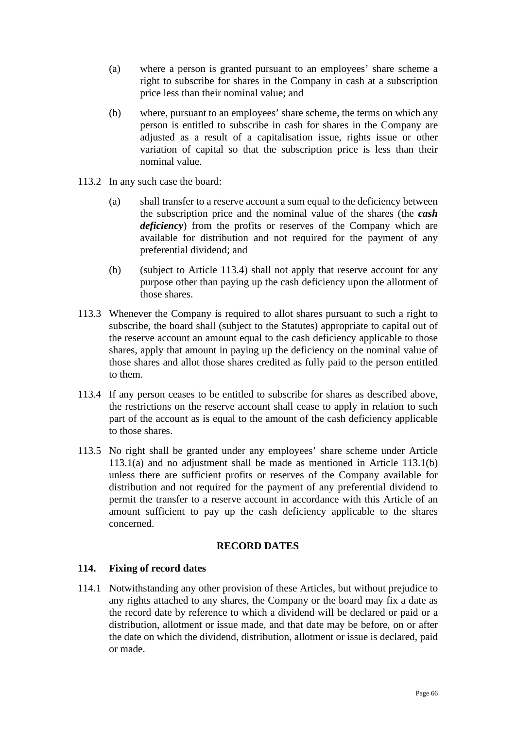(a) where a person is granted pursuant to an employees' share scheme a right to subscribe for shares in the Company in cash at a subscription price less than their nominal value; and

(b) where, pursuant to an employees' share scheme, the terms on which any person is entitled to subscribe in cash for shares in the Company are adjusted as a result of a capitalisation issue, rights issue or other variation of capital so that the subscription price is less than their nominal value.

113.2 In any such case the board:

(a) shall transfer to a reserve account a sum equal to the deficiency between the subscription price and the nominal value of the shares (the ***cash deficiency***) from the profits or reserves of the Company which are available for distribution and not required for the payment of any preferential dividend; and

(b) (subject to Article 113.4) shall not apply that reserve account for any purpose other than paying up the cash deficiency upon the allotment of those shares.

113.3 Whenever the Company is required to allot shares pursuant to such a right to subscribe, the board shall (subject to the Statutes) appropriate to capital out of the reserve account an amount equal to the cash deficiency applicable to those shares, apply that amount in paying up the deficiency on the nominal value of those shares and allot those shares credited as fully paid to the person entitled to them.

113.4 If any person ceases to be entitled to subscribe for shares as described above, the restrictions on the reserve account shall cease to apply in relation to such part of the account as is equal to the amount of the cash deficiency applicable to those shares.

113.5 No right shall be granted under any employees' share scheme under Article 113.1(a) and no adjustment shall be made as mentioned in Article 113.1(b) unless there are sufficient profits or reserves of the Company available for distribution and not required for the payment of any preferential dividend to permit the transfer to a reserve account in accordance with this Article of an amount sufficient to pay up the cash deficiency applicable to the shares concerned.

## RECORD DATES

### 114. Fixing of record dates

114.1 Notwithstanding any other provision of these Articles, but without prejudice to any rights attached to any shares, the Company or the board may fix a date as the record date by reference to which a dividend will be declared or paid or a distribution, allotment or issue made, and that date may be before, on or after the date on which the dividend, distribution, allotment or issue is declared, paid or made.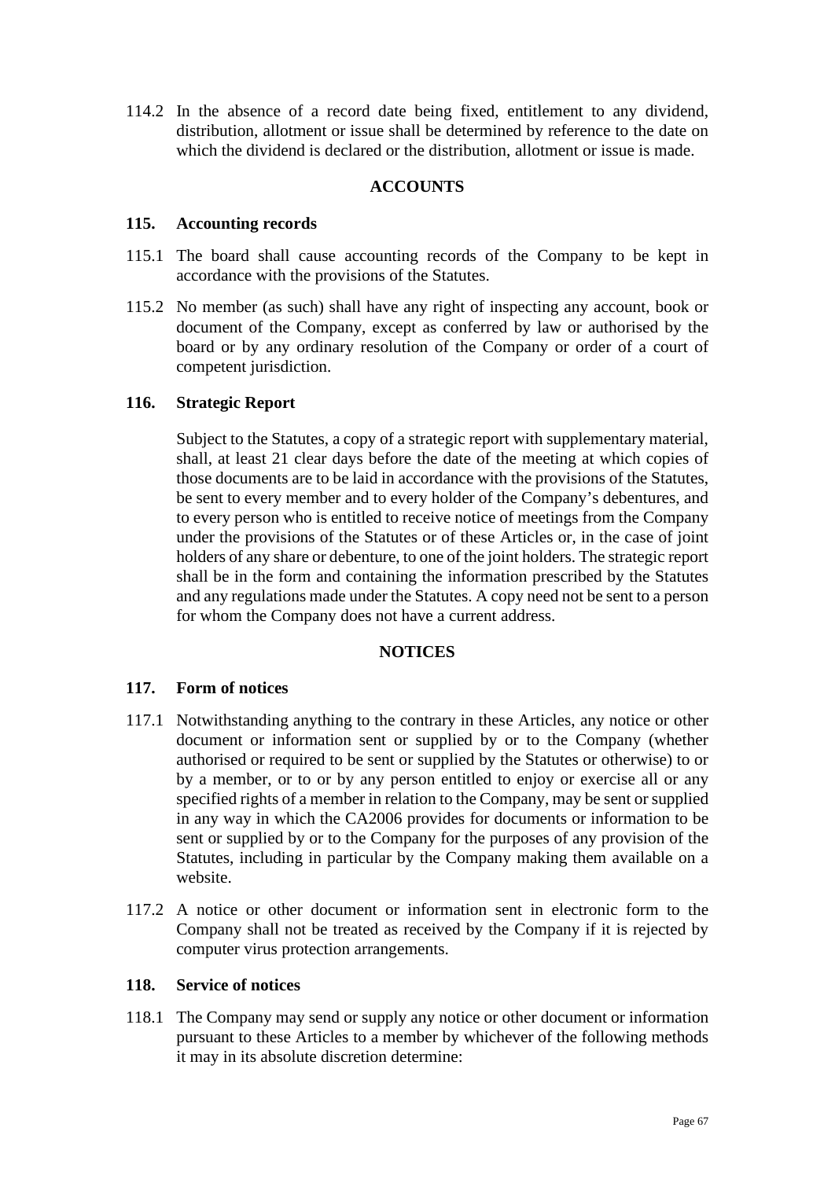114.2 In the absence of a record date being fixed, entitlement to any dividend, distribution, allotment or issue shall be determined by reference to the date on which the dividend is declared or the distribution, allotment or issue is made.

## ACCOUNTS

### 115. Accounting records

115.1 The board shall cause accounting records of the Company to be kept in accordance with the provisions of the Statutes.

115.2 No member (as such) shall have any right of inspecting any account, book or document of the Company, except as conferred by law or authorised by the board or by any ordinary resolution of the Company or order of a court of competent jurisdiction.

### 116. Strategic Report

Subject to the Statutes, a copy of a strategic report with supplementary material, shall, at least 21 clear days before the date of the meeting at which copies of those documents are to be laid in accordance with the provisions of the Statutes, be sent to every member and to every holder of the Company's debentures, and to every person who is entitled to receive notice of meetings from the Company under the provisions of the Statutes or of these Articles or, in the case of joint holders of any share or debenture, to one of the joint holders. The strategic report shall be in the form and containing the information prescribed by the Statutes and any regulations made under the Statutes. A copy need not be sent to a person for whom the Company does not have a current address.

## NOTICES

### 117. Form of notices

117.1 Notwithstanding anything to the contrary in these Articles, any notice or other document or information sent or supplied by or to the Company (whether authorised or required to be sent or supplied by the Statutes or otherwise) to or by a member, or to or by any person entitled to enjoy or exercise all or any specified rights of a member in relation to the Company, may be sent or supplied in any way in which the CA2006 provides for documents or information to be sent or supplied by or to the Company for the purposes of any provision of the Statutes, including in particular by the Company making them available on a website.

117.2 A notice or other document or information sent in electronic form to the Company shall not be treated as received by the Company if it is rejected by computer virus protection arrangements.

### 118. Service of notices

118.1 The Company may send or supply any notice or other document or information pursuant to these Articles to a member by whichever of the following methods it may in its absolute discretion determine: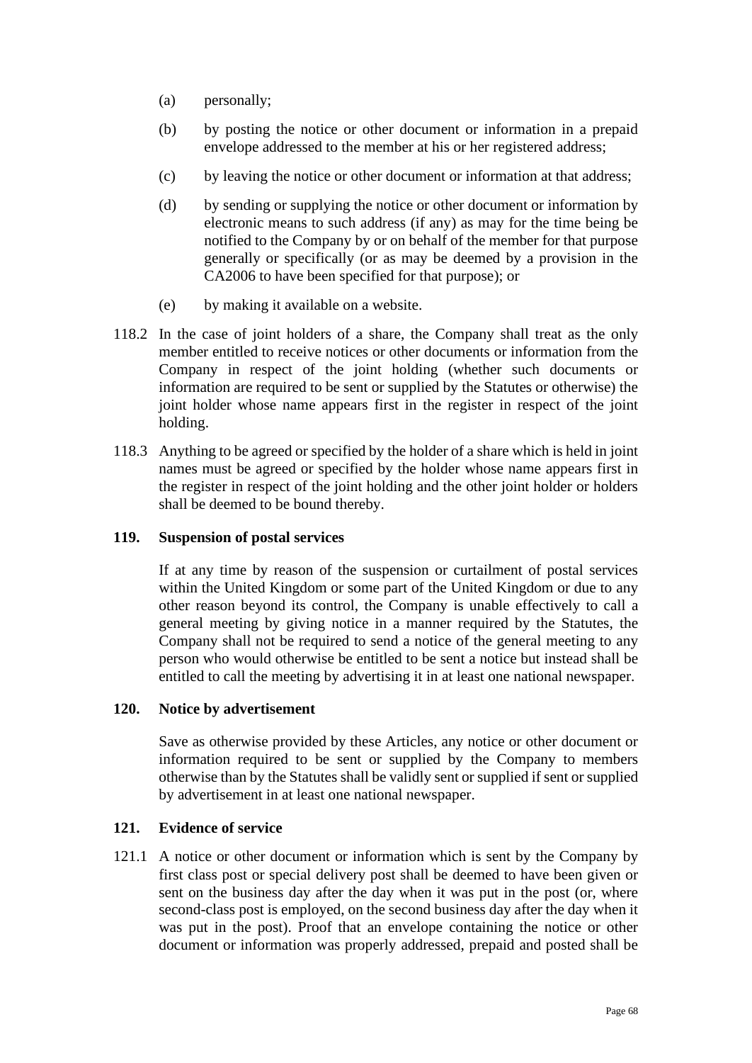(a) personally;

(b) by posting the notice or other document or information in a prepaid envelope addressed to the member at his or her registered address;

(c) by leaving the notice or other document or information at that address;

(d) by sending or supplying the notice or other document or information by electronic means to such address (if any) as may for the time being be notified to the Company by or on behalf of the member for that purpose generally or specifically (or as may be deemed by a provision in the CA2006 to have been specified for that purpose); or

(e) by making it available on a website.

118.2 In the case of joint holders of a share, the Company shall treat as the only member entitled to receive notices or other documents or information from the Company in respect of the joint holding (whether such documents or information are required to be sent or supplied by the Statutes or otherwise) the joint holder whose name appears first in the register in respect of the joint holding.

118.3 Anything to be agreed or specified by the holder of a share which is held in joint names must be agreed or specified by the holder whose name appears first in the register in respect of the joint holding and the other joint holder or holders shall be deemed to be bound thereby.

**119. Suspension of postal services**

If at any time by reason of the suspension or curtailment of postal services within the United Kingdom or some part of the United Kingdom or due to any other reason beyond its control, the Company is unable effectively to call a general meeting by giving notice in a manner required by the Statutes, the Company shall not be required to send a notice of the general meeting to any person who would otherwise be entitled to be sent a notice but instead shall be entitled to call the meeting by advertising it in at least one national newspaper.

**120. Notice by advertisement**

Save as otherwise provided by these Articles, any notice or other document or information required to be sent or supplied by the Company to members otherwise than by the Statutes shall be validly sent or supplied if sent or supplied by advertisement in at least one national newspaper.

**121. Evidence of service**

121.1 A notice or other document or information which is sent by the Company by first class post or special delivery post shall be deemed to have been given or sent on the business day after the day when it was put in the post (or, where second-class post is employed, on the second business day after the day when it was put in the post). Proof that an envelope containing the notice or other document or information was properly addressed, prepaid and posted shall be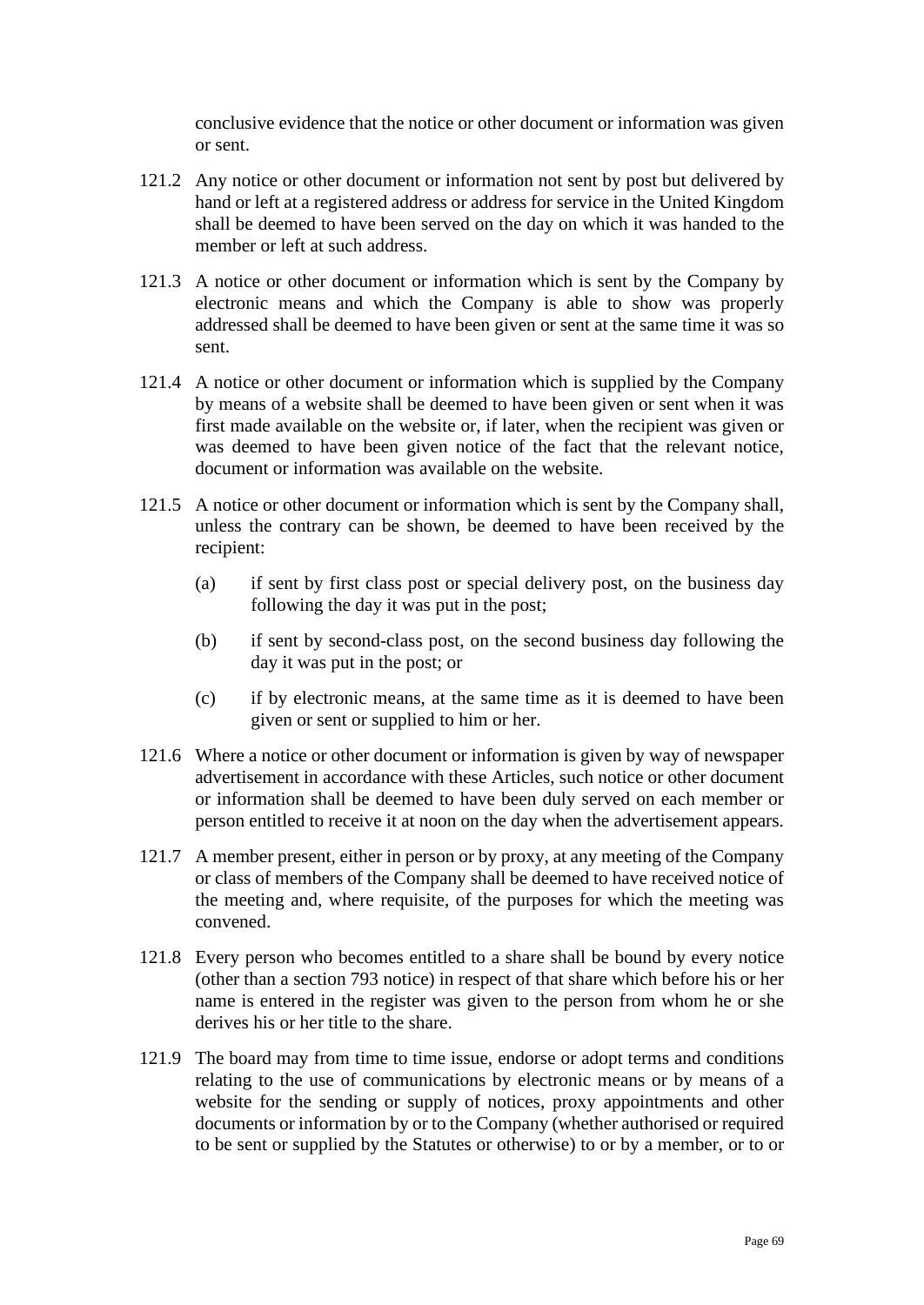conclusive evidence that the notice or other document or information was given or sent.

121.2 Any notice or other document or information not sent by post but delivered by hand or left at a registered address or address for service in the United Kingdom shall be deemed to have been served on the day on which it was handed to the member or left at such address.

121.3 A notice or other document or information which is sent by the Company by electronic means and which the Company is able to show was properly addressed shall be deemed to have been given or sent at the same time it was so sent.

121.4 A notice or other document or information which is supplied by the Company by means of a website shall be deemed to have been given or sent when it was first made available on the website or, if later, when the recipient was given or was deemed to have been given notice of the fact that the relevant notice, document or information was available on the website.

121.5 A notice or other document or information which is sent by the Company shall, unless the contrary can be shown, be deemed to have been received by the recipient:

(a) if sent by first class post or special delivery post, on the business day following the day it was put in the post;

(b) if sent by second-class post, on the second business day following the day it was put in the post; or

(c) if by electronic means, at the same time as it is deemed to have been given or sent or supplied to him or her.

121.6 Where a notice or other document or information is given by way of newspaper advertisement in accordance with these Articles, such notice or other document or information shall be deemed to have been duly served on each member or person entitled to receive it at noon on the day when the advertisement appears.

121.7 A member present, either in person or by proxy, at any meeting of the Company or class of members of the Company shall be deemed to have received notice of the meeting and, where requisite, of the purposes for which the meeting was convened.

121.8 Every person who becomes entitled to a share shall be bound by every notice (other than a section 793 notice) in respect of that share which before his or her name is entered in the register was given to the person from whom he or she derives his or her title to the share.

121.9 The board may from time to time issue, endorse or adopt terms and conditions relating to the use of communications by electronic means or by means of a website for the sending or supply of notices, proxy appointments and other documents or information by or to the Company (whether authorised or required to be sent or supplied by the Statutes or otherwise) to or by a member, or to or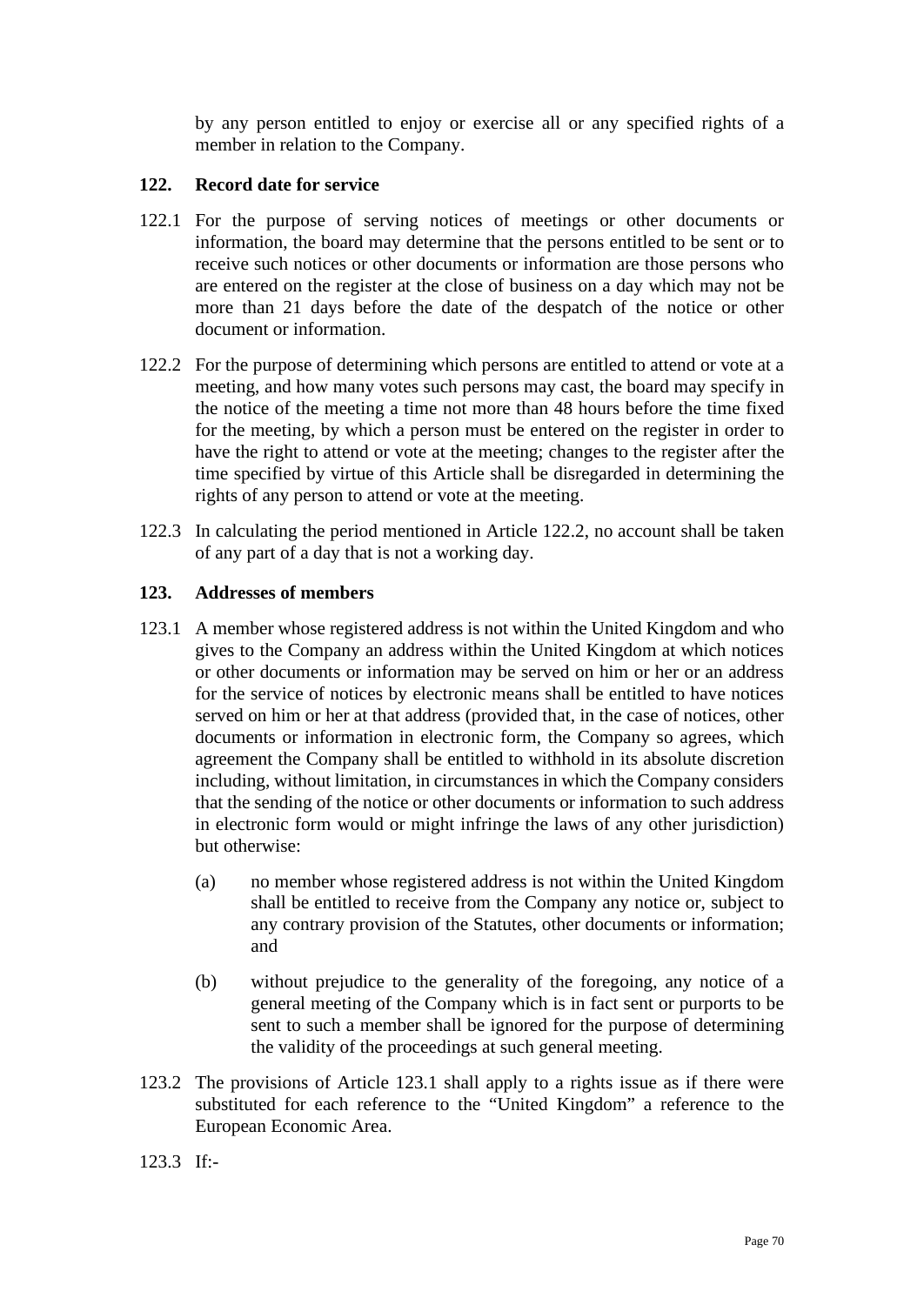by any person entitled to enjoy or exercise all or any specified rights of a member in relation to the Company.

**122. Record date for service**

122.1 For the purpose of serving notices of meetings or other documents or information, the board may determine that the persons entitled to be sent or to receive such notices or other documents or information are those persons who are entered on the register at the close of business on a day which may not be more than 21 days before the date of the despatch of the notice or other document or information.

122.2 For the purpose of determining which persons are entitled to attend or vote at a meeting, and how many votes such persons may cast, the board may specify in the notice of the meeting a time not more than 48 hours before the time fixed for the meeting, by which a person must be entered on the register in order to have the right to attend or vote at the meeting; changes to the register after the time specified by virtue of this Article shall be disregarded in determining the rights of any person to attend or vote at the meeting.

122.3 In calculating the period mentioned in Article 122.2, no account shall be taken of any part of a day that is not a working day.

**123. Addresses of members**

123.1 A member whose registered address is not within the United Kingdom and who gives to the Company an address within the United Kingdom at which notices or other documents or information may be served on him or her or an address for the service of notices by electronic means shall be entitled to have notices served on him or her at that address (provided that, in the case of notices, other documents or information in electronic form, the Company so agrees, which agreement the Company shall be entitled to withhold in its absolute discretion including, without limitation, in circumstances in which the Company considers that the sending of the notice or other documents or information to such address in electronic form would or might infringe the laws of any other jurisdiction) but otherwise:

(a) no member whose registered address is not within the United Kingdom shall be entitled to receive from the Company any notice or, subject to any contrary provision of the Statutes, other documents or information; and

(b) without prejudice to the generality of the foregoing, any notice of a general meeting of the Company which is in fact sent or purports to be sent to such a member shall be ignored for the purpose of determining the validity of the proceedings at such general meeting.

123.2 The provisions of Article 123.1 shall apply to a rights issue as if there were substituted for each reference to the "United Kingdom" a reference to the European Economic Area.

123.3 If:-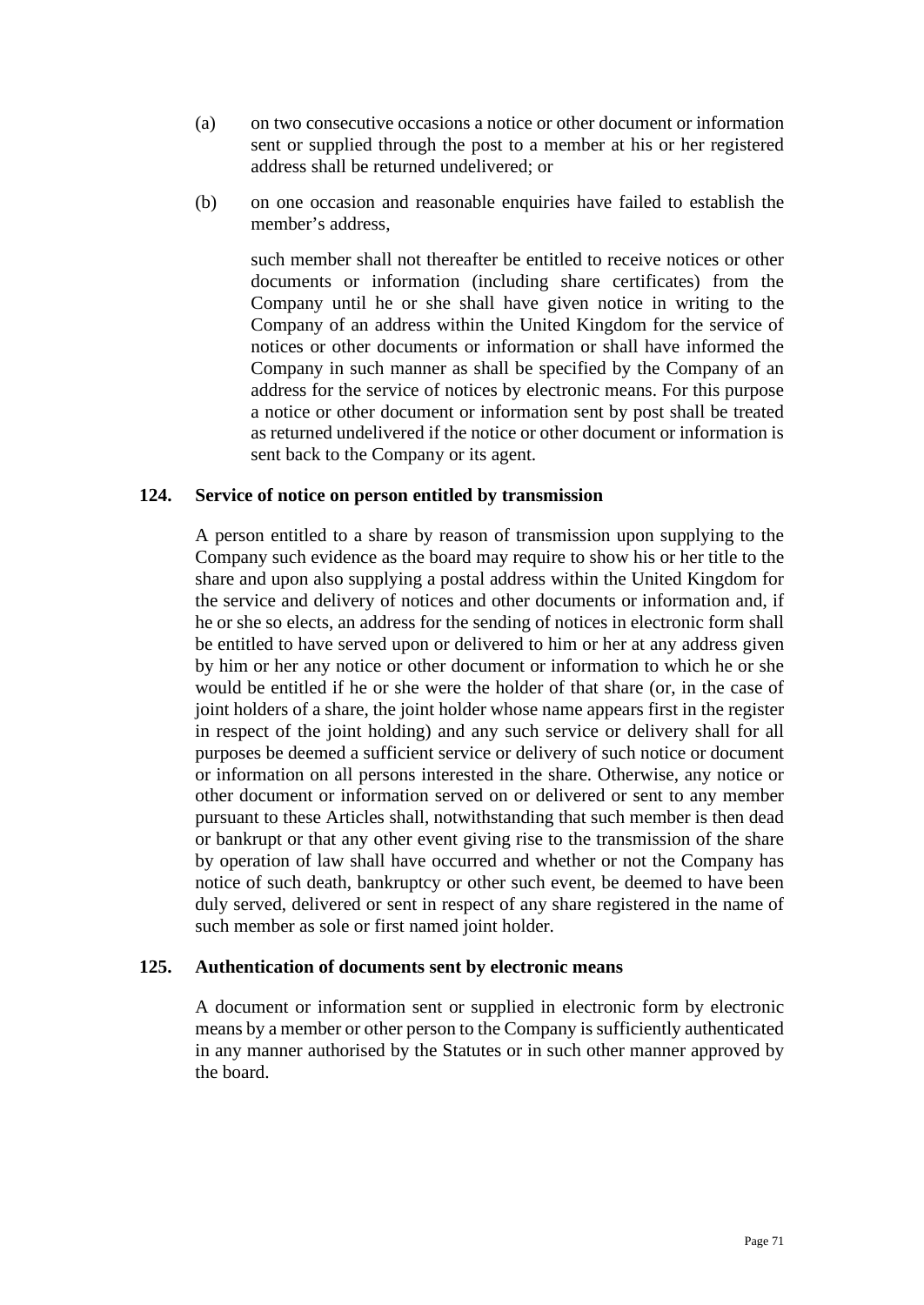(a) on two consecutive occasions a notice or other document or information sent or supplied through the post to a member at his or her registered address shall be returned undelivered; or

(b) on one occasion and reasonable enquiries have failed to establish the member's address,

such member shall not thereafter be entitled to receive notices or other documents or information (including share certificates) from the Company until he or she shall have given notice in writing to the Company of an address within the United Kingdom for the service of notices or other documents or information or shall have informed the Company in such manner as shall be specified by the Company of an address for the service of notices by electronic means. For this purpose a notice or other document or information sent by post shall be treated as returned undelivered if the notice or other document or information is sent back to the Company or its agent.

**124. Service of notice on person entitled by transmission**

A person entitled to a share by reason of transmission upon supplying to the Company such evidence as the board may require to show his or her title to the share and upon also supplying a postal address within the United Kingdom for the service and delivery of notices and other documents or information and, if he or she so elects, an address for the sending of notices in electronic form shall be entitled to have served upon or delivered to him or her at any address given by him or her any notice or other document or information to which he or she would be entitled if he or she were the holder of that share (or, in the case of joint holders of a share, the joint holder whose name appears first in the register in respect of the joint holding) and any such service or delivery shall for all purposes be deemed a sufficient service or delivery of such notice or document or information on all persons interested in the share. Otherwise, any notice or other document or information served on or delivered or sent to any member pursuant to these Articles shall, notwithstanding that such member is then dead or bankrupt or that any other event giving rise to the transmission of the share by operation of law shall have occurred and whether or not the Company has notice of such death, bankruptcy or other such event, be deemed to have been duly served, delivered or sent in respect of any share registered in the name of such member as sole or first named joint holder.

**125. Authentication of documents sent by electronic means**

A document or information sent or supplied in electronic form by electronic means by a member or other person to the Company is sufficiently authenticated in any manner authorised by the Statutes or in such other manner approved by the board.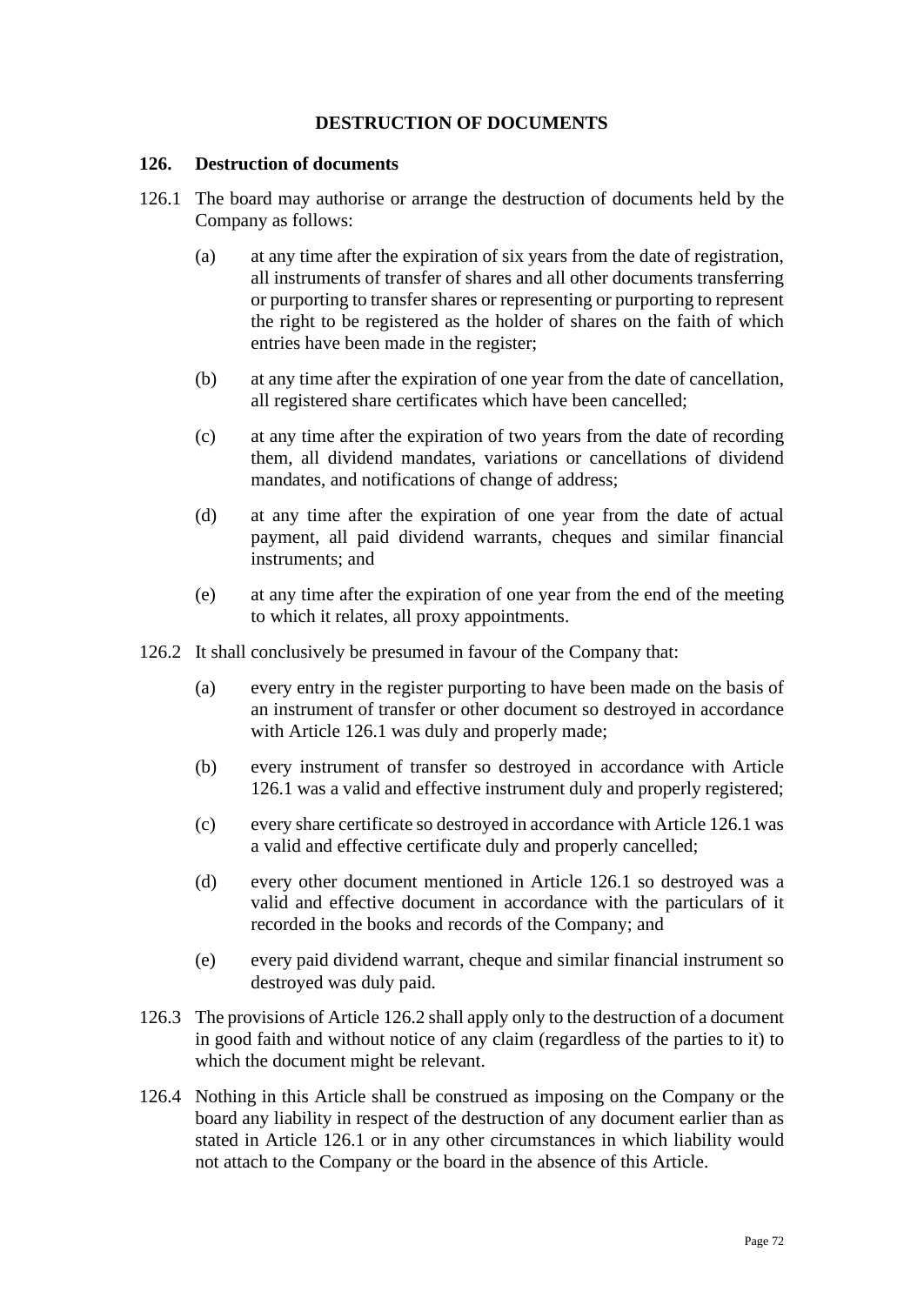## DESTRUCTION OF DOCUMENTS

### 126. Destruction of documents

126.1 The board may authorise or arrange the destruction of documents held by the Company as follows:

(a) at any time after the expiration of six years from the date of registration, all instruments of transfer of shares and all other documents transferring or purporting to transfer shares or representing or purporting to represent the right to be registered as the holder of shares on the faith of which entries have been made in the register;

(b) at any time after the expiration of one year from the date of cancellation, all registered share certificates which have been cancelled;

(c) at any time after the expiration of two years from the date of recording them, all dividend mandates, variations or cancellations of dividend mandates, and notifications of change of address;

(d) at any time after the expiration of one year from the date of actual payment, all paid dividend warrants, cheques and similar financial instruments; and

(e) at any time after the expiration of one year from the end of the meeting to which it relates, all proxy appointments.

126.2 It shall conclusively be presumed in favour of the Company that:

(a) every entry in the register purporting to have been made on the basis of an instrument of transfer or other document so destroyed in accordance with Article 126.1 was duly and properly made;

(b) every instrument of transfer so destroyed in accordance with Article 126.1 was a valid and effective instrument duly and properly registered;

(c) every share certificate so destroyed in accordance with Article 126.1 was a valid and effective certificate duly and properly cancelled;

(d) every other document mentioned in Article 126.1 so destroyed was a valid and effective document in accordance with the particulars of it recorded in the books and records of the Company; and

(e) every paid dividend warrant, cheque and similar financial instrument so destroyed was duly paid.

126.3 The provisions of Article 126.2 shall apply only to the destruction of a document in good faith and without notice of any claim (regardless of the parties to it) to which the document might be relevant.

126.4 Nothing in this Article shall be construed as imposing on the Company or the board any liability in respect of the destruction of any document earlier than as stated in Article 126.1 or in any other circumstances in which liability would not attach to the Company or the board in the absence of this Article.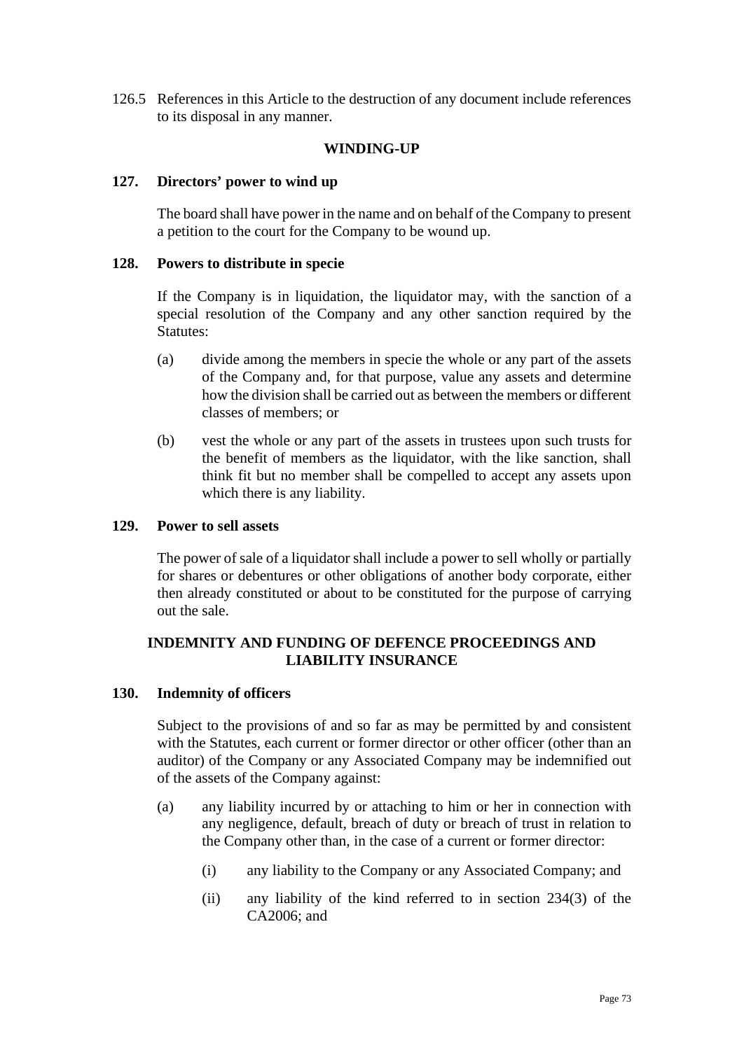126.5 References in this Article to the destruction of any document include references to its disposal in any manner.

## WINDING-UP

### 127. Directors' power to wind up

The board shall have power in the name and on behalf of the Company to present a petition to the court for the Company to be wound up.

### 128. Powers to distribute in specie

If the Company is in liquidation, the liquidator may, with the sanction of a special resolution of the Company and any other sanction required by the Statutes:

(a) divide among the members in specie the whole or any part of the assets of the Company and, for that purpose, value any assets and determine how the division shall be carried out as between the members or different classes of members; or

(b) vest the whole or any part of the assets in trustees upon such trusts for the benefit of members as the liquidator, with the like sanction, shall think fit but no member shall be compelled to accept any assets upon which there is any liability.

### 129. Power to sell assets

The power of sale of a liquidator shall include a power to sell wholly or partially for shares or debentures or other obligations of another body corporate, either then already constituted or about to be constituted for the purpose of carrying out the sale.

## INDEMNITY AND FUNDING OF DEFENCE PROCEEDINGS AND LIABILITY INSURANCE

### 130. Indemnity of officers

Subject to the provisions of and so far as may be permitted by and consistent with the Statutes, each current or former director or other officer (other than an auditor) of the Company or any Associated Company may be indemnified out of the assets of the Company against:

(a) any liability incurred by or attaching to him or her in connection with any negligence, default, breach of duty or breach of trust in relation to the Company other than, in the case of a current or former director:

   (i) any liability to the Company or any Associated Company; and

   (ii) any liability of the kind referred to in section 234(3) of the CA2006; and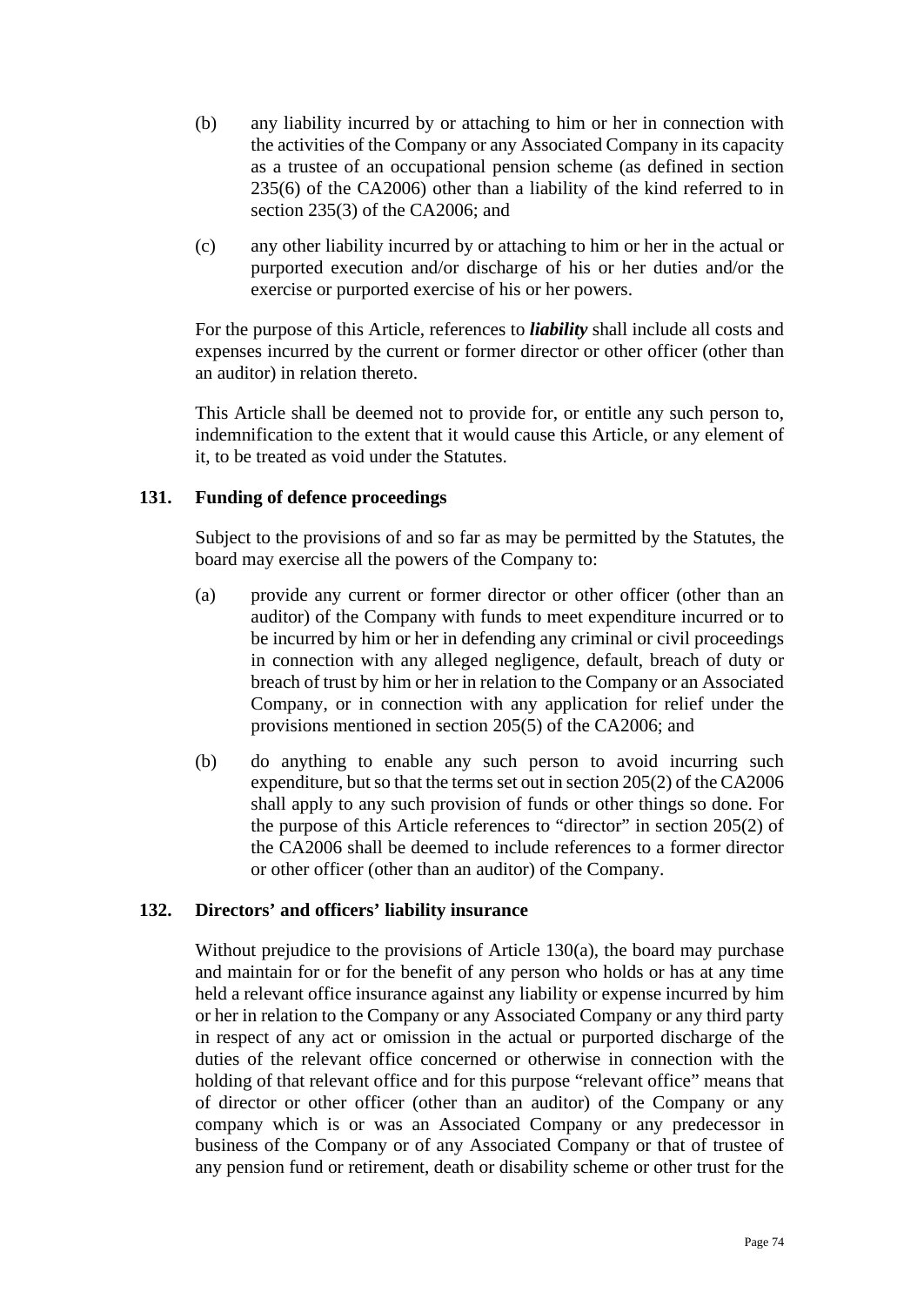(b) any liability incurred by or attaching to him or her in connection with the activities of the Company or any Associated Company in its capacity as a trustee of an occupational pension scheme (as defined in section 235(6) of the CA2006) other than a liability of the kind referred to in section 235(3) of the CA2006; and

(c) any other liability incurred by or attaching to him or her in the actual or purported execution and/or discharge of his or her duties and/or the exercise or purported exercise of his or her powers.

For the purpose of this Article, references to ***liability*** shall include all costs and expenses incurred by the current or former director or other officer (other than an auditor) in relation thereto.

This Article shall be deemed not to provide for, or entitle any such person to, indemnification to the extent that it would cause this Article, or any element of it, to be treated as void under the Statutes.

**131. Funding of defence proceedings**

Subject to the provisions of and so far as may be permitted by the Statutes, the board may exercise all the powers of the Company to:

(a) provide any current or former director or other officer (other than an auditor) of the Company with funds to meet expenditure incurred or to be incurred by him or her in defending any criminal or civil proceedings in connection with any alleged negligence, default, breach of duty or breach of trust by him or her in relation to the Company or an Associated Company, or in connection with any application for relief under the provisions mentioned in section 205(5) of the CA2006; and

(b) do anything to enable any such person to avoid incurring such expenditure, but so that the terms set out in section 205(2) of the CA2006 shall apply to any such provision of funds or other things so done. For the purpose of this Article references to "director" in section 205(2) of the CA2006 shall be deemed to include references to a former director or other officer (other than an auditor) of the Company.

**132. Directors' and officers' liability insurance**

Without prejudice to the provisions of Article 130(a), the board may purchase and maintain for or for the benefit of any person who holds or has at any time held a relevant office insurance against any liability or expense incurred by him or her in relation to the Company or any Associated Company or any third party in respect of any act or omission in the actual or purported discharge of the duties of the relevant office concerned or otherwise in connection with the holding of that relevant office and for this purpose "relevant office" means that of director or other officer (other than an auditor) of the Company or any company which is or was an Associated Company or any predecessor in business of the Company or of any Associated Company or that of trustee of any pension fund or retirement, death or disability scheme or other trust for the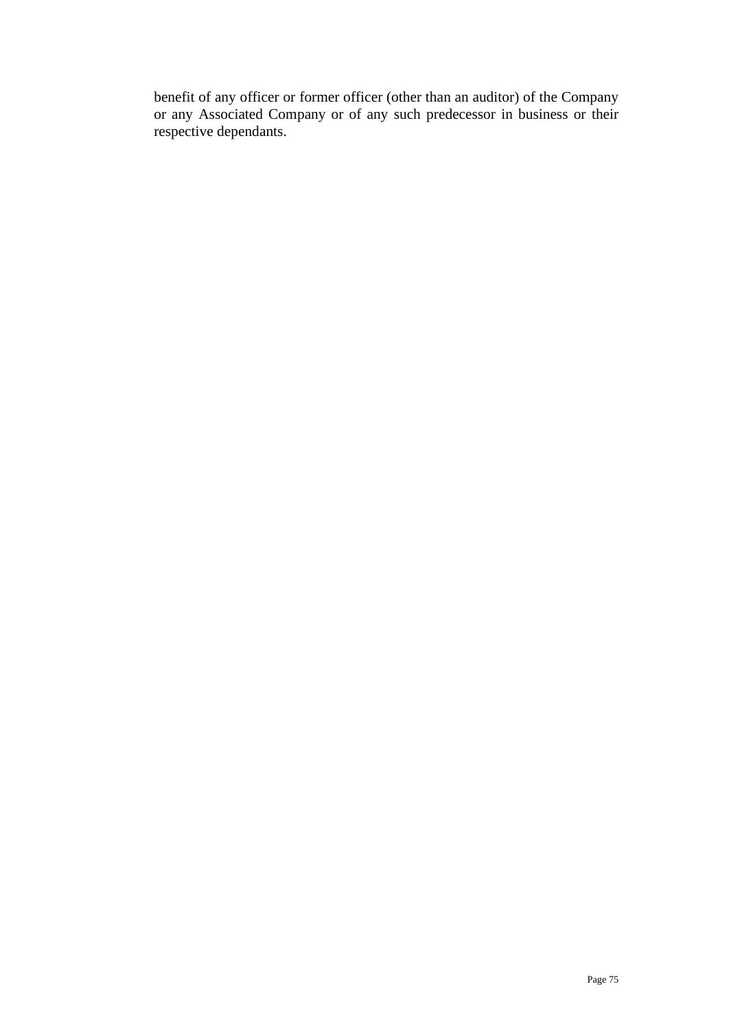benefit of any officer or former officer (other than an auditor) of the Company or any Associated Company or of any such predecessor in business or their respective dependants.